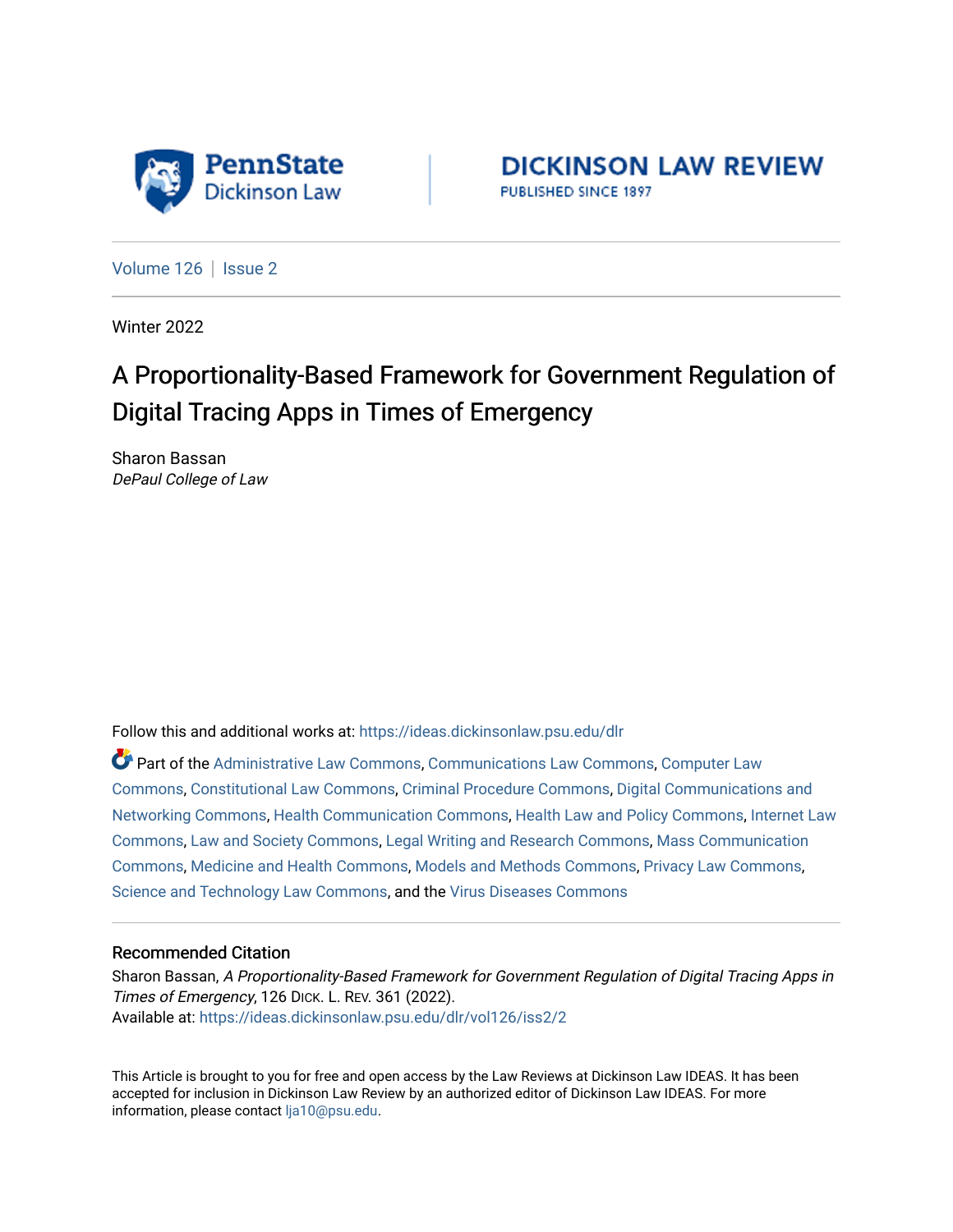PennState Dickinson Law

DICKINSON LAW REVIEW
PUBLISHED SINCE 1897

Volume 126 | Issue 2

Winter 2022

# A Proportionality-Based Framework for Government Regulation of Digital Tracing Apps in Times of Emergency

Sharon Bassan
*DePaul College of Law*

Follow this and additional works at: https://ideas.dickinsonlaw.psu.edu/dlr

Part of the Administrative Law Commons, Communications Law Commons, Computer Law Commons, Constitutional Law Commons, Criminal Procedure Commons, Digital Communications and Networking Commons, Health Communication Commons, Health Law and Policy Commons, Internet Law Commons, Law and Society Commons, Legal Writing and Research Commons, Mass Communication Commons, Medicine and Health Commons, Models and Methods Commons, Privacy Law Commons, Science and Technology Law Commons, and the Virus Diseases Commons

## Recommended Citation

Sharon Bassan, *A Proportionality-Based Framework for Government Regulation of Digital Tracing Apps in Times of Emergency*, 126 DICK. L. REV. 361 (2022).
Available at: https://ideas.dickinsonlaw.psu.edu/dlr/vol126/iss2/2

This Article is brought to you for free and open access by the Law Reviews at Dickinson Law IDEAS. It has been accepted for inclusion in Dickinson Law Review by an authorized editor of Dickinson Law IDEAS. For more information, please contact lja10@psu.edu.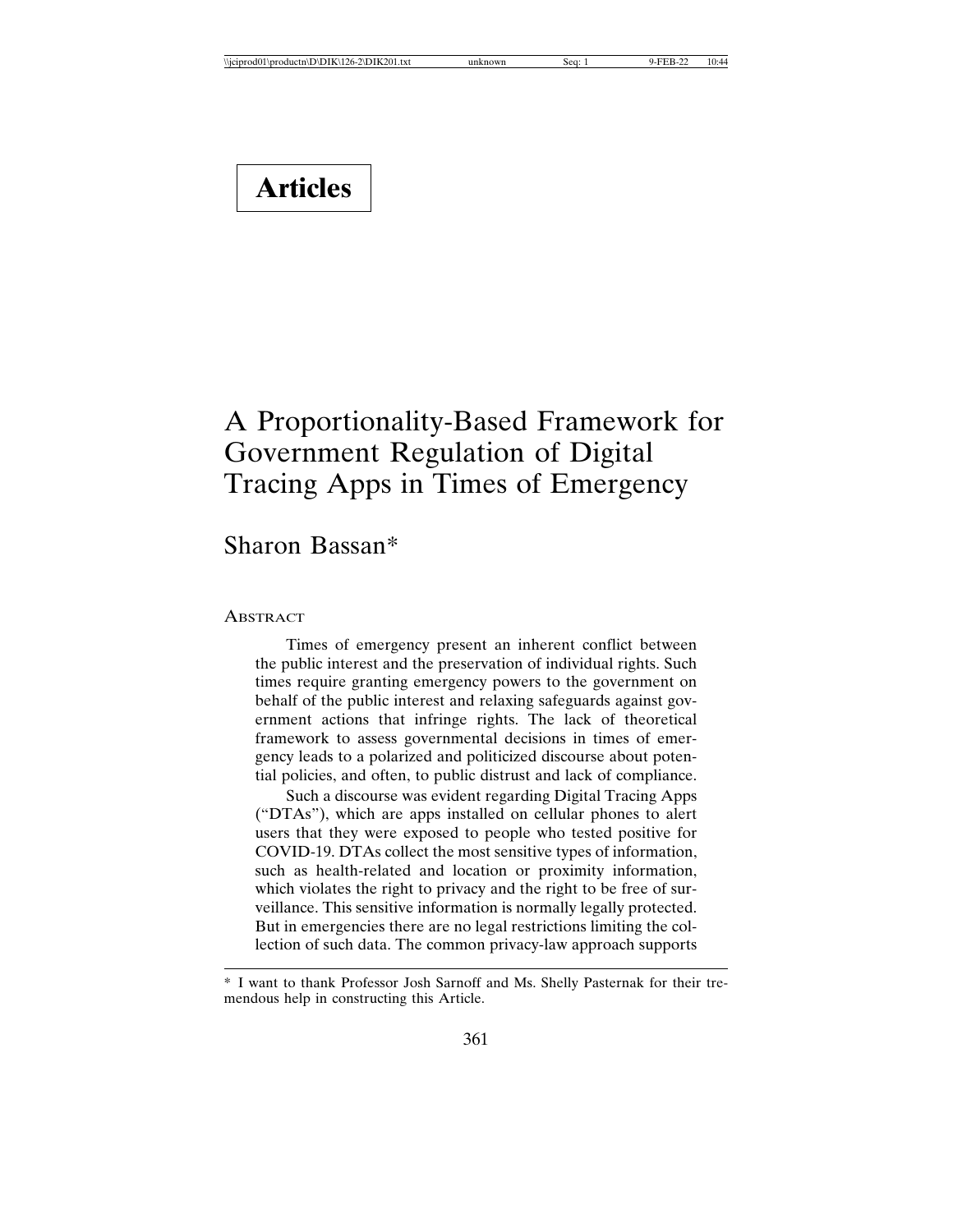# Articles

# A Proportionality-Based Framework for Government Regulation of Digital Tracing Apps in Times of Emergency

## Sharon Bassan*

Abstract

Times of emergency present an inherent conflict between the public interest and the preservation of individual rights. Such times require granting emergency powers to the government on behalf of the public interest and relaxing safeguards against government actions that infringe rights. The lack of theoretical framework to assess governmental decisions in times of emergency leads to a polarized and politicized discourse about potential policies, and often, to public distrust and lack of compliance.

Such a discourse was evident regarding Digital Tracing Apps ("DTAs"), which are apps installed on cellular phones to alert users that they were exposed to people who tested positive for COVID-19. DTAs collect the most sensitive types of information, such as health-related and location or proximity information, which violates the right to privacy and the right to be free of surveillance. This sensitive information is normally legally protected. But in emergencies there are no legal restrictions limiting the collection of such data. The common privacy-law approach supports

---

* I want to thank Professor Josh Sarnoff and Ms. Shelly Pasternak for their tremendous help in constructing this Article.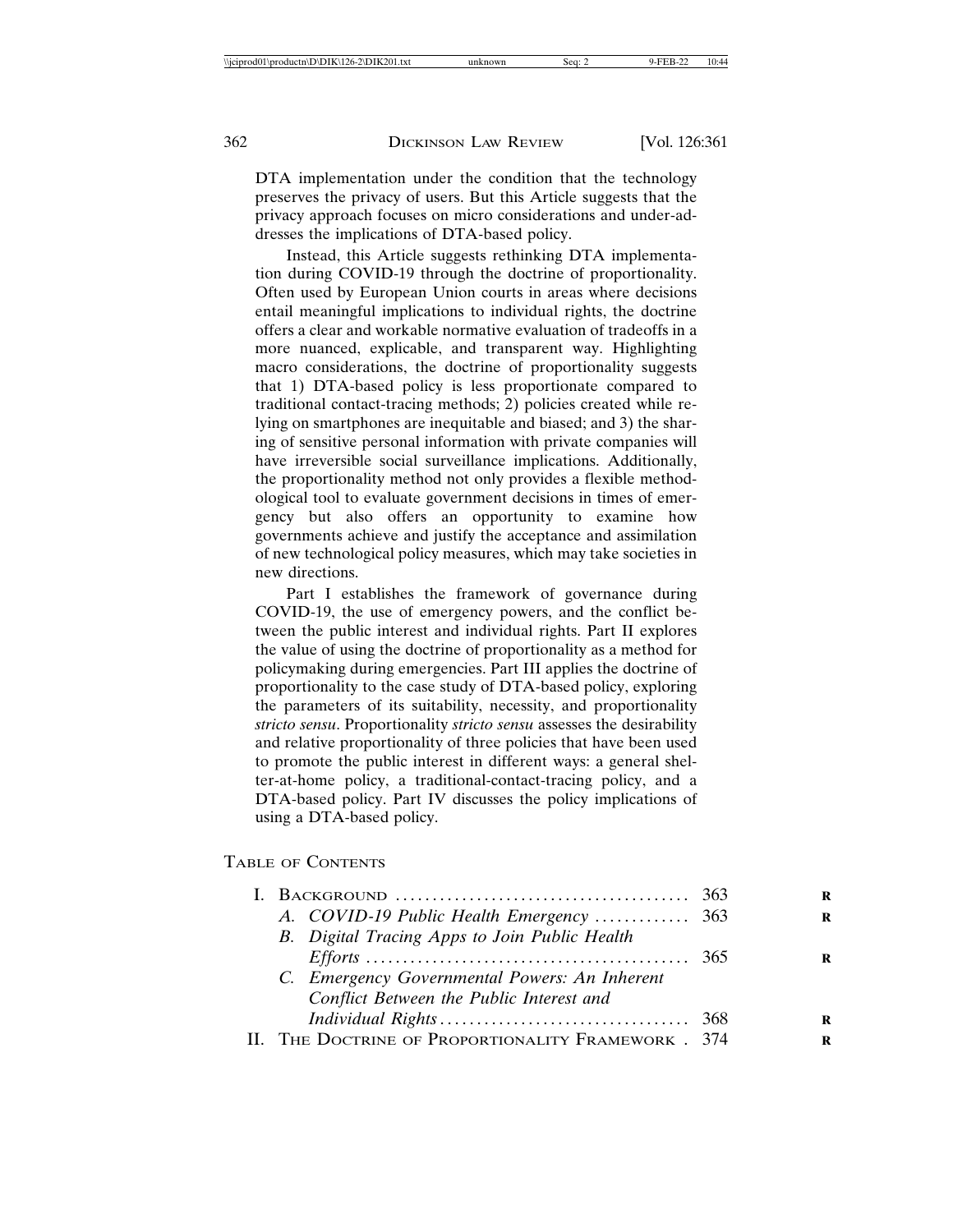DTA implementation under the condition that the technology preserves the privacy of users. But this Article suggests that the privacy approach focuses on micro considerations and under-addresses the implications of DTA-based policy.

Instead, this Article suggests rethinking DTA implementation during COVID-19 through the doctrine of proportionality. Often used by European Union courts in areas where decisions entail meaningful implications to individual rights, the doctrine offers a clear and workable normative evaluation of tradeoffs in a more nuanced, explicable, and transparent way. Highlighting macro considerations, the doctrine of proportionality suggests that 1) DTA-based policy is less proportionate compared to traditional contact-tracing methods; 2) policies created while relying on smartphones are inequitable and biased; and 3) the sharing of sensitive personal information with private companies will have irreversible social surveillance implications. Additionally, the proportionality method not only provides a flexible methodological tool to evaluate government decisions in times of emergency but also offers an opportunity to examine how governments achieve and justify the acceptance and assimilation of new technological policy measures, which may take societies in new directions.

Part I establishes the framework of governance during COVID-19, the use of emergency powers, and the conflict between the public interest and individual rights. Part II explores the value of using the doctrine of proportionality as a method for policymaking during emergencies. Part III applies the doctrine of proportionality to the case study of DTA-based policy, exploring the parameters of its suitability, necessity, and proportionality *stricto sensu*. Proportionality *stricto sensu* assesses the desirability and relative proportionality of three policies that have been used to promote the public interest in different ways: a general shelter-at-home policy, a traditional-contact-tracing policy, and a DTA-based policy. Part IV discusses the policy implications of using a DTA-based policy.

## Table of Contents

- I. Background ........................................ 363
  - A. *COVID-19 Public Health Emergency* ............. 363
  - B. *Digital Tracing Apps to Join Public Health Efforts* ............................................ 365
  - C. *Emergency Governmental Powers: An Inherent Conflict Between the Public Interest and Individual Rights* .................................. 368
- II. The Doctrine of Proportionality Framework . 374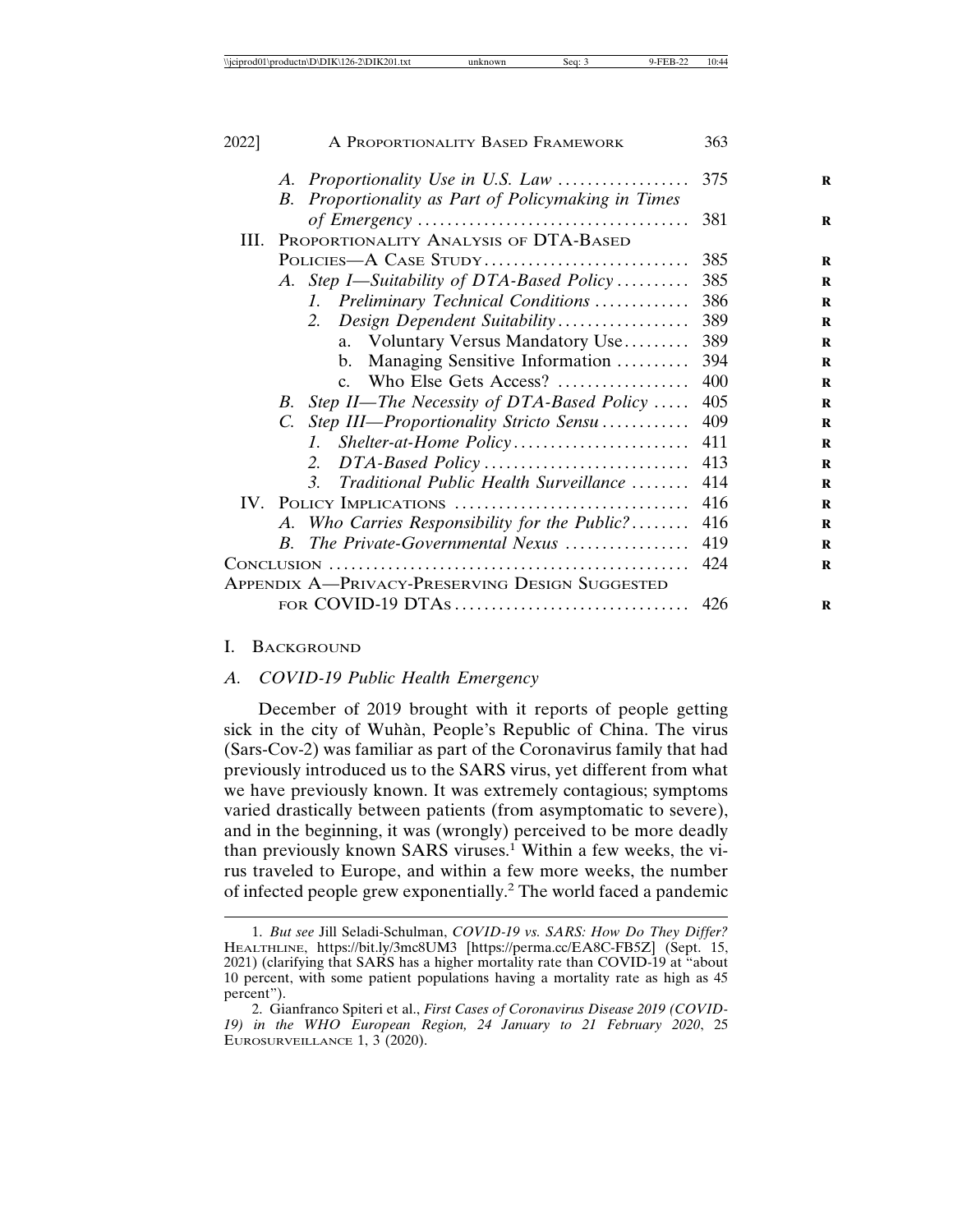A. *Proportionality Use in U.S. Law* .................. 375
B. *Proportionality as Part of Policymaking in Times of Emergency* .................................... 381

III. PROPORTIONALITY ANALYSIS OF DTA-BASED POLICIES—A CASE STUDY............................ 385
A. *Step I—Suitability of DTA-Based Policy* .......... 385
1. *Preliminary Technical Conditions* ............ 386
2. *Design Dependent Suitability*.................. 389
a. Voluntary Versus Mandatory Use......... 389
b. Managing Sensitive Information .......... 394
c. Who Else Gets Access? .................. 400
B. *Step II—The Necessity of DTA-Based Policy* ..... 405
C. *Step III—Proportionality Stricto Sensu* ............ 409
1. *Shelter-at-Home Policy*........................ 411
2. *DTA-Based Policy* ............................ 413
3. *Traditional Public Health Surveillance* ........ 414

IV. POLICY IMPLICATIONS ................................ 416
A. *Who Carries Responsibility for the Public?*........ 416
B. *The Private-Governmental Nexus* ................. 419

CONCLUSION ................................................ 424

APPENDIX A—PRIVACY-PRESERVING DESIGN SUGGESTED FOR COVID-19 DTAS................................ 426

## I. BACKGROUND

### A. *COVID-19 Public Health Emergency*

December of 2019 brought with it reports of people getting sick in the city of Wuhàn, People's Republic of China. The virus (Sars-Cov-2) was familiar as part of the Coronavirus family that had previously introduced us to the SARS virus, yet different from what we have previously known. It was extremely contagious; symptoms varied drastically between patients (from asymptomatic to severe), and in the beginning, it was (wrongly) perceived to be more deadly than previously known SARS viruses.[1] Within a few weeks, the virus traveled to Europe, and within a few more weeks, the number of infected people grew exponentially.[2] The world faced a pandemic

---

1. *But see* Jill Seladi-Schulman, *COVID-19 vs. SARS: How Do They Differ?* HEALTHLINE, https://bit.ly/3mc8UM3 [https://perma.cc/EA8C-FB5Z] (Sept. 15, 2021) (clarifying that SARS has a higher mortality rate than COVID-19 at "about 10 percent, with some patient populations having a mortality rate as high as 45 percent").

2. Gianfranco Spiteri et al., *First Cases of Coronavirus Disease 2019 (COVID-19) in the WHO European Region, 24 January to 21 February 2020*, 25 EUROSURVEILLANCE 1, 3 (2020).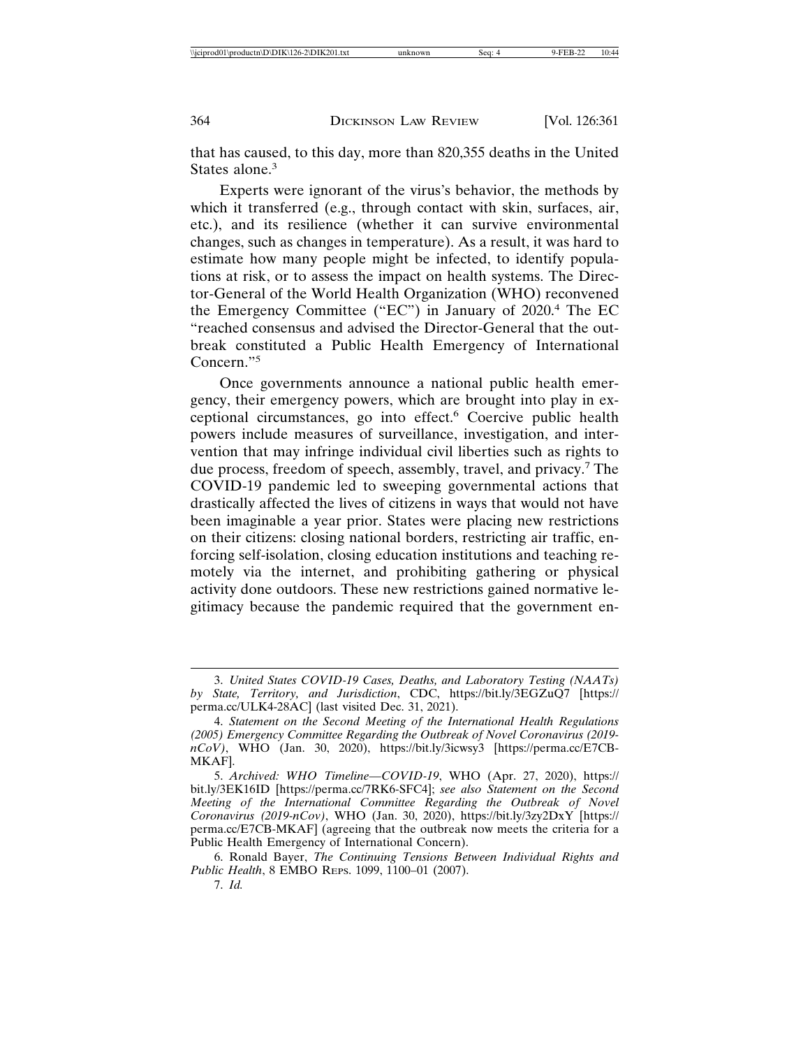that has caused, to this day, more than 820,355 deaths in the United States alone.[3]

Experts were ignorant of the virus's behavior, the methods by which it transferred (e.g., through contact with skin, surfaces, air, etc.), and its resilience (whether it can survive environmental changes, such as changes in temperature). As a result, it was hard to estimate how many people might be infected, to identify populations at risk, or to assess the impact on health systems. The Director-General of the World Health Organization (WHO) reconvened the Emergency Committee ("EC") in January of 2020.[4] The EC "reached consensus and advised the Director-General that the outbreak constituted a Public Health Emergency of International Concern."[5]

Once governments announce a national public health emergency, their emergency powers, which are brought into play in exceptional circumstances, go into effect.[6] Coercive public health powers include measures of surveillance, investigation, and intervention that may infringe individual civil liberties such as rights to due process, freedom of speech, assembly, travel, and privacy.[7] The COVID-19 pandemic led to sweeping governmental actions that drastically affected the lives of citizens in ways that would not have been imaginable a year prior. States were placing new restrictions on their citizens: closing national borders, restricting air traffic, enforcing self-isolation, closing education institutions and teaching remotely via the internet, and prohibiting gathering or physical activity done outdoors. These new restrictions gained normative legitimacy because the pandemic required that the government en-

---

3. *United States COVID-19 Cases, Deaths, and Laboratory Testing (NAATs) by State, Territory, and Jurisdiction*, CDC, https://bit.ly/3EGZuQ7 [https://perma.cc/ULK4-28AC] (last visited Dec. 31, 2021).

4. *Statement on the Second Meeting of the International Health Regulations (2005) Emergency Committee Regarding the Outbreak of Novel Coronavirus (2019-nCoV)*, WHO (Jan. 30, 2020), https://bit.ly/3icwsy3 [https://perma.cc/E7CB-MKAF].

5. *Archived: WHO Timeline—COVID-19*, WHO (Apr. 27, 2020), https://bit.ly/3EK16ID [https://perma.cc/7RK6-SFC4]; *see also Statement on the Second Meeting of the International Committee Regarding the Outbreak of Novel Coronavirus (2019-nCov)*, WHO (Jan. 30, 2020), https://bit.ly/3zy2DxY [https://perma.cc/E7CB-MKAF] (agreeing that the outbreak now meets the criteria for a Public Health Emergency of International Concern).

6. Ronald Bayer, *The Continuing Tensions Between Individual Rights and Public Health*, 8 EMBO REPS. 1099, 1100–01 (2007).

7. *Id.*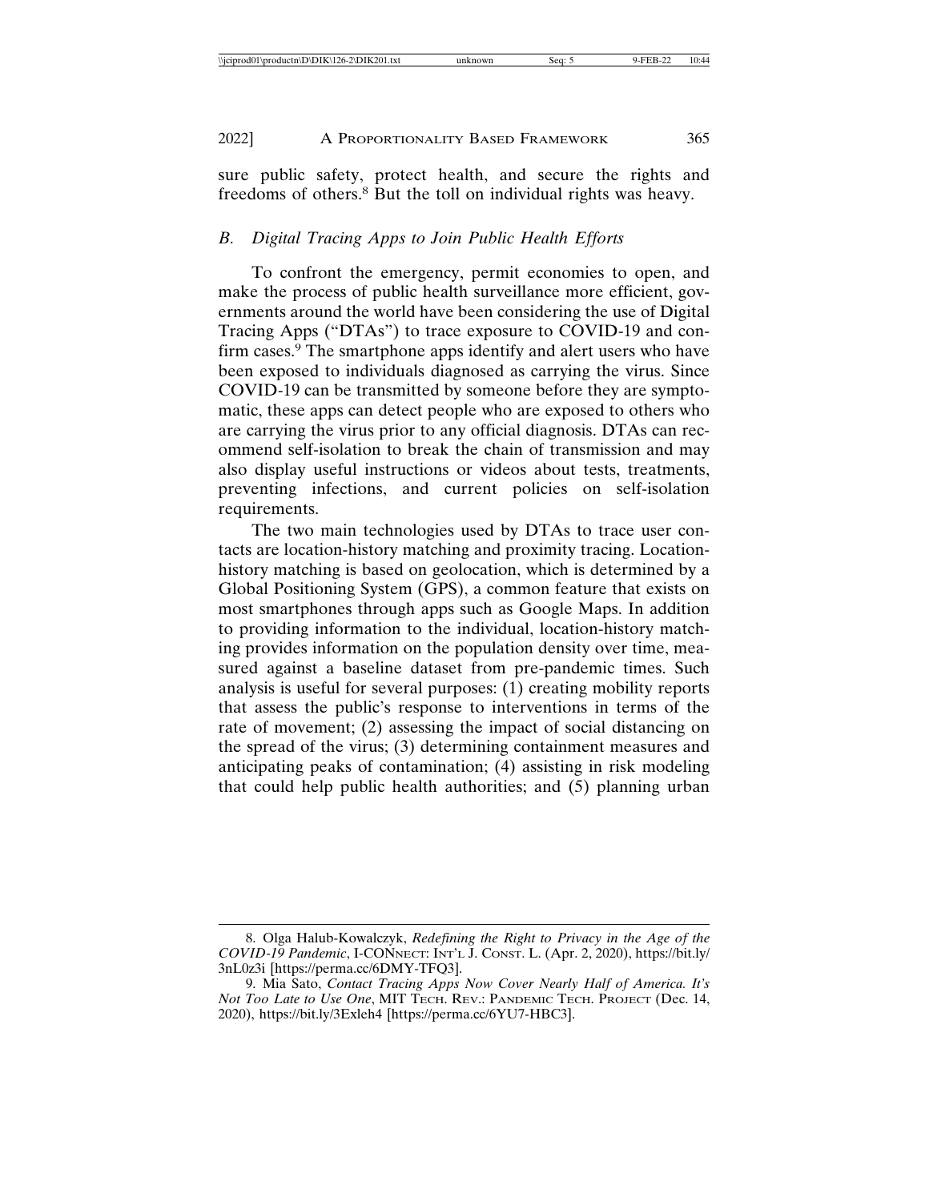sure public safety, protect health, and secure the rights and freedoms of others.[8] But the toll on individual rights was heavy.

### *B. Digital Tracing Apps to Join Public Health Efforts*

To confront the emergency, permit economies to open, and make the process of public health surveillance more efficient, governments around the world have been considering the use of Digital Tracing Apps ("DTAs") to trace exposure to COVID-19 and confirm cases.[9] The smartphone apps identify and alert users who have been exposed to individuals diagnosed as carrying the virus. Since COVID-19 can be transmitted by someone before they are symptomatic, these apps can detect people who are exposed to others who are carrying the virus prior to any official diagnosis. DTAs can recommend self-isolation to break the chain of transmission and may also display useful instructions or videos about tests, treatments, preventing infections, and current policies on self-isolation requirements.

The two main technologies used by DTAs to trace user contacts are location-history matching and proximity tracing. Location-history matching is based on geolocation, which is determined by a Global Positioning System (GPS), a common feature that exists on most smartphones through apps such as Google Maps. In addition to providing information to the individual, location-history matching provides information on the population density over time, measured against a baseline dataset from pre-pandemic times. Such analysis is useful for several purposes: (1) creating mobility reports that assess the public's response to interventions in terms of the rate of movement; (2) assessing the impact of social distancing on the spread of the virus; (3) determining containment measures and anticipating peaks of contamination; (4) assisting in risk modeling that could help public health authorities; and (5) planning urban

---

8. Olga Halub-Kowalczyk, *Redefining the Right to Privacy in the Age of the COVID-19 Pandemic*, I-CONNECT: INT'L J. CONST. L. (Apr. 2, 2020), https://bit.ly/3nL0z3i [https://perma.cc/6DMY-TFQ3].

9. Mia Sato, *Contact Tracing Apps Now Cover Nearly Half of America. It's Not Too Late to Use One*, MIT TECH. REV.: PANDEMIC TECH. PROJECT (Dec. 14, 2020), https://bit.ly/3Exleh4 [https://perma.cc/6YU7-HBC3].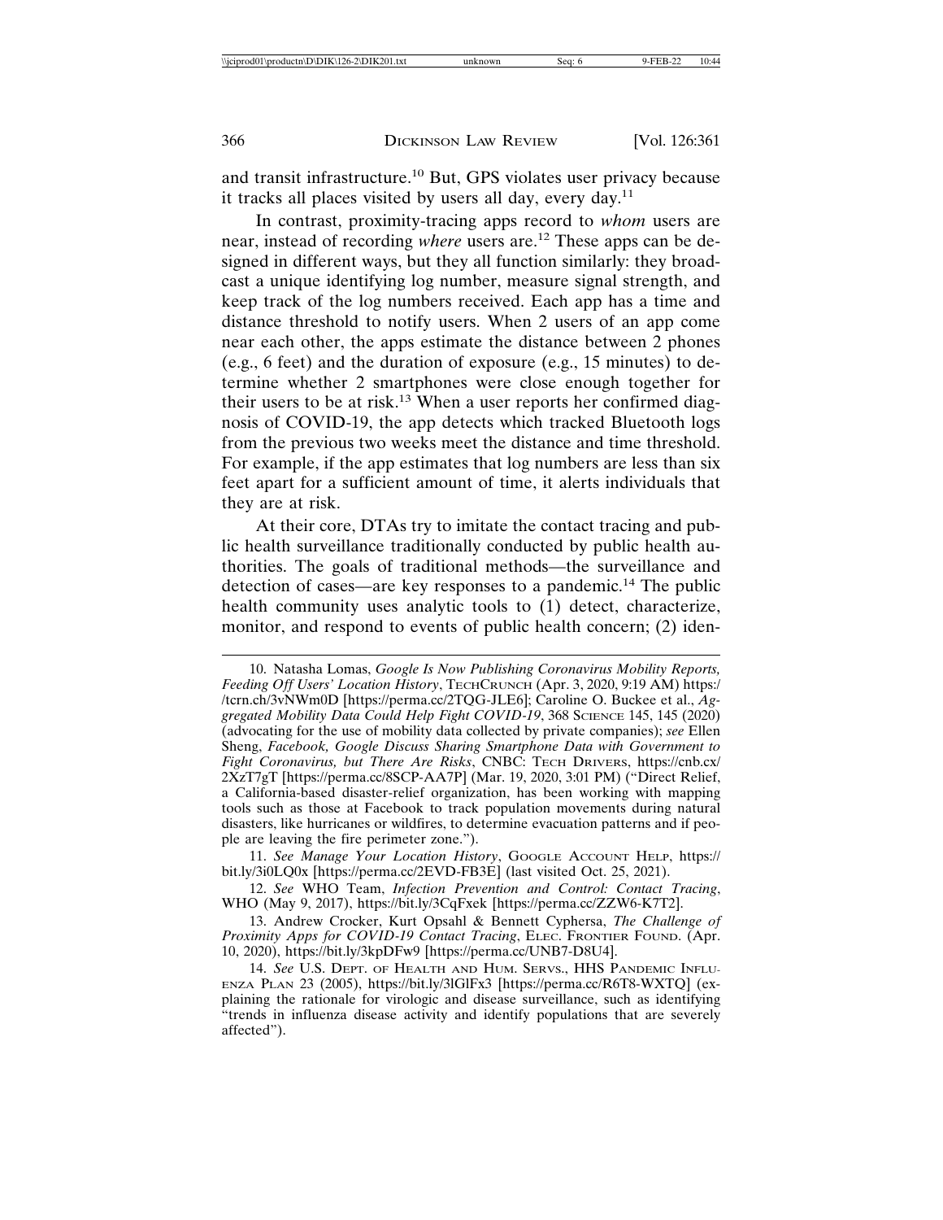and transit infrastructure.[10] But, GPS violates user privacy because it tracks all places visited by users all day, every day.[11]

In contrast, proximity-tracing apps record to *whom* users are near, instead of recording *where* users are.[12] These apps can be designed in different ways, but they all function similarly: they broadcast a unique identifying log number, measure signal strength, and keep track of the log numbers received. Each app has a time and distance threshold to notify users. When 2 users of an app come near each other, the apps estimate the distance between 2 phones (e.g., 6 feet) and the duration of exposure (e.g., 15 minutes) to determine whether 2 smartphones were close enough together for their users to be at risk.[13] When a user reports her confirmed diagnosis of COVID-19, the app detects which tracked Bluetooth logs from the previous two weeks meet the distance and time threshold. For example, if the app estimates that log numbers are less than six feet apart for a sufficient amount of time, it alerts individuals that they are at risk.

At their core, DTAs try to imitate the contact tracing and public health surveillance traditionally conducted by public health authorities. The goals of traditional methods—the surveillance and detection of cases—are key responses to a pandemic.[14] The public health community uses analytic tools to (1) detect, characterize, monitor, and respond to events of public health concern; (2) iden-

---

10. Natasha Lomas, *Google Is Now Publishing Coronavirus Mobility Reports, Feeding Off Users' Location History*, TechCrunch (Apr. 3, 2020, 9:19 AM) https://tcrn.ch/3vNWm0D [https://perma.cc/2TQG-JLE6]; Caroline O. Buckee et al., *Aggregated Mobility Data Could Help Fight COVID-19*, 368 Science 145, 145 (2020) (advocating for the use of mobility data collected by private companies); *see* Ellen Sheng, *Facebook, Google Discuss Sharing Smartphone Data with Government to Fight Coronavirus, but There Are Risks*, CNBC: Tech Drivers, https://cnb.cx/2XzT7gT [https://perma.cc/8SCP-AA7P] (Mar. 19, 2020, 3:01 PM) ("Direct Relief, a California-based disaster-relief organization, has been working with mapping tools such as those at Facebook to track population movements during natural disasters, like hurricanes or wildfires, to determine evacuation patterns and if people are leaving the fire perimeter zone.").

11. *See Manage Your Location History*, Google Account Help, https://bit.ly/3i0LQ0x [https://perma.cc/2EVD-FB3E] (last visited Oct. 25, 2021).

12. *See* WHO Team, *Infection Prevention and Control: Contact Tracing*, WHO (May 9, 2017), https://bit.ly/3CqFxek [https://perma.cc/ZZW6-K7T2].

13. Andrew Crocker, Kurt Opsahl & Bennett Cyphersa, *The Challenge of Proximity Apps for COVID-19 Contact Tracing*, Elec. Frontier Found. (Apr. 10, 2020), https://bit.ly/3kpDFw9 [https://perma.cc/UNB7-D8U4].

14. *See* U.S. Dept. of Health and Hum. Servs., HHS Pandemic Influenza Plan 23 (2005), https://bit.ly/3lGlFx3 [https://perma.cc/R6T8-WXTQ] (explaining the rationale for virologic and disease surveillance, such as identifying "trends in influenza disease activity and identify populations that are severely affected").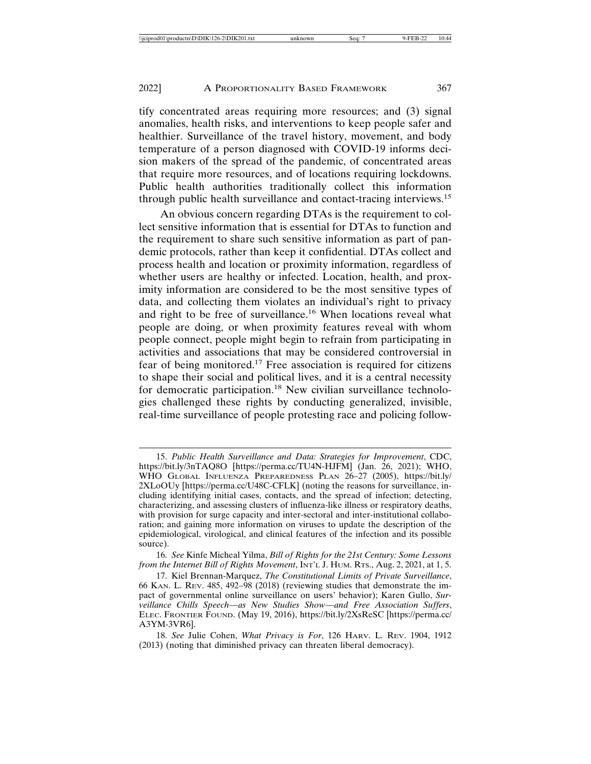tify concentrated areas requiring more resources; and (3) signal anomalies, health risks, and interventions to keep people safer and healthier. Surveillance of the travel history, movement, and body temperature of a person diagnosed with COVID-19 informs decision makers of the spread of the pandemic, of concentrated areas that require more resources, and of locations requiring lockdowns. Public health authorities traditionally collect this information through public health surveillance and contact-tracing interviews.[15]

An obvious concern regarding DTAs is the requirement to collect sensitive information that is essential for DTAs to function and the requirement to share such sensitive information as part of pandemic protocols, rather than keep it confidential. DTAs collect and process health and location or proximity information, regardless of whether users are healthy or infected. Location, health, and proximity information are considered to be the most sensitive types of data, and collecting them violates an individual's right to privacy and right to be free of surveillance.[16] When locations reveal what people are doing, or when proximity features reveal with whom people connect, people might begin to refrain from participating in activities and associations that may be considered controversial in fear of being monitored.[17] Free association is required for citizens to shape their social and political lives, and it is a central necessity for democratic participation.[18] New civilian surveillance technologies challenged these rights by conducting generalized, invisible, real-time surveillance of people protesting race and policing follow-

---

15. *Public Health Surveillance and Data: Strategies for Improvement*, CDC, https://bit.ly/3nTAQ8O [https://perma.cc/TU4N-HJFM] (Jan. 26, 2021); WHO, WHO GLOBAL INFLUENZA PREPAREDNESS PLAN 26–27 (2005), https://bit.ly/2XLoOUy [https://perma.cc/U48C-CFLK] (noting the reasons for surveillance, including identifying initial cases, contacts, and the spread of infection; detecting, characterizing, and assessing clusters of influenza-like illness or respiratory deaths, with provision for surge capacity and inter-sectoral and inter-institutional collaboration; and gaining more information on viruses to update the description of the epidemiological, virological, and clinical features of the infection and its possible source).

16. *See* Kinfe Micheal Yilma, *Bill of Rights for the 21st Century: Some Lessons from the Internet Bill of Rights Movement*, INT'L J. HUM. RTS., Aug. 2, 2021, at 1, 5.

17. Kiel Brennan-Marquez, *The Constitutional Limits of Private Surveillance*, 66 KAN. L. REV. 485, 492–98 (2018) (reviewing studies that demonstrate the impact of governmental online surveillance on users' behavior); Karen Gullo, *Surveillance Chills Speech—as New Studies Show—and Free Association Suffers*, ELEC. FRONTIER FOUND. (May 19, 2016), https://bit.ly/2XsReSC [https://perma.cc/A3YM-3VR6].

18. *See* Julie Cohen, *What Privacy is For*, 126 HARV. L. REV. 1904, 1912 (2013) (noting that diminished privacy can threaten liberal democracy).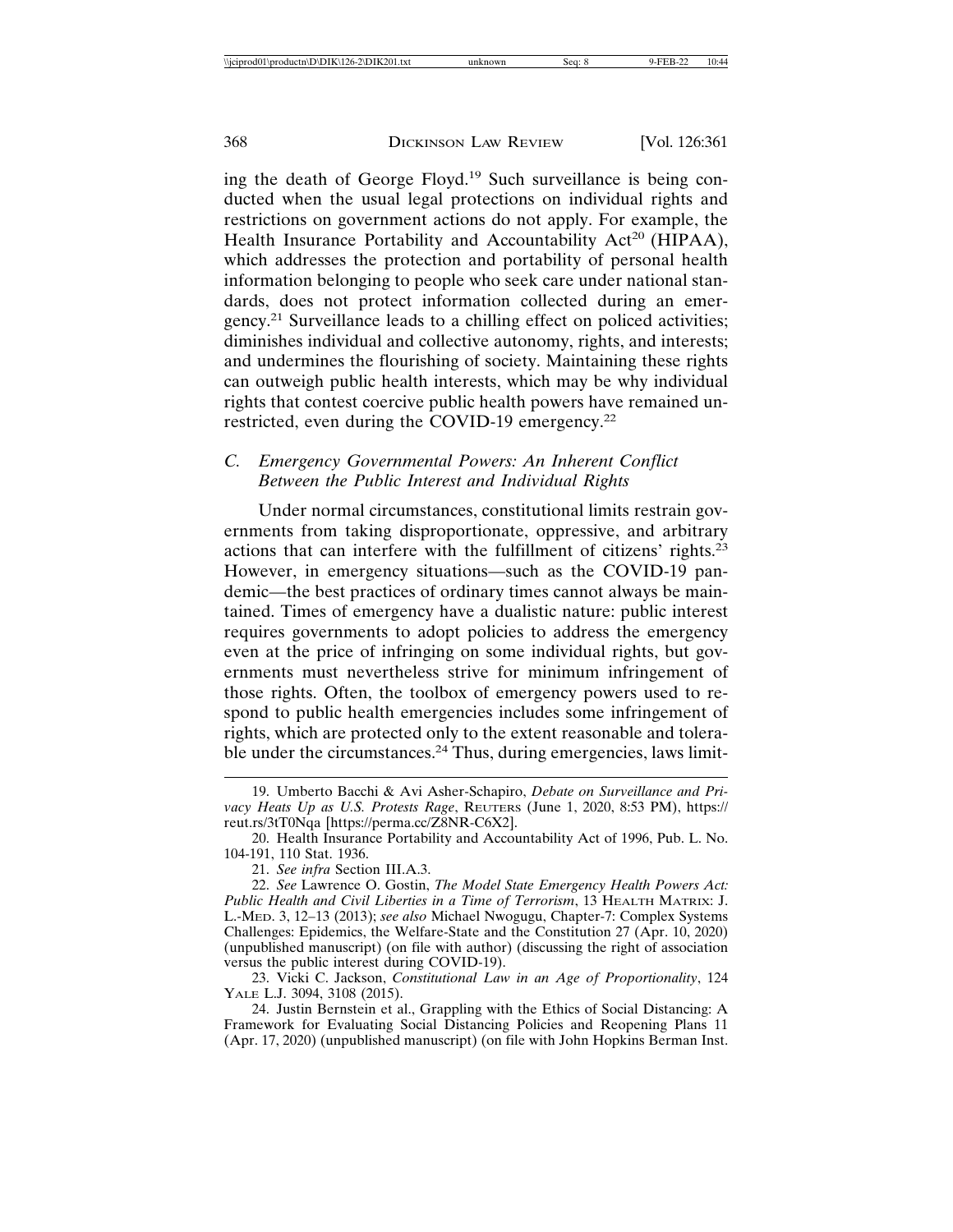ing the death of George Floyd.[19] Such surveillance is being conducted when the usual legal protections on individual rights and restrictions on government actions do not apply. For example, the Health Insurance Portability and Accountability Act[20] (HIPAA), which addresses the protection and portability of personal health information belonging to people who seek care under national standards, does not protect information collected during an emergency.[21] Surveillance leads to a chilling effect on policed activities; diminishes individual and collective autonomy, rights, and interests; and undermines the flourishing of society. Maintaining these rights can outweigh public health interests, which may be why individual rights that contest coercive public health powers have remained unrestricted, even during the COVID-19 emergency.[22]

### *C. Emergency Governmental Powers: An Inherent Conflict Between the Public Interest and Individual Rights*

Under normal circumstances, constitutional limits restrain governments from taking disproportionate, oppressive, and arbitrary actions that can interfere with the fulfillment of citizens' rights.[23] However, in emergency situations—such as the COVID-19 pandemic—the best practices of ordinary times cannot always be maintained. Times of emergency have a dualistic nature: public interest requires governments to adopt policies to address the emergency even at the price of infringing on some individual rights, but governments must nevertheless strive for minimum infringement of those rights. Often, the toolbox of emergency powers used to respond to public health emergencies includes some infringement of rights, which are protected only to the extent reasonable and tolerable under the circumstances.[24] Thus, during emergencies, laws limit-

---

19. Umberto Bacchi & Avi Asher-Schapiro, *Debate on Surveillance and Privacy Heats Up as U.S. Protests Rage*, REUTERS (June 1, 2020, 8:53 PM), https://reut.rs/3tT0Nqa [https://perma.cc/Z8NR-C6X2].

20. Health Insurance Portability and Accountability Act of 1996, Pub. L. No. 104-191, 110 Stat. 1936.

21. *See infra* Section III.A.3.

22. *See* Lawrence O. Gostin, *The Model State Emergency Health Powers Act: Public Health and Civil Liberties in a Time of Terrorism*, 13 HEALTH MATRIX: J. L.-MED. 3, 12–13 (2013); *see also* Michael Nwogugu, Chapter-7: Complex Systems Challenges: Epidemics, the Welfare-State and the Constitution 27 (Apr. 10, 2020) (unpublished manuscript) (on file with author) (discussing the right of association versus the public interest during COVID-19).

23. Vicki C. Jackson, *Constitutional Law in an Age of Proportionality*, 124 YALE L.J. 3094, 3108 (2015).

24. Justin Bernstein et al., Grappling with the Ethics of Social Distancing: A Framework for Evaluating Social Distancing Policies and Reopening Plans 11 (Apr. 17, 2020) (unpublished manuscript) (on file with John Hopkins Berman Inst.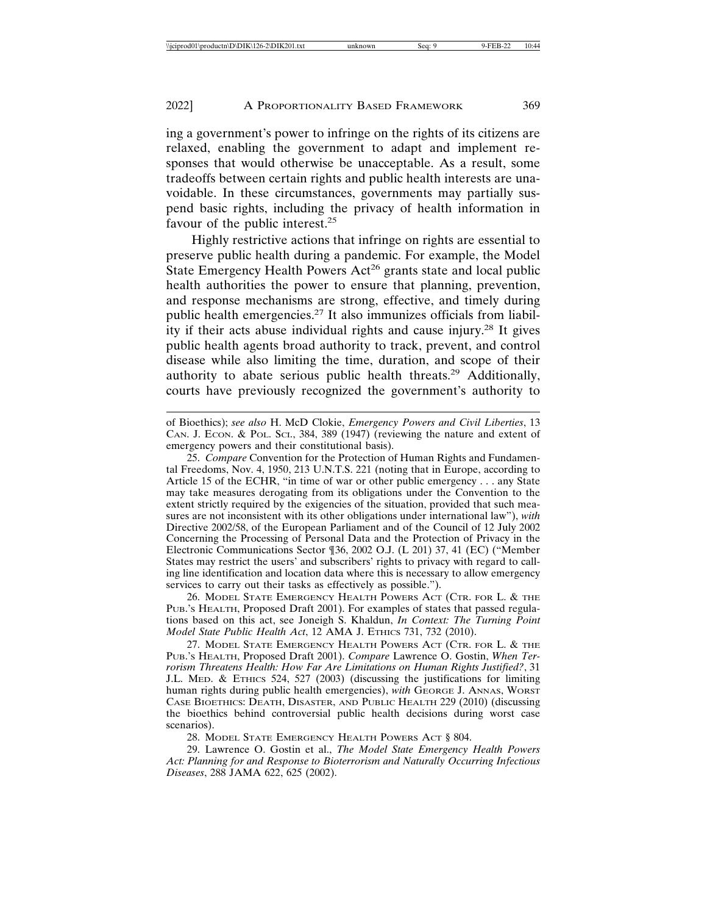ing a government's power to infringe on the rights of its citizens are relaxed, enabling the government to adapt and implement responses that would otherwise be unacceptable. As a result, some tradeoffs between certain rights and public health interests are unavoidable. In these circumstances, governments may partially suspend basic rights, including the privacy of health information in favour of the public interest.[25]

Highly restrictive actions that infringe on rights are essential to preserve public health during a pandemic. For example, the Model State Emergency Health Powers Act[26] grants state and local public health authorities the power to ensure that planning, prevention, and response mechanisms are strong, effective, and timely during public health emergencies.[27] It also immunizes officials from liability if their acts abuse individual rights and cause injury.[28] It gives public health agents broad authority to track, prevent, and control disease while also limiting the time, duration, and scope of their authority to abate serious public health threats.[29] Additionally, courts have previously recognized the government's authority to

---

of Bioethics); *see also* H. McD Clokie, *Emergency Powers and Civil Liberties*, 13 CAN. J. ECON. & POL. SCI., 384, 389 (1947) (reviewing the nature and extent of emergency powers and their constitutional basis).

25. *Compare* Convention for the Protection of Human Rights and Fundamental Freedoms, Nov. 4, 1950, 213 U.N.T.S. 221 (noting that in Europe, according to Article 15 of the ECHR, "in time of war or other public emergency . . . any State may take measures derogating from its obligations under the Convention to the extent strictly required by the exigencies of the situation, provided that such measures are not inconsistent with its other obligations under international law"), *with* Directive 2002/58, of the European Parliament and of the Council of 12 July 2002 Concerning the Processing of Personal Data and the Protection of Privacy in the Electronic Communications Sector ¶36, 2002 O.J. (L 201) 37, 41 (EC) ("Member States may restrict the users' and subscribers' rights to privacy with regard to calling line identification and location data where this is necessary to allow emergency services to carry out their tasks as effectively as possible.").

26. MODEL STATE EMERGENCY HEALTH POWERS ACT (CTR. FOR L. & THE PUB.'S HEALTH, Proposed Draft 2001). For examples of states that passed regulations based on this act, see Joneigh S. Khaldun, *In Context: The Turning Point Model State Public Health Act*, 12 AMA J. ETHICS 731, 732 (2010).

27. MODEL STATE EMERGENCY HEALTH POWERS ACT (CTR. FOR L. & THE PUB.'S HEALTH, Proposed Draft 2001). *Compare* Lawrence O. Gostin, *When Terrorism Threatens Health: How Far Are Limitations on Human Rights Justified?*, 31 J.L. MED. & ETHICS 524, 527 (2003) (discussing the justifications for limiting human rights during public health emergencies), *with* GEORGE J. ANNAS, WORST CASE BIOETHICS: DEATH, DISASTER, AND PUBLIC HEALTH 229 (2010) (discussing the bioethics behind controversial public health decisions during worst case scenarios).

28. MODEL STATE EMERGENCY HEALTH POWERS ACT § 804.

29. Lawrence O. Gostin et al., *The Model State Emergency Health Powers Act: Planning for and Response to Bioterrorism and Naturally Occurring Infectious Diseases*, 288 JAMA 622, 625 (2002).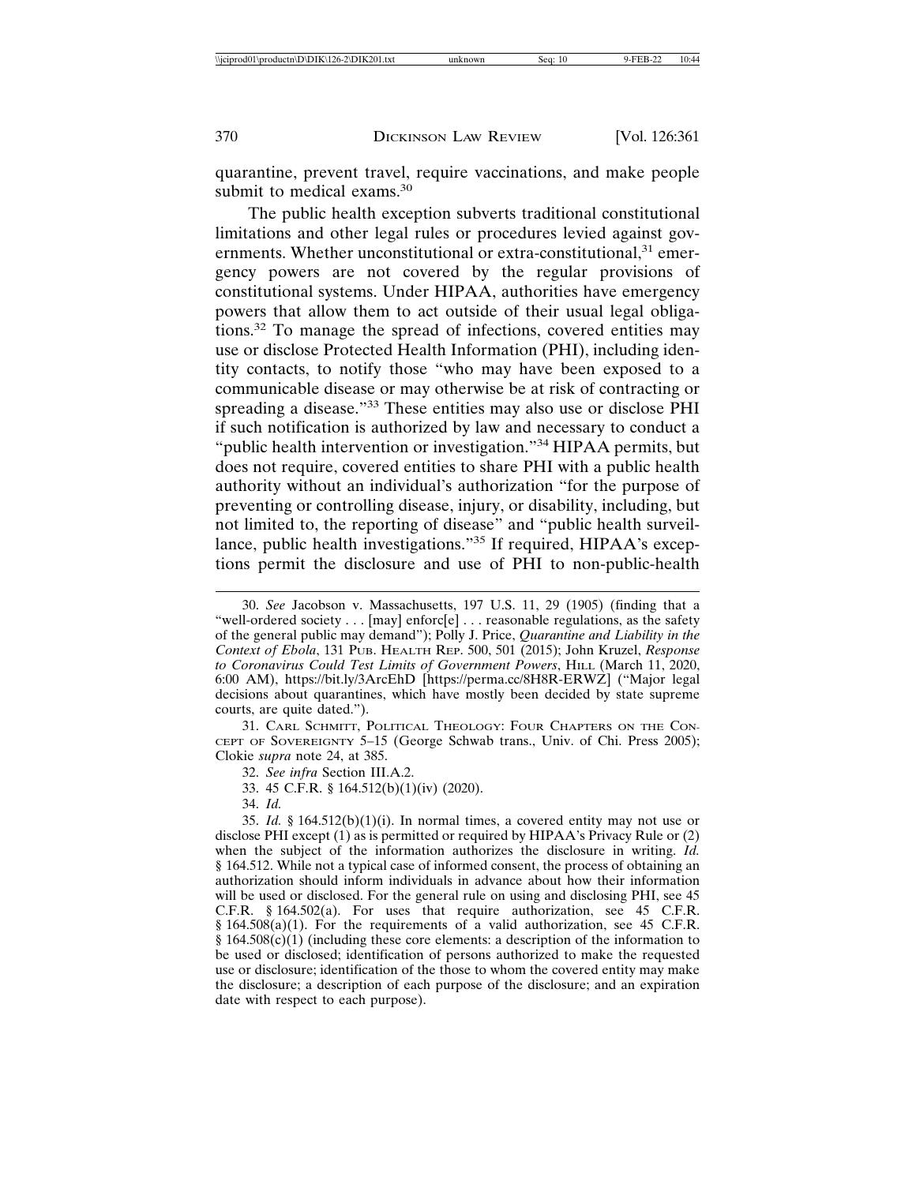quarantine, prevent travel, require vaccinations, and make people submit to medical exams.[30]

The public health exception subverts traditional constitutional limitations and other legal rules or procedures levied against governments. Whether unconstitutional or extra-constitutional,[31] emergency powers are not covered by the regular provisions of constitutional systems. Under HIPAA, authorities have emergency powers that allow them to act outside of their usual legal obligations.[32] To manage the spread of infections, covered entities may use or disclose Protected Health Information (PHI), including identity contacts, to notify those "who may have been exposed to a communicable disease or may otherwise be at risk of contracting or spreading a disease."[33] These entities may also use or disclose PHI if such notification is authorized by law and necessary to conduct a "public health intervention or investigation."[34] HIPAA permits, but does not require, covered entities to share PHI with a public health authority without an individual's authorization "for the purpose of preventing or controlling disease, injury, or disability, including, but not limited to, the reporting of disease" and "public health surveillance, public health investigations."[35] If required, HIPAA's exceptions permit the disclosure and use of PHI to non-public-health

---

30. *See* Jacobson v. Massachusetts, 197 U.S. 11, 29 (1905) (finding that a "well-ordered society . . . [may] enforc[e] . . . reasonable regulations, as the safety of the general public may demand"); Polly J. Price, *Quarantine and Liability in the Context of Ebola*, 131 PUB. HEALTH REP. 500, 501 (2015); John Kruzel, *Response to Coronavirus Could Test Limits of Government Powers*, HILL (March 11, 2020, 6:00 AM), https://bit.ly/3ArcEhD [https://perma.cc/8H8R-ERWZ] ("Major legal decisions about quarantines, which have mostly been decided by state supreme courts, are quite dated.").

31. CARL SCHMITT, POLITICAL THEOLOGY: FOUR CHAPTERS ON THE CONCEPT OF SOVEREIGNTY 5–15 (George Schwab trans., Univ. of Chi. Press 2005); Clokie *supra* note 24, at 385.

32. *See infra* Section III.A.2.

33. 45 C.F.R. § 164.512(b)(1)(iv) (2020).

34. *Id.*

35. *Id.* § 164.512(b)(1)(i). In normal times, a covered entity may not use or disclose PHI except (1) as is permitted or required by HIPAA's Privacy Rule or (2) when the subject of the information authorizes the disclosure in writing. *Id.* § 164.512. While not a typical case of informed consent, the process of obtaining an authorization should inform individuals in advance about how their information will be used or disclosed. For the general rule on using and disclosing PHI, see 45 C.F.R. § 164.502(a). For uses that require authorization, see 45 C.F.R. § 164.508(a)(1). For the requirements of a valid authorization, see 45 C.F.R. § 164.508(c)(1) (including these core elements: a description of the information to be used or disclosed; identification of persons authorized to make the requested use or disclosure; identification of the those to whom the covered entity may make the disclosure; a description of each purpose of the disclosure; and an expiration date with respect to each purpose).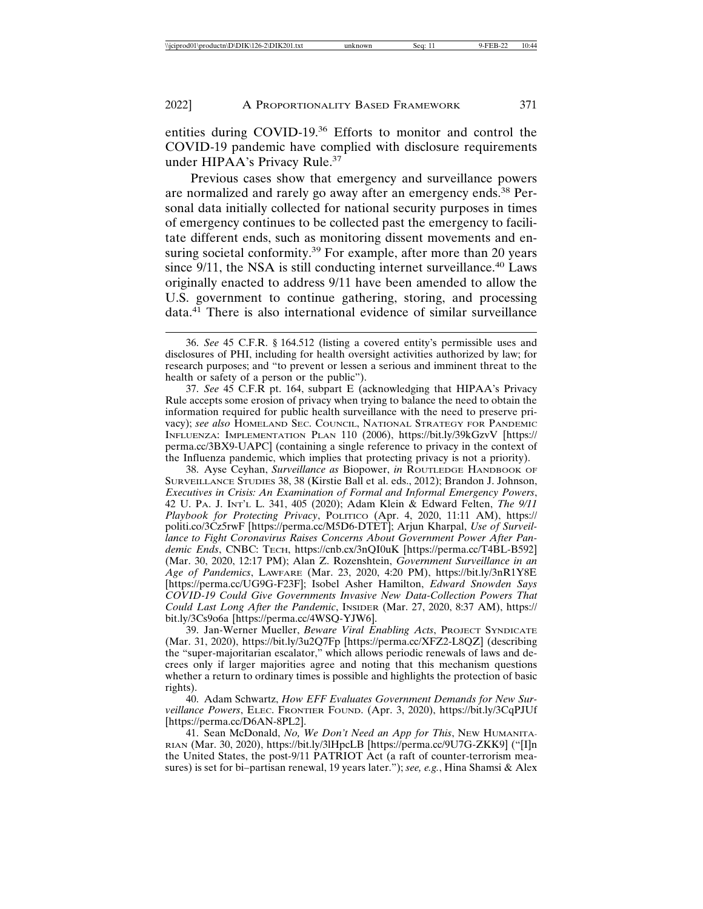entities during COVID-19.[36] Efforts to monitor and control the COVID-19 pandemic have complied with disclosure requirements under HIPAA's Privacy Rule.[37]

Previous cases show that emergency and surveillance powers are normalized and rarely go away after an emergency ends.[38] Personal data initially collected for national security purposes in times of emergency continues to be collected past the emergency to facilitate different ends, such as monitoring dissent movements and ensuring societal conformity.[39] For example, after more than 20 years since 9/11, the NSA is still conducting internet surveillance.[40] Laws originally enacted to address 9/11 have been amended to allow the U.S. government to continue gathering, storing, and processing data.[41] There is also international evidence of similar surveillance

---

36. *See* 45 C.F.R. § 164.512 (listing a covered entity's permissible uses and disclosures of PHI, including for health oversight activities authorized by law; for research purposes; and "to prevent or lessen a serious and imminent threat to the health or safety of a person or the public").

37. *See* 45 C.F.R pt. 164, subpart E (acknowledging that HIPAA's Privacy Rule accepts some erosion of privacy when trying to balance the need to obtain the information required for public health surveillance with the need to preserve privacy); *see also* HOMELAND SEC. COUNCIL, NATIONAL STRATEGY FOR PANDEMIC INFLUENZA: IMPLEMENTATION PLAN 110 (2006), https://bit.ly/39kGzvV [https://perma.cc/3BX9-UAPC] (containing a single reference to privacy in the context of the Influenza pandemic, which implies that protecting privacy is not a priority).

38. Ayse Ceyhan, *Surveillance as* Biopower, *in* ROUTLEDGE HANDBOOK OF SURVEILLANCE STUDIES 38, 38 (Kirstie Ball et al. eds., 2012); Brandon J. Johnson, *Executives in Crisis: An Examination of Formal and Informal Emergency Powers*, 42 U. PA. J. INT'L L. 341, 405 (2020); Adam Klein & Edward Felten, *The 9/11 Playbook for Protecting Privacy*, POLITICO (Apr. 4, 2020, 11:11 AM), https://politi.co/3Cz5rwF [https://perma.cc/M5D6-DTET]; Arjun Kharpal, *Use of Surveillance to Fight Coronavirus Raises Concerns About Government Power After Pandemic Ends*, CNBC: TECH, https://cnb.cx/3nQI0uK [https://perma.cc/T4BL-B592] (Mar. 30, 2020, 12:17 PM); Alan Z. Rozenshtein, *Government Surveillance in an Age of Pandemics*, LAWFARE (Mar. 23, 2020, 4:20 PM), https://bit.ly/3nR1Y8E [https://perma.cc/UG9G-F23F]; Isobel Asher Hamilton, *Edward Snowden Says COVID-19 Could Give Governments Invasive New Data-Collection Powers That Could Last Long After the Pandemic*, INSIDER (Mar. 27, 2020, 8:37 AM), https://bit.ly/3Cs9o6a [https://perma.cc/4WSQ-YJW6].

39. Jan-Werner Mueller, *Beware Viral Enabling Acts*, PROJECT SYNDICATE (Mar. 31, 2020), https://bit.ly/3u2Q7Fp [https://perma.cc/XFZ2-L8QZ] (describing the "super-majoritarian escalator," which allows periodic renewals of laws and decrees only if larger majorities agree and noting that this mechanism questions whether a return to ordinary times is possible and highlights the protection of basic rights).

40. Adam Schwartz, *How EFF Evaluates Government Demands for New Surveillance Powers*, ELEC. FRONTIER FOUND. (Apr. 3, 2020), https://bit.ly/3CqPJUf [https://perma.cc/D6AN-8PL2].

41. Sean McDonald, *No, We Don't Need an App for This*, NEW HUMANITARIAN (Mar. 30, 2020), https://bit.ly/3lHpcLB [https://perma.cc/9U7G-ZKK9] ("[I]n the United States, the post-9/11 PATRIOT Act (a raft of counter-terrorism measures) is set for bi–partisan renewal, 19 years later."); *see, e.g.*, Hina Shamsi & Alex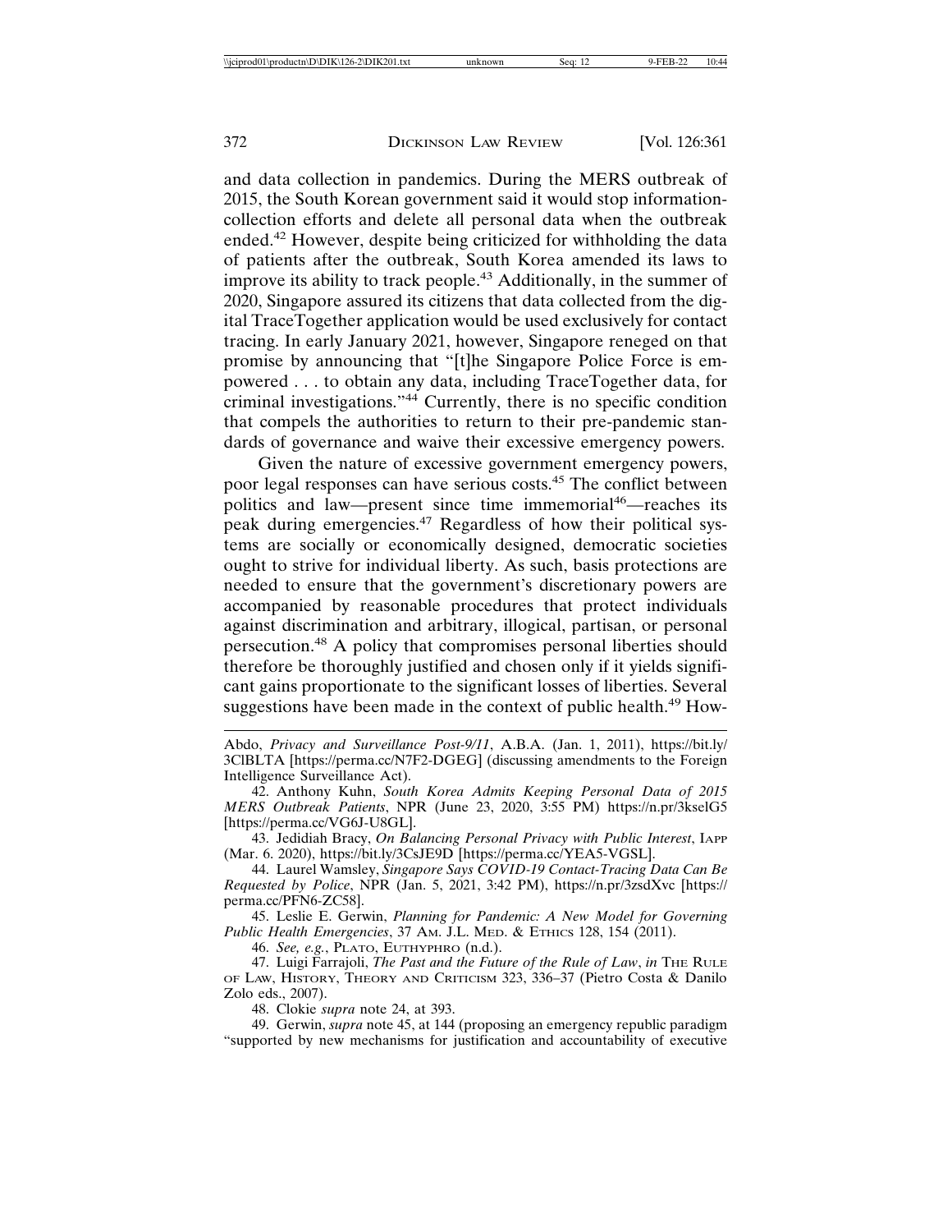and data collection in pandemics. During the MERS outbreak of 2015, the South Korean government said it would stop information-collection efforts and delete all personal data when the outbreak ended.[42] However, despite being criticized for withholding the data of patients after the outbreak, South Korea amended its laws to improve its ability to track people.[43] Additionally, in the summer of 2020, Singapore assured its citizens that data collected from the digital TraceTogether application would be used exclusively for contact tracing. In early January 2021, however, Singapore reneged on that promise by announcing that "[t]he Singapore Police Force is empowered . . . to obtain any data, including TraceTogether data, for criminal investigations."[44] Currently, there is no specific condition that compels the authorities to return to their pre-pandemic standards of governance and waive their excessive emergency powers.

Given the nature of excessive government emergency powers, poor legal responses can have serious costs.[45] The conflict between politics and law—present since time immemorial[46]—reaches its peak during emergencies.[47] Regardless of how their political systems are socially or economically designed, democratic societies ought to strive for individual liberty. As such, basis protections are needed to ensure that the government's discretionary powers are accompanied by reasonable procedures that protect individuals against discrimination and arbitrary, illogical, partisan, or personal persecution.[48] A policy that compromises personal liberties should therefore be thoroughly justified and chosen only if it yields significant gains proportionate to the significant losses of liberties. Several suggestions have been made in the context of public health.[49] How-

---

Abdo, *Privacy and Surveillance Post-9/11*, A.B.A. (Jan. 1, 2011), https://bit.ly/3ClBLTA [https://perma.cc/N7F2-DGEG] (discussing amendments to the Foreign Intelligence Surveillance Act).

42. Anthony Kuhn, *South Korea Admits Keeping Personal Data of 2015 MERS Outbreak Patients*, NPR (June 23, 2020, 3:55 PM) https://n.pr/3kselG5 [https://perma.cc/VG6J-U8GL].

43. Jedidiah Bracy, *On Balancing Personal Privacy with Public Interest*, IAPP (Mar. 6. 2020), https://bit.ly/3CsJE9D [https://perma.cc/YEA5-VGSL].

44. Laurel Wamsley, *Singapore Says COVID-19 Contact-Tracing Data Can Be Requested by Police*, NPR (Jan. 5, 2021, 3:42 PM), https://n.pr/3zsdXvc [https://perma.cc/PFN6-ZC58].

45. Leslie E. Gerwin, *Planning for Pandemic: A New Model for Governing Public Health Emergencies*, 37 AM. J.L. MED. & ETHICS 128, 154 (2011).

46. *See, e.g.*, PLATO, EUTHYPHRO (n.d.).

47. Luigi Farrajoli, *The Past and the Future of the Rule of Law*, *in* THE RULE OF LAW, HISTORY, THEORY AND CRITICISM 323, 336–37 (Pietro Costa & Danilo Zolo eds., 2007).

48. Clokie *supra* note 24, at 393.

49. Gerwin, *supra* note 45, at 144 (proposing an emergency republic paradigm "supported by new mechanisms for justification and accountability of executive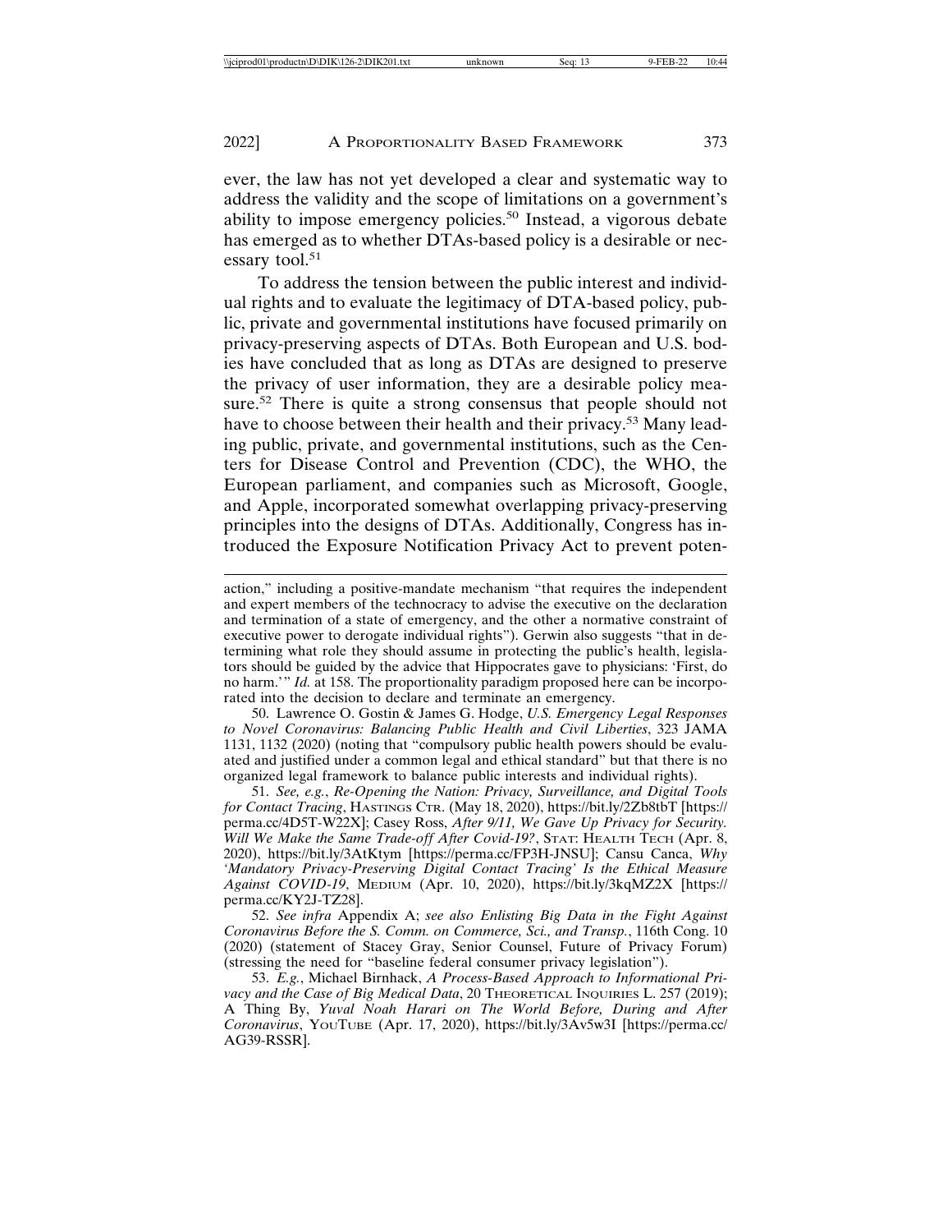ever, the law has not yet developed a clear and systematic way to address the validity and the scope of limitations on a government's ability to impose emergency policies.[50] Instead, a vigorous debate has emerged as to whether DTAs-based policy is a desirable or necessary tool.[51]

To address the tension between the public interest and individual rights and to evaluate the legitimacy of DTA-based policy, public, private and governmental institutions have focused primarily on privacy-preserving aspects of DTAs. Both European and U.S. bodies have concluded that as long as DTAs are designed to preserve the privacy of user information, they are a desirable policy measure.[52] There is quite a strong consensus that people should not have to choose between their health and their privacy.[53] Many leading public, private, and governmental institutions, such as the Centers for Disease Control and Prevention (CDC), the WHO, the European parliament, and companies such as Microsoft, Google, and Apple, incorporated somewhat overlapping privacy-preserving principles into the designs of DTAs. Additionally, Congress has introduced the Exposure Notification Privacy Act to prevent poten-

---

action," including a positive-mandate mechanism "that requires the independent and expert members of the technocracy to advise the executive on the declaration and termination of a state of emergency, and the other a normative constraint of executive power to derogate individual rights"). Gerwin also suggests "that in determining what role they should assume in protecting the public's health, legislators should be guided by the advice that Hippocrates gave to physicians: 'First, do no harm.'" *Id.* at 158. The proportionality paradigm proposed here can be incorporated into the decision to declare and terminate an emergency.

50. Lawrence O. Gostin & James G. Hodge, *U.S. Emergency Legal Responses to Novel Coronavirus: Balancing Public Health and Civil Liberties*, 323 JAMA 1131, 1132 (2020) (noting that "compulsory public health powers should be evaluated and justified under a common legal and ethical standard" but that there is no organized legal framework to balance public interests and individual rights).

51. *See, e.g.*, *Re-Opening the Nation: Privacy, Surveillance, and Digital Tools for Contact Tracing*, HASTINGS CTR. (May 18, 2020), https://bit.ly/2Zb8tbT [https://perma.cc/4D5T-W22X]; Casey Ross, *After 9/11, We Gave Up Privacy for Security. Will We Make the Same Trade-off After Covid-19?*, STAT: HEALTH TECH (Apr. 8, 2020), https://bit.ly/3AtKtym [https://perma.cc/FP3H-JNSU]; Cansu Canca, *Why 'Mandatory Privacy-Preserving Digital Contact Tracing' Is the Ethical Measure Against COVID-19*, MEDIUM (Apr. 10, 2020), https://bit.ly/3kqMZ2X [https://perma.cc/KY2J-TZ28].

52. *See infra* Appendix A; *see also Enlisting Big Data in the Fight Against Coronavirus Before the S. Comm. on Commerce, Sci., and Transp.*, 116th Cong. 10 (2020) (statement of Stacey Gray, Senior Counsel, Future of Privacy Forum) (stressing the need for "baseline federal consumer privacy legislation").

53. *E.g.*, Michael Birnhack, *A Process-Based Approach to Informational Privacy and the Case of Big Medical Data*, 20 THEORETICAL INQUIRIES L. 257 (2019); A Thing By, *Yuval Noah Harari on The World Before, During and After Coronavirus*, YOUTUBE (Apr. 17, 2020), https://bit.ly/3Av5w3I [https://perma.cc/AG39-RSSR].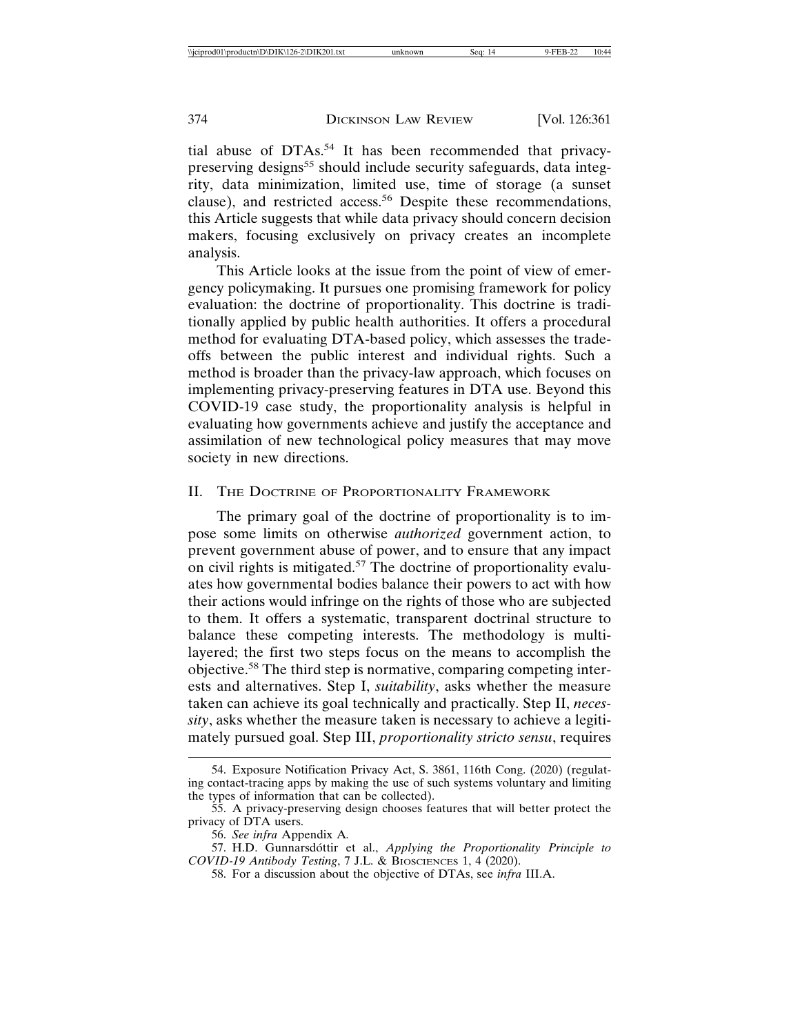tial abuse of DTAs.[54] It has been recommended that privacy-preserving designs[55] should include security safeguards, data integrity, data minimization, limited use, time of storage (a sunset clause), and restricted access.[56] Despite these recommendations, this Article suggests that while data privacy should concern decision makers, focusing exclusively on privacy creates an incomplete analysis.

This Article looks at the issue from the point of view of emergency policymaking. It pursues one promising framework for policy evaluation: the doctrine of proportionality. This doctrine is traditionally applied by public health authorities. It offers a procedural method for evaluating DTA-based policy, which assesses the trade-offs between the public interest and individual rights. Such a method is broader than the privacy-law approach, which focuses on implementing privacy-preserving features in DTA use. Beyond this COVID-19 case study, the proportionality analysis is helpful in evaluating how governments achieve and justify the acceptance and assimilation of new technological policy measures that may move society in new directions.

## II. The Doctrine of Proportionality Framework

The primary goal of the doctrine of proportionality is to impose some limits on otherwise *authorized* government action, to prevent government abuse of power, and to ensure that any impact on civil rights is mitigated.[57] The doctrine of proportionality evaluates how governmental bodies balance their powers to act with how their actions would infringe on the rights of those who are subjected to them. It offers a systematic, transparent doctrinal structure to balance these competing interests. The methodology is multi-layered; the first two steps focus on the means to accomplish the objective.[58] The third step is normative, comparing competing interests and alternatives. Step I, *suitability*, asks whether the measure taken can achieve its goal technically and practically. Step II, *necessity*, asks whether the measure taken is necessary to achieve a legitimately pursued goal. Step III, *proportionality stricto sensu*, requires

54. Exposure Notification Privacy Act, S. 3861, 116th Cong. (2020) (regulating contact-tracing apps by making the use of such systems voluntary and limiting the types of information that can be collected).

55. A privacy-preserving design chooses features that will better protect the privacy of DTA users.

56. *See infra* Appendix A.

57. H.D. Gunnarsdóttir et al., *Applying the Proportionality Principle to COVID-19 Antibody Testing*, 7 J.L. & Biosciences 1, 4 (2020).

58. For a discussion about the objective of DTAs, see *infra* III.A.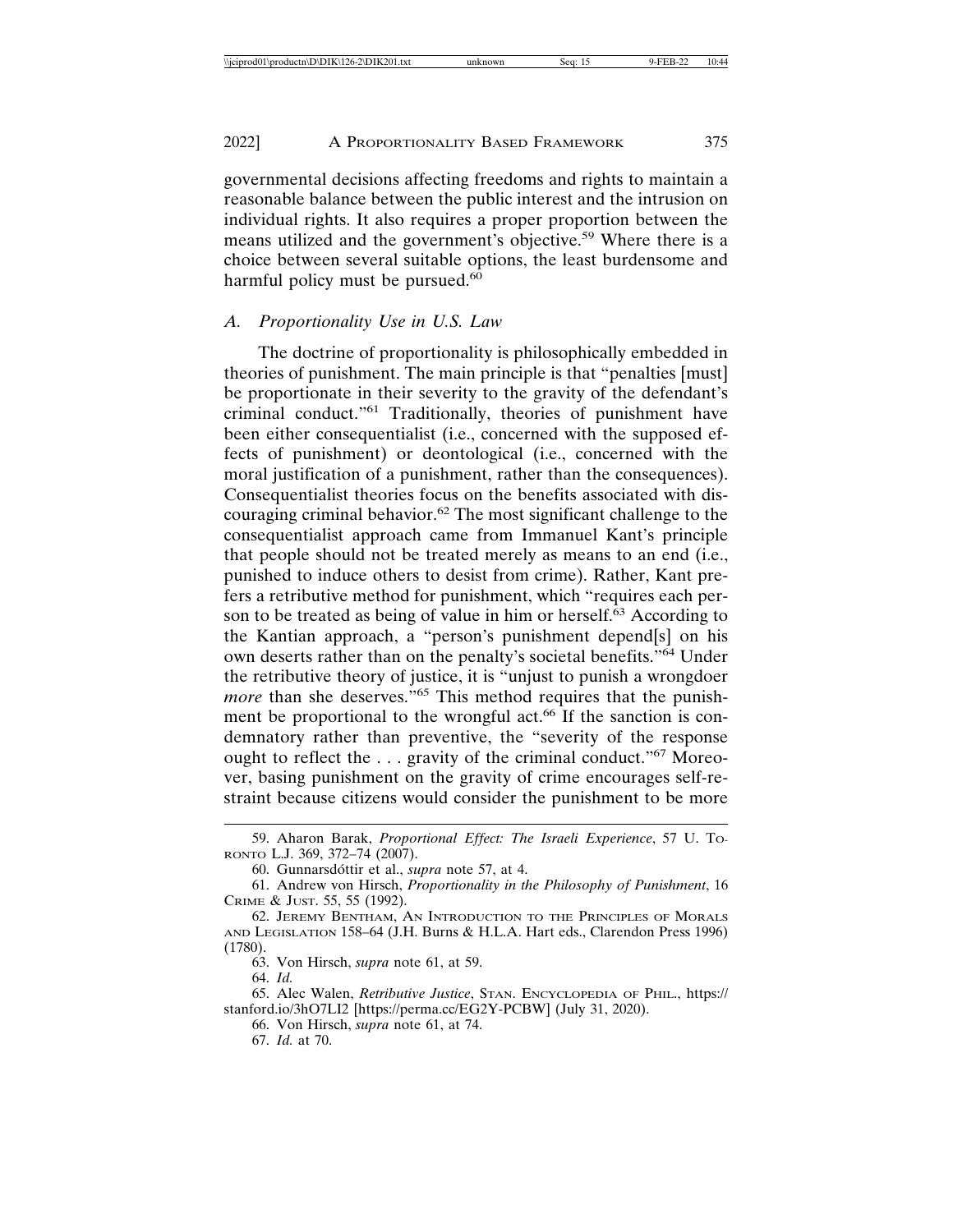governmental decisions affecting freedoms and rights to maintain a reasonable balance between the public interest and the intrusion on individual rights. It also requires a proper proportion between the means utilized and the government's objective.[59] Where there is a choice between several suitable options, the least burdensome and harmful policy must be pursued.[60]

### *A. Proportionality Use in U.S. Law*

The doctrine of proportionality is philosophically embedded in theories of punishment. The main principle is that "penalties [must] be proportionate in their severity to the gravity of the defendant's criminal conduct."[61] Traditionally, theories of punishment have been either consequentialist (i.e., concerned with the supposed effects of punishment) or deontological (i.e., concerned with the moral justification of a punishment, rather than the consequences). Consequentialist theories focus on the benefits associated with discouraging criminal behavior.[62] The most significant challenge to the consequentialist approach came from Immanuel Kant's principle that people should not be treated merely as means to an end (i.e., punished to induce others to desist from crime). Rather, Kant prefers a retributive method for punishment, which "requires each person to be treated as being of value in him or herself.[63] According to the Kantian approach, a "person's punishment depend[s] on his own deserts rather than on the penalty's societal benefits."[64] Under the retributive theory of justice, it is "unjust to punish a wrongdoer *more* than she deserves."[65] This method requires that the punishment be proportional to the wrongful act.[66] If the sanction is condemnatory rather than preventive, the "severity of the response ought to reflect the . . . gravity of the criminal conduct."[67] Moreover, basing punishment on the gravity of crime encourages self-restraint because citizens would consider the punishment to be more

---

59. Aharon Barak, *Proportional Effect: The Israeli Experience*, 57 U. TORONTO L.J. 369, 372–74 (2007).

60. Gunnarsdóttir et al., *supra* note 57, at 4.

61. Andrew von Hirsch, *Proportionality in the Philosophy of Punishment*, 16 CRIME & JUST. 55, 55 (1992).

62. JEREMY BENTHAM, AN INTRODUCTION TO THE PRINCIPLES OF MORALS AND LEGISLATION 158–64 (J.H. Burns & H.L.A. Hart eds., Clarendon Press 1996) (1780).

63. Von Hirsch, *supra* note 61, at 59.

64. *Id.*

65. Alec Walen, *Retributive Justice*, STAN. ENCYCLOPEDIA OF PHIL., https://stanford.io/3hO7LI2 [https://perma.cc/EG2Y-PCBW] (July 31, 2020).

66. Von Hirsch, *supra* note 61, at 74.

67. *Id.* at 70.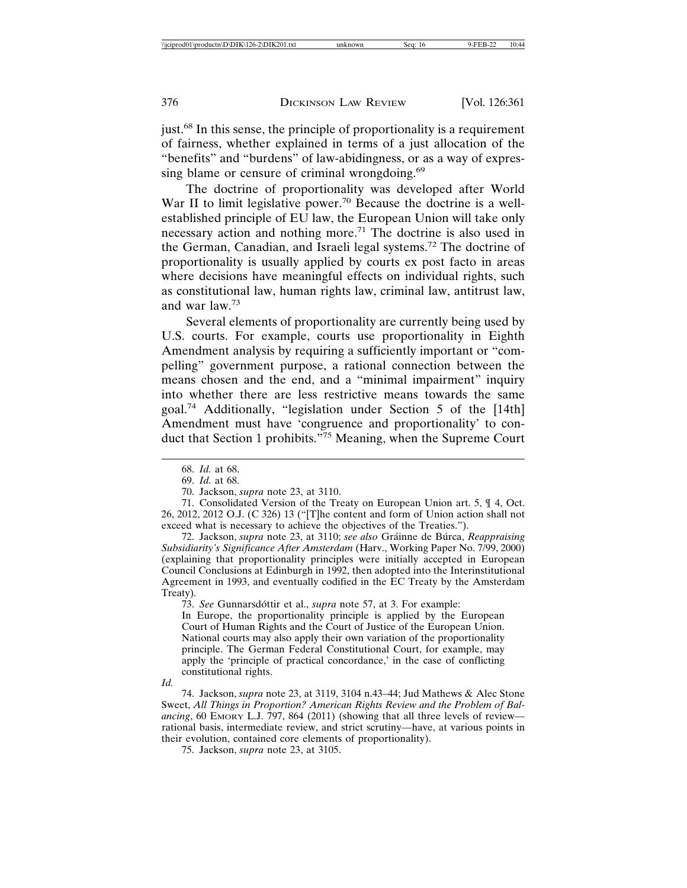just.[68] In this sense, the principle of proportionality is a requirement of fairness, whether explained in terms of a just allocation of the "benefits" and "burdens" of law-abidingness, or as a way of expressing blame or censure of criminal wrongdoing.[69]

The doctrine of proportionality was developed after World War II to limit legislative power.[70] Because the doctrine is a well-established principle of EU law, the European Union will take only necessary action and nothing more.[71] The doctrine is also used in the German, Canadian, and Israeli legal systems.[72] The doctrine of proportionality is usually applied by courts ex post facto in areas where decisions have meaningful effects on individual rights, such as constitutional law, human rights law, criminal law, antitrust law, and war law.[73]

Several elements of proportionality are currently being used by U.S. courts. For example, courts use proportionality in Eighth Amendment analysis by requiring a sufficiently important or "compelling" government purpose, a rational connection between the means chosen and the end, and a "minimal impairment" inquiry into whether there are less restrictive means towards the same goal.[74] Additionally, "legislation under Section 5 of the [14th] Amendment must have 'congruence and proportionality' to conduct that Section 1 prohibits."[75] Meaning, when the Supreme Court

---

68. *Id.* at 68.

69. *Id.* at 68.

70. Jackson, *supra* note 23, at 3110.

71. Consolidated Version of the Treaty on European Union art. 5, ¶ 4, Oct. 26, 2012, 2012 O.J. (C 326) 13 ("[T]he content and form of Union action shall not exceed what is necessary to achieve the objectives of the Treaties.").

72. Jackson, *supra* note 23, at 3110; *see also* Gráinne de Búrca, *Reappraising Subsidiarity's Significance After Amsterdam* (Harv., Working Paper No. 7/99, 2000) (explaining that proportionality principles were initially accepted in European Council Conclusions at Edinburgh in 1992, then adopted into the Interinstitutional Agreement in 1993, and eventually codified in the EC Treaty by the Amsterdam Treaty).

73. *See* Gunnarsdóttir et al., *supra* note 57, at 3. For example:

> In Europe, the proportionality principle is applied by the European Court of Human Rights and the Court of Justice of the European Union. National courts may also apply their own variation of the proportionality principle. The German Federal Constitutional Court, for example, may apply the 'principle of practical concordance,' in the case of conflicting constitutional rights.

*Id.*

74. Jackson, *supra* note 23, at 3119, 3104 n.43–44; Jud Mathews & Alec Stone Sweet, *All Things in Proportion? American Rights Review and the Problem of Balancing*, 60 EMORY L.J. 797, 864 (2011) (showing that all three levels of review—rational basis, intermediate review, and strict scrutiny—have, at various points in their evolution, contained core elements of proportionality).

75. Jackson, *supra* note 23, at 3105.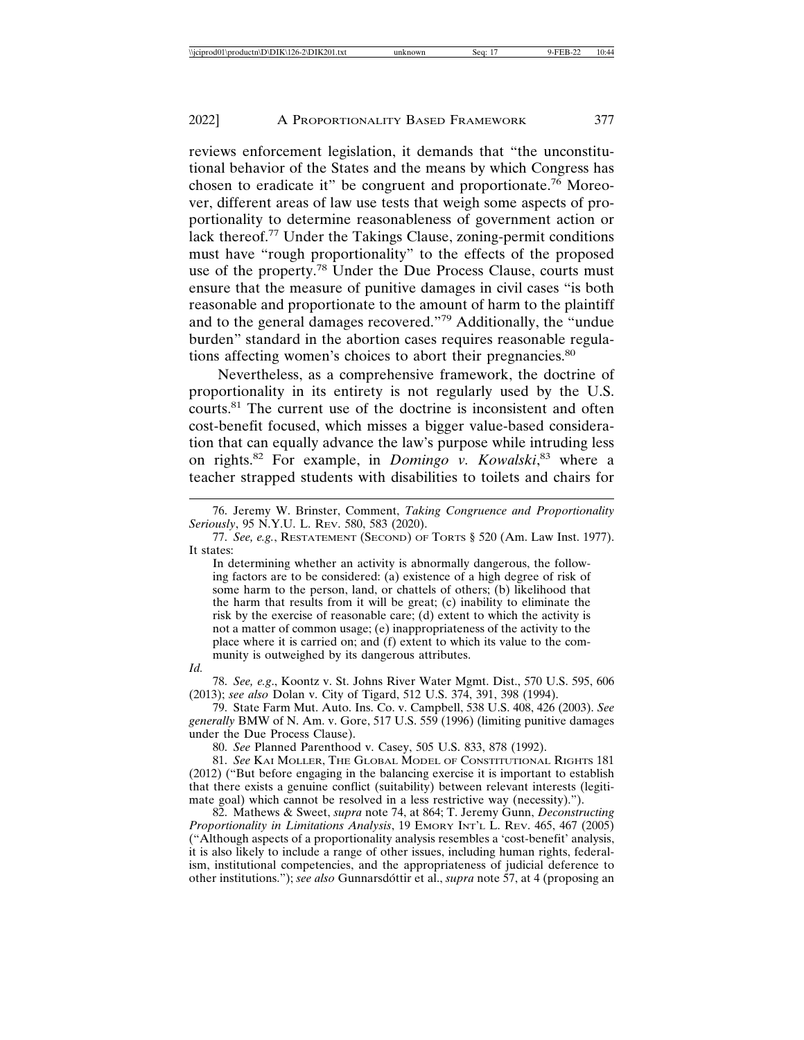reviews enforcement legislation, it demands that "the unconstitutional behavior of the States and the means by which Congress has chosen to eradicate it" be congruent and proportionate.[76] Moreover, different areas of law use tests that weigh some aspects of proportionality to determine reasonableness of government action or lack thereof.[77] Under the Takings Clause, zoning-permit conditions must have "rough proportionality" to the effects of the proposed use of the property.[78] Under the Due Process Clause, courts must ensure that the measure of punitive damages in civil cases "is both reasonable and proportionate to the amount of harm to the plaintiff and to the general damages recovered."[79] Additionally, the "undue burden" standard in the abortion cases requires reasonable regulations affecting women's choices to abort their pregnancies.[80]

Nevertheless, as a comprehensive framework, the doctrine of proportionality in its entirety is not regularly used by the U.S. courts.[81] The current use of the doctrine is inconsistent and often cost-benefit focused, which misses a bigger value-based consideration that can equally advance the law's purpose while intruding less on rights.[82] For example, in *Domingo v. Kowalski*,[83] where a teacher strapped students with disabilities to toilets and chairs for

---

76. Jeremy W. Brinster, Comment, *Taking Congruence and Proportionality Seriously*, 95 N.Y.U. L. REV. 580, 583 (2020).

77. *See, e.g.*, RESTATEMENT (SECOND) OF TORTS § 520 (Am. Law Inst. 1977). It states:

> In determining whether an activity is abnormally dangerous, the following factors are to be considered: (a) existence of a high degree of risk of some harm to the person, land, or chattels of others; (b) likelihood that the harm that results from it will be great; (c) inability to eliminate the risk by the exercise of reasonable care; (d) extent to which the activity is not a matter of common usage; (e) inappropriateness of the activity to the place where it is carried on; and (f) extent to which its value to the community is outweighed by its dangerous attributes.

*Id.*

78. *See, e.g*., Koontz v. St. Johns River Water Mgmt. Dist., 570 U.S. 595, 606 (2013); *see also* Dolan v. City of Tigard, 512 U.S. 374, 391, 398 (1994).

79. State Farm Mut. Auto. Ins. Co. v. Campbell, 538 U.S. 408, 426 (2003). *See generally* BMW of N. Am. v. Gore, 517 U.S. 559 (1996) (limiting punitive damages under the Due Process Clause).

80. *See* Planned Parenthood v. Casey, 505 U.S. 833, 878 (1992).

81. *See* KAI MOLLER, THE GLOBAL MODEL OF CONSTITUTIONAL RIGHTS 181 (2012) ("But before engaging in the balancing exercise it is important to establish that there exists a genuine conflict (suitability) between relevant interests (legitimate goal) which cannot be resolved in a less restrictive way (necessity).").

82. Mathews & Sweet, *supra* note 74, at 864; T. Jeremy Gunn, *Deconstructing Proportionality in Limitations Analysis*, 19 EMORY INT'L L. REV. 465, 467 (2005) ("Although aspects of a proportionality analysis resembles a 'cost-benefit' analysis, it is also likely to include a range of other issues, including human rights, federalism, institutional competencies, and the appropriateness of judicial deference to other institutions."); *see also* Gunnarsdóttir et al., *supra* note 57, at 4 (proposing an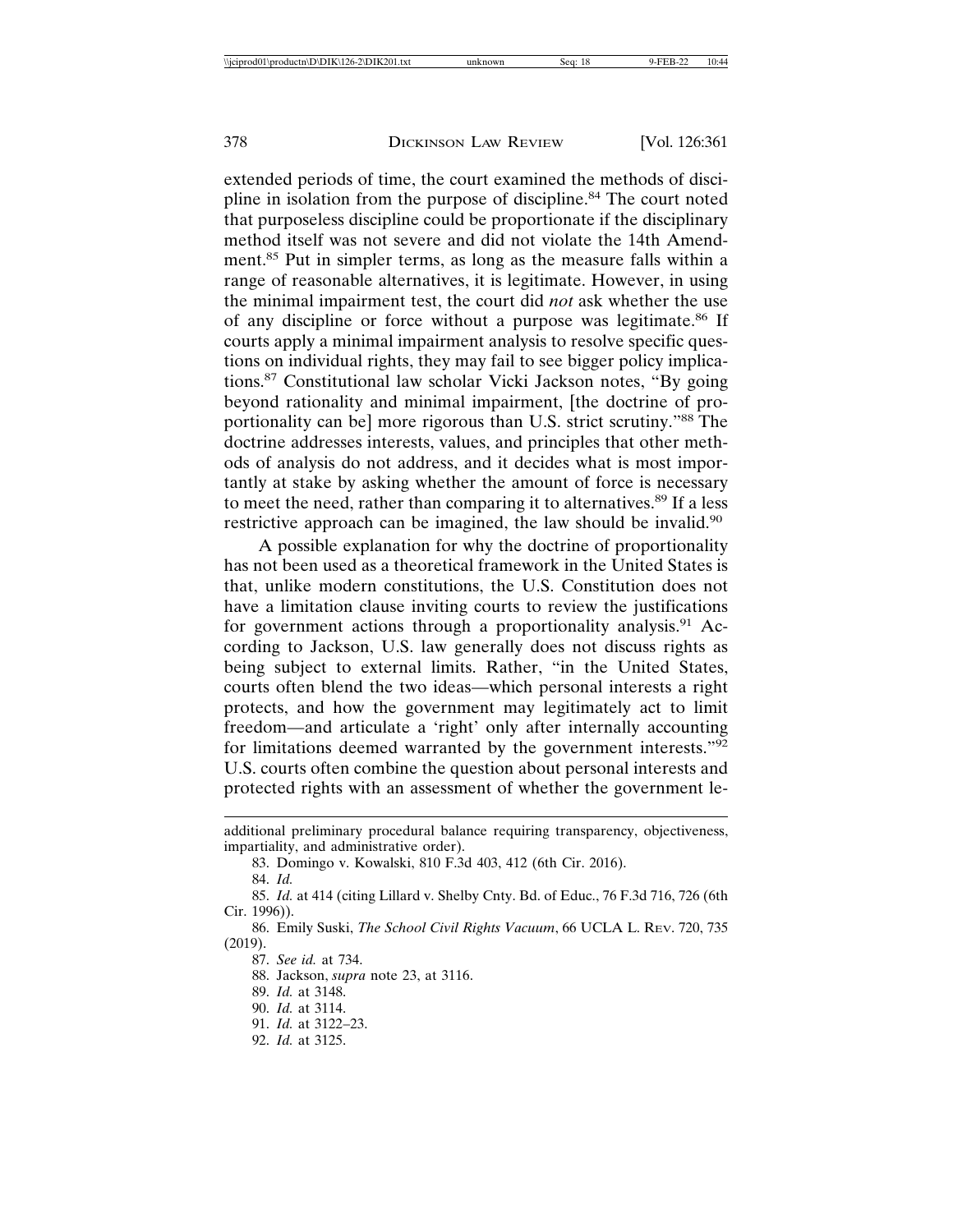extended periods of time, the court examined the methods of discipline in isolation from the purpose of discipline.[84] The court noted that purposeless discipline could be proportionate if the disciplinary method itself was not severe and did not violate the 14th Amendment.[85] Put in simpler terms, as long as the measure falls within a range of reasonable alternatives, it is legitimate. However, in using the minimal impairment test, the court did *not* ask whether the use of any discipline or force without a purpose was legitimate.[86] If courts apply a minimal impairment analysis to resolve specific questions on individual rights, they may fail to see bigger policy implications.[87] Constitutional law scholar Vicki Jackson notes, "By going beyond rationality and minimal impairment, [the doctrine of proportionality can be] more rigorous than U.S. strict scrutiny."[88] The doctrine addresses interests, values, and principles that other methods of analysis do not address, and it decides what is most importantly at stake by asking whether the amount of force is necessary to meet the need, rather than comparing it to alternatives.[89] If a less restrictive approach can be imagined, the law should be invalid.[90]

A possible explanation for why the doctrine of proportionality has not been used as a theoretical framework in the United States is that, unlike modern constitutions, the U.S. Constitution does not have a limitation clause inviting courts to review the justifications for government actions through a proportionality analysis.[91] According to Jackson, U.S. law generally does not discuss rights as being subject to external limits. Rather, "in the United States, courts often blend the two ideas—which personal interests a right protects, and how the government may legitimately act to limit freedom—and articulate a 'right' only after internally accounting for limitations deemed warranted by the government interests."[92] U.S. courts often combine the question about personal interests and protected rights with an assessment of whether the government le-

---

additional preliminary procedural balance requiring transparency, objectiveness, impartiality, and administrative order).

83. Domingo v. Kowalski, 810 F.3d 403, 412 (6th Cir. 2016).

84. *Id.*

85. *Id.* at 414 (citing Lillard v. Shelby Cnty. Bd. of Educ., 76 F.3d 716, 726 (6th Cir. 1996)).

86. Emily Suski, *The School Civil Rights Vacuum*, 66 UCLA L. REV. 720, 735 (2019).

87. *See id.* at 734.

88. Jackson, *supra* note 23, at 3116.

89. *Id.* at 3148.

90. *Id.* at 3114.

91. *Id.* at 3122–23.

92. *Id.* at 3125.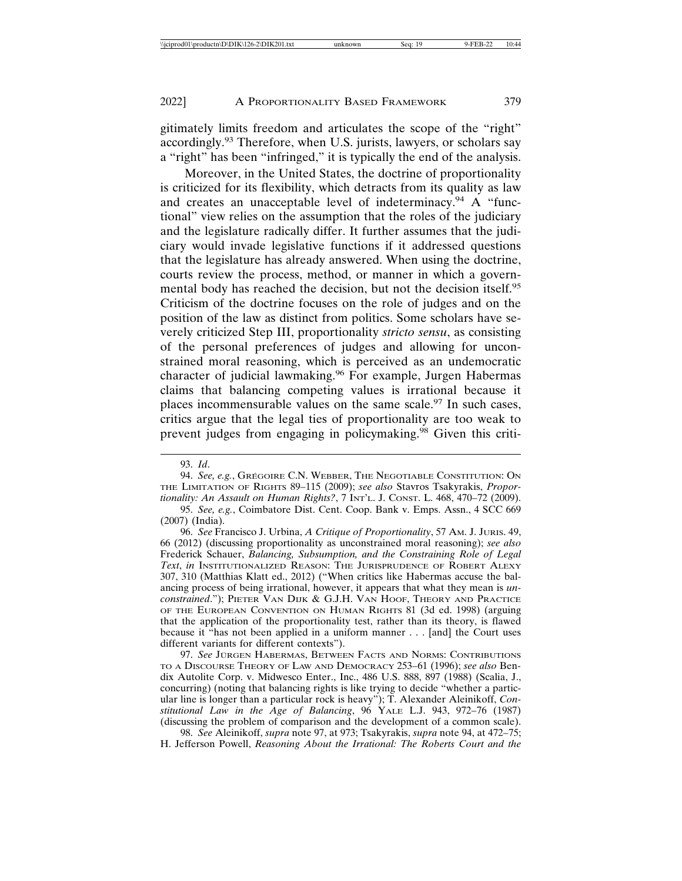gitimately limits freedom and articulates the scope of the "right" accordingly.[93] Therefore, when U.S. jurists, lawyers, or scholars say a "right" has been "infringed," it is typically the end of the analysis.

Moreover, in the United States, the doctrine of proportionality is criticized for its flexibility, which detracts from its quality as law and creates an unacceptable level of indeterminacy.[94] A "functional" view relies on the assumption that the roles of the judiciary and the legislature radically differ. It further assumes that the judiciary would invade legislative functions if it addressed questions that the legislature has already answered. When using the doctrine, courts review the process, method, or manner in which a governmental body has reached the decision, but not the decision itself.[95] Criticism of the doctrine focuses on the role of judges and on the position of the law as distinct from politics. Some scholars have severely criticized Step III, proportionality *stricto sensu*, as consisting of the personal preferences of judges and allowing for unconstrained moral reasoning, which is perceived as an undemocratic character of judicial lawmaking.[96] For example, Jurgen Habermas claims that balancing competing values is irrational because it places incommensurable values on the same scale.[97] In such cases, critics argue that the legal ties of proportionality are too weak to prevent judges from engaging in policymaking.[98] Given this criti-

---

93. *Id*.

94. *See, e.g.*, GRÉGOIRE C.N. WEBBER, THE NEGOTIABLE CONSTITUTION: ON THE LIMITATION OF RIGHTS 89–115 (2009); *see also* Stavros Tsakyrakis, *Proportionality: An Assault on Human Rights?*, 7 INT'L. J. CONST. L. 468, 470–72 (2009).

95. *See, e.g.*, Coimbatore Dist. Cent. Coop. Bank v. Emps. Assn., 4 SCC 669 (2007) (India).

96. *See* Francisco J. Urbina, *A Critique of Proportionality*, 57 AM. J. JURIS. 49, 66 (2012) (discussing proportionality as unconstrained moral reasoning); *see also* Frederick Schauer, *Balancing, Subsumption, and the Constraining Role of Legal Text*, *in* INSTITUTIONALIZED REASON: THE JURISPRUDENCE OF ROBERT ALEXY 307, 310 (Matthias Klatt ed., 2012) ("When critics like Habermas accuse the balancing process of being irrational, however, it appears that what they mean is *unconstrained*."); PIETER VAN DIJK & G.J.H. VAN HOOF, THEORY AND PRACTICE OF THE EUROPEAN CONVENTION ON HUMAN RIGHTS 81 (3d ed. 1998) (arguing that the application of the proportionality test, rather than its theory, is flawed because it "has not been applied in a uniform manner . . . [and] the Court uses different variants for different contexts").

97. *See* JÜRGEN HABERMAS, BETWEEN FACTS AND NORMS: CONTRIBUTIONS TO A DISCOURSE THEORY OF LAW AND DEMOCRACY 253–61 (1996); *see also* Bendix Autolite Corp. v. Midwesco Enter., Inc., 486 U.S. 888, 897 (1988) (Scalia, J., concurring) (noting that balancing rights is like trying to decide "whether a particular line is longer than a particular rock is heavy"); T. Alexander Aleinikoff, *Constitutional Law in the Age of Balancing*, 96 YALE L.J. 943, 972–76 (1987) (discussing the problem of comparison and the development of a common scale).

98. *See* Aleinikoff, *supra* note 97, at 973; Tsakyrakis, *supra* note 94, at 472–75; H. Jefferson Powell, *Reasoning About the Irrational: The Roberts Court and the*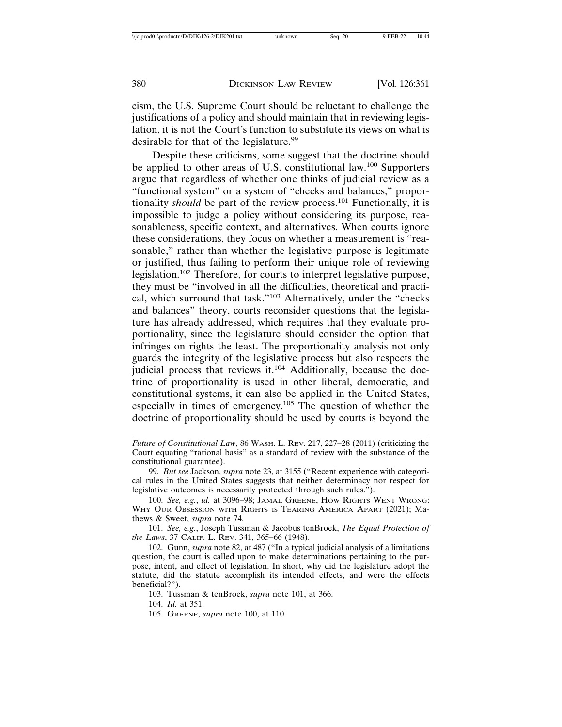cism, the U.S. Supreme Court should be reluctant to challenge the justifications of a policy and should maintain that in reviewing legislation, it is not the Court's function to substitute its views on what is desirable for that of the legislature.[99]

Despite these criticisms, some suggest that the doctrine should be applied to other areas of U.S. constitutional law.[100] Supporters argue that regardless of whether one thinks of judicial review as a "functional system" or a system of "checks and balances," proportionality *should* be part of the review process.[101] Functionally, it is impossible to judge a policy without considering its purpose, reasonableness, specific context, and alternatives. When courts ignore these considerations, they focus on whether a measurement is "reasonable," rather than whether the legislative purpose is legitimate or justified, thus failing to perform their unique role of reviewing legislation.[102] Therefore, for courts to interpret legislative purpose, they must be "involved in all the difficulties, theoretical and practical, which surround that task."[103] Alternatively, under the "checks and balances" theory, courts reconsider questions that the legislature has already addressed, which requires that they evaluate proportionality, since the legislature should consider the option that infringes on rights the least. The proportionality analysis not only guards the integrity of the legislative process but also respects the judicial process that reviews it.[104] Additionally, because the doctrine of proportionality is used in other liberal, democratic, and constitutional systems, it can also be applied in the United States, especially in times of emergency.[105] The question of whether the doctrine of proportionality should be used by courts is beyond the

---

*Future of Constitutional Law,* 86 WASH. L. REV. 217, 227–28 (2011) (criticizing the Court equating "rational basis" as a standard of review with the substance of the constitutional guarantee).

99. *But see* Jackson, *supra* note 23, at 3155 ("Recent experience with categorical rules in the United States suggests that neither determinacy nor respect for legislative outcomes is necessarily protected through such rules.").

100. *See, e.g.*, *id.* at 3096–98; JAMAL GREENE, HOW RIGHTS WENT WRONG: WHY OUR OBSESSION WITH RIGHTS IS TEARING AMERICA APART (2021); Mathews & Sweet, *supra* note 74.

101. *See, e.g.*, Joseph Tussman & Jacobus tenBroek, *The Equal Protection of the Laws*, 37 CALIF. L. REV. 341, 365–66 (1948).

102. Gunn, *supra* note 82, at 487 ("In a typical judicial analysis of a limitations question, the court is called upon to make determinations pertaining to the purpose, intent, and effect of legislation. In short, why did the legislature adopt the statute, did the statute accomplish its intended effects, and were the effects beneficial?").

103. Tussman & tenBroek, *supra* note 101, at 366.

104. *Id.* at 351.

105. GREENE, *supra* note 100, at 110.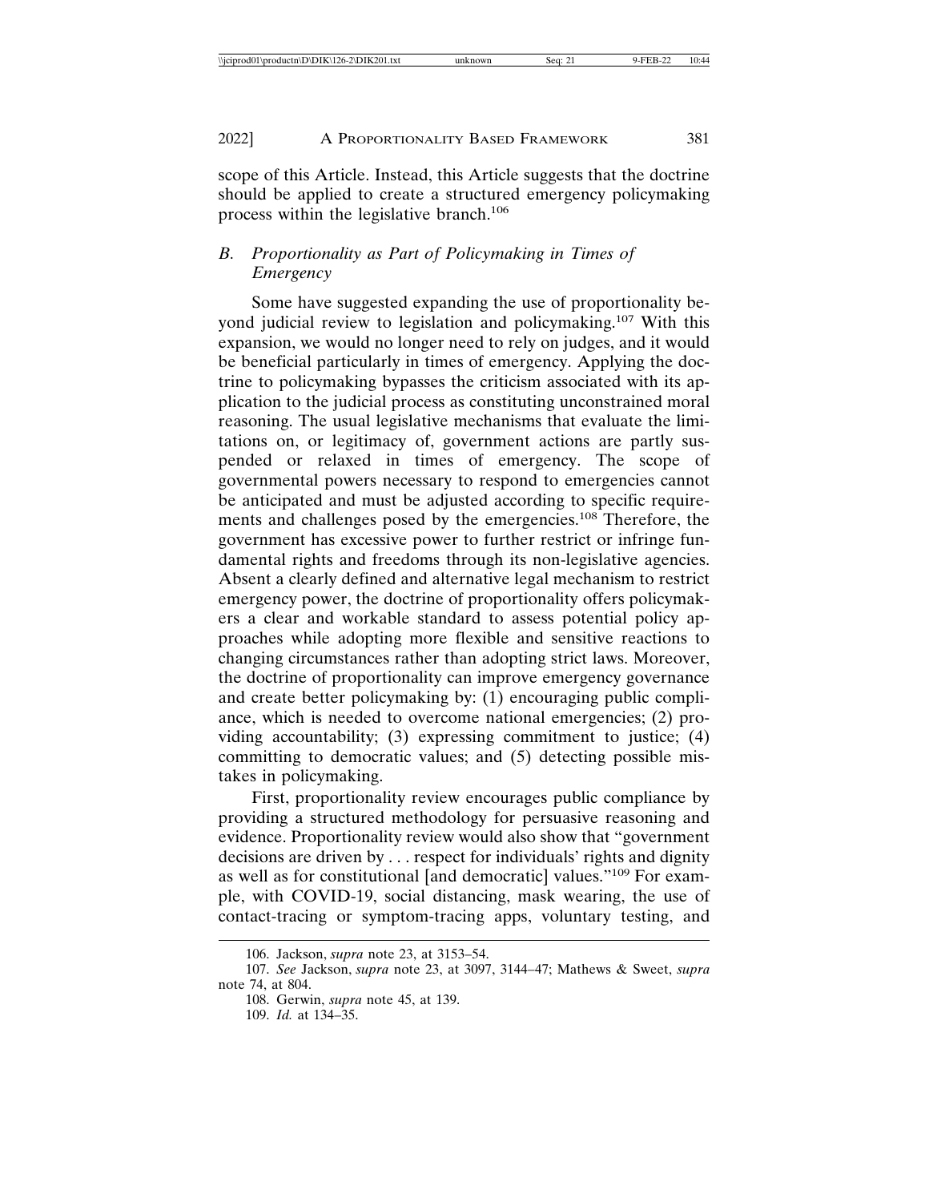scope of this Article. Instead, this Article suggests that the doctrine should be applied to create a structured emergency policymaking process within the legislative branch.[106]

### *B. Proportionality as Part of Policymaking in Times of Emergency*

Some have suggested expanding the use of proportionality beyond judicial review to legislation and policymaking.[107] With this expansion, we would no longer need to rely on judges, and it would be beneficial particularly in times of emergency. Applying the doctrine to policymaking bypasses the criticism associated with its application to the judicial process as constituting unconstrained moral reasoning. The usual legislative mechanisms that evaluate the limitations on, or legitimacy of, government actions are partly suspended or relaxed in times of emergency. The scope of governmental powers necessary to respond to emergencies cannot be anticipated and must be adjusted according to specific requirements and challenges posed by the emergencies.[108] Therefore, the government has excessive power to further restrict or infringe fundamental rights and freedoms through its non-legislative agencies. Absent a clearly defined and alternative legal mechanism to restrict emergency power, the doctrine of proportionality offers policymakers a clear and workable standard to assess potential policy approaches while adopting more flexible and sensitive reactions to changing circumstances rather than adopting strict laws. Moreover, the doctrine of proportionality can improve emergency governance and create better policymaking by: (1) encouraging public compliance, which is needed to overcome national emergencies; (2) providing accountability; (3) expressing commitment to justice; (4) committing to democratic values; and (5) detecting possible mistakes in policymaking.

First, proportionality review encourages public compliance by providing a structured methodology for persuasive reasoning and evidence. Proportionality review would also show that "government decisions are driven by . . . respect for individuals' rights and dignity as well as for constitutional [and democratic] values."[109] For example, with COVID-19, social distancing, mask wearing, the use of contact-tracing or symptom-tracing apps, voluntary testing, and

---

106. Jackson, *supra* note 23, at 3153–54.

107. *See* Jackson, *supra* note 23, at 3097, 3144–47; Mathews & Sweet, *supra* note 74, at 804.

108. Gerwin, *supra* note 45, at 139.

109. *Id.* at 134–35.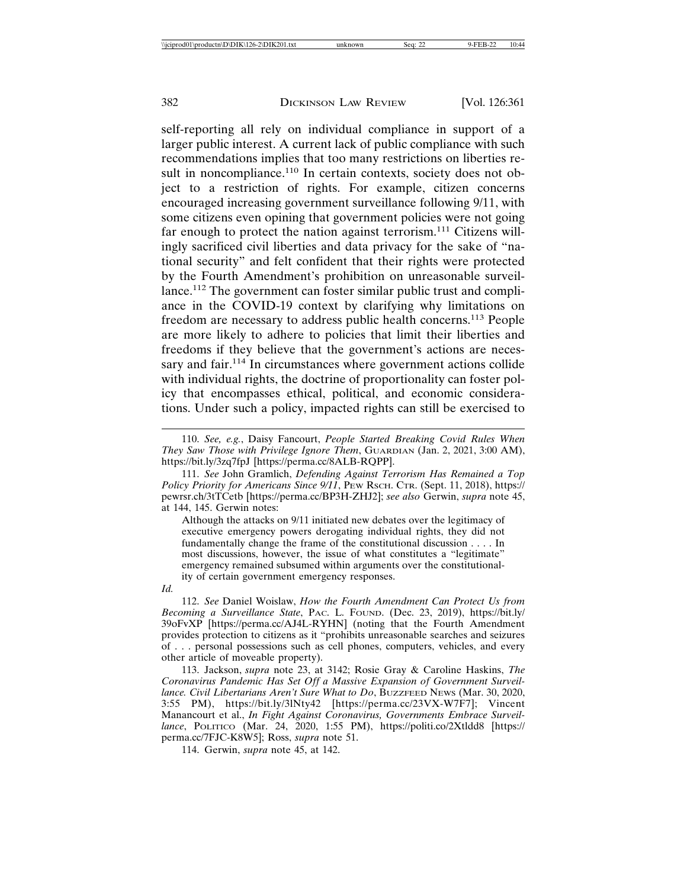self-reporting all rely on individual compliance in support of a larger public interest. A current lack of public compliance with such recommendations implies that too many restrictions on liberties result in noncompliance.[110] In certain contexts, society does not object to a restriction of rights. For example, citizen concerns encouraged increasing government surveillance following 9/11, with some citizens even opining that government policies were not going far enough to protect the nation against terrorism.[111] Citizens willingly sacrificed civil liberties and data privacy for the sake of "national security" and felt confident that their rights were protected by the Fourth Amendment's prohibition on unreasonable surveillance.[112] The government can foster similar public trust and compliance in the COVID-19 context by clarifying why limitations on freedom are necessary to address public health concerns.[113] People are more likely to adhere to policies that limit their liberties and freedoms if they believe that the government's actions are necessary and fair.[114] In circumstances where government actions collide with individual rights, the doctrine of proportionality can foster policy that encompasses ethical, political, and economic considerations. Under such a policy, impacted rights can still be exercised to

---

110. *See, e.g.*, Daisy Fancourt, *People Started Breaking Covid Rules When They Saw Those with Privilege Ignore Them*, GUARDIAN (Jan. 2, 2021, 3:00 AM), https://bit.ly/3zq7fpJ [https://perma.cc/8ALB-RQPP].

111. *See* John Gramlich, *Defending Against Terrorism Has Remained a Top Policy Priority for Americans Since 9/11*, PEW RSCH. CTR. (Sept. 11, 2018), https://pewrsr.ch/3tTCetb [https://perma.cc/BP3H-ZHJ2]; *see also* Gerwin, *supra* note 45, at 144, 145. Gerwin notes:

> Although the attacks on 9/11 initiated new debates over the legitimacy of executive emergency powers derogating individual rights, they did not fundamentally change the frame of the constitutional discussion . . . . In most discussions, however, the issue of what constitutes a "legitimate" emergency remained subsumed within arguments over the constitutionality of certain government emergency responses.

*Id.*

112. *See* Daniel Woislaw, *How the Fourth Amendment Can Protect Us from Becoming a Surveillance State*, PAC. L. FOUND. (Dec. 23, 2019), https://bit.ly/39oFvXP [https://perma.cc/AJ4L-RYHN] (noting that the Fourth Amendment provides protection to citizens as it "prohibits unreasonable searches and seizures of . . . personal possessions such as cell phones, computers, vehicles, and every other article of moveable property).

113. Jackson, *supra* note 23, at 3142; Rosie Gray & Caroline Haskins, *The Coronavirus Pandemic Has Set Off a Massive Expansion of Government Surveillance. Civil Libertarians Aren't Sure What to Do*, BUZZFEED NEWS (Mar. 30, 2020, 3:55 PM), https://bit.ly/3lNty42 [https://perma.cc/23VX-W7F7]; Vincent Manancourt et al., *In Fight Against Coronavirus, Governments Embrace Surveillance*, POLITICO (Mar. 24, 2020, 1:55 PM), https://politi.co/2Xtldd8 [https://perma.cc/7FJC-K8W5]; Ross, *supra* note 51.

114. Gerwin, *supra* note 45, at 142.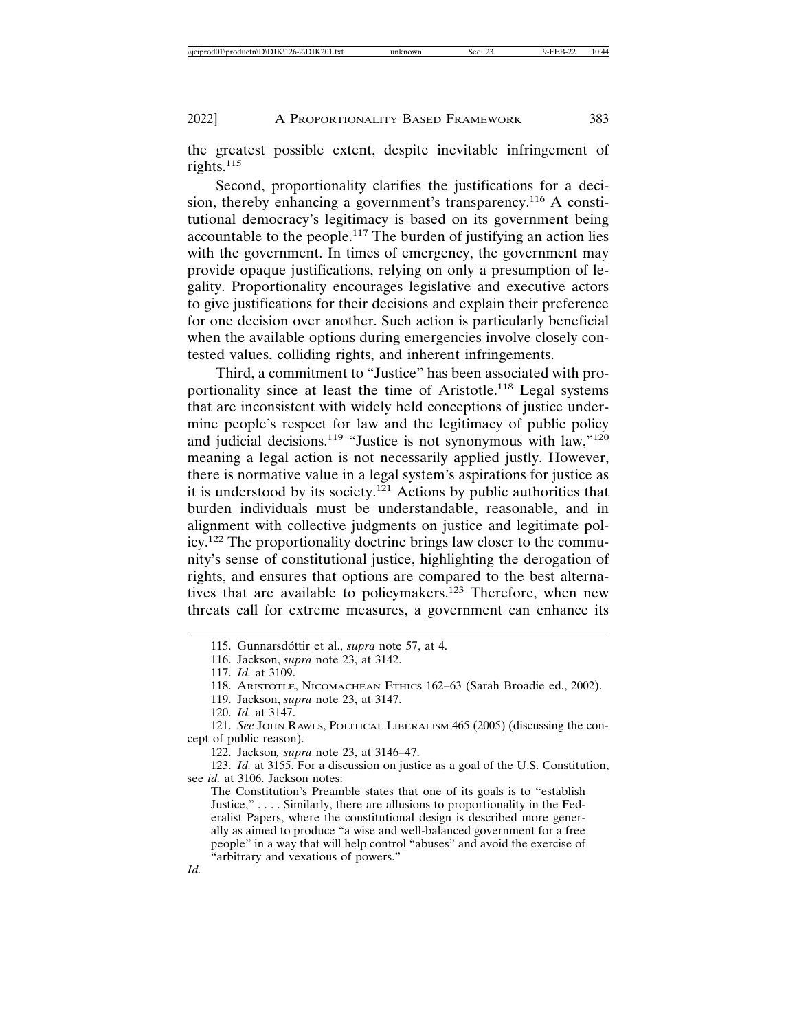the greatest possible extent, despite inevitable infringement of rights.[115]

Second, proportionality clarifies the justifications for a decision, thereby enhancing a government's transparency.[116] A constitutional democracy's legitimacy is based on its government being accountable to the people.[117] The burden of justifying an action lies with the government. In times of emergency, the government may provide opaque justifications, relying on only a presumption of legality. Proportionality encourages legislative and executive actors to give justifications for their decisions and explain their preference for one decision over another. Such action is particularly beneficial when the available options during emergencies involve closely contested values, colliding rights, and inherent infringements.

Third, a commitment to "Justice" has been associated with proportionality since at least the time of Aristotle.[118] Legal systems that are inconsistent with widely held conceptions of justice undermine people's respect for law and the legitimacy of public policy and judicial decisions.[119] "Justice is not synonymous with law,"[120] meaning a legal action is not necessarily applied justly. However, there is normative value in a legal system's aspirations for justice as it is understood by its society.[121] Actions by public authorities that burden individuals must be understandable, reasonable, and in alignment with collective judgments on justice and legitimate policy.[122] The proportionality doctrine brings law closer to the community's sense of constitutional justice, highlighting the derogation of rights, and ensures that options are compared to the best alternatives that are available to policymakers.[123] Therefore, when new threats call for extreme measures, a government can enhance its

---

115. Gunnarsdóttir et al., *supra* note 57, at 4.

116. Jackson, *supra* note 23, at 3142.

117. *Id.* at 3109.

118. ARISTOTLE, NICOMACHEAN ETHICS 162–63 (Sarah Broadie ed., 2002).

119. Jackson, *supra* note 23, at 3147.

120. *Id.* at 3147.

121. *See* JOHN RAWLS, POLITICAL LIBERALISM 465 (2005) (discussing the concept of public reason).

122. Jackson*, supra* note 23, at 3146–47.

123. *Id.* at 3155. For a discussion on justice as a goal of the U.S. Constitution, see *id.* at 3106. Jackson notes:

> The Constitution's Preamble states that one of its goals is to "establish Justice," . . . . Similarly, there are allusions to proportionality in the Federalist Papers, where the constitutional design is described more generally as aimed to produce "a wise and well-balanced government for a free people" in a way that will help control "abuses" and avoid the exercise of "arbitrary and vexatious of powers."

*Id.*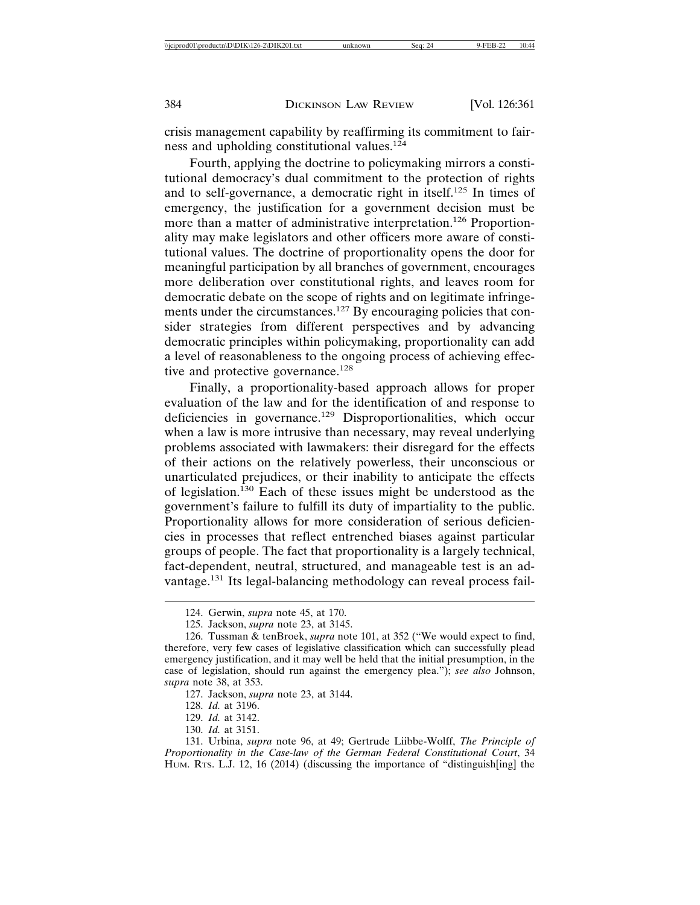crisis management capability by reaffirming its commitment to fairness and upholding constitutional values.[124]

Fourth, applying the doctrine to policymaking mirrors a constitutional democracy's dual commitment to the protection of rights and to self-governance, a democratic right in itself.[125] In times of emergency, the justification for a government decision must be more than a matter of administrative interpretation.[126] Proportionality may make legislators and other officers more aware of constitutional values. The doctrine of proportionality opens the door for meaningful participation by all branches of government, encourages more deliberation over constitutional rights, and leaves room for democratic debate on the scope of rights and on legitimate infringements under the circumstances.[127] By encouraging policies that consider strategies from different perspectives and by advancing democratic principles within policymaking, proportionality can add a level of reasonableness to the ongoing process of achieving effective and protective governance.[128]

Finally, a proportionality-based approach allows for proper evaluation of the law and for the identification of and response to deficiencies in governance.[129] Disproportionalities, which occur when a law is more intrusive than necessary, may reveal underlying problems associated with lawmakers: their disregard for the effects of their actions on the relatively powerless, their unconscious or unarticulated prejudices, or their inability to anticipate the effects of legislation.[130] Each of these issues might be understood as the government's failure to fulfill its duty of impartiality to the public. Proportionality allows for more consideration of serious deficiencies in processes that reflect entrenched biases against particular groups of people. The fact that proportionality is a largely technical, fact-dependent, neutral, structured, and manageable test is an advantage.[131] Its legal-balancing methodology can reveal process fail-

---

124. Gerwin, *supra* note 45, at 170.

125. Jackson, *supra* note 23, at 3145.

126. Tussman & tenBroek, *supra* note 101, at 352 ("We would expect to find, therefore, very few cases of legislative classification which can successfully plead emergency justification, and it may well be held that the initial presumption, in the case of legislation, should run against the emergency plea."); *see also* Johnson, *supra* note 38, at 353.

127. Jackson, *supra* note 23, at 3144.

128. *Id.* at 3196.

129. *Id.* at 3142.

130. *Id.* at 3151.

131. Urbina, *supra* note 96, at 49; Gertrude Lübbe-Wolff, *The Principle of Proportionality in the Case-law of the German Federal Constitutional Court*, 34 HUM. RTS. L.J. 12, 16 (2014) (discussing the importance of "distinguish[ing] the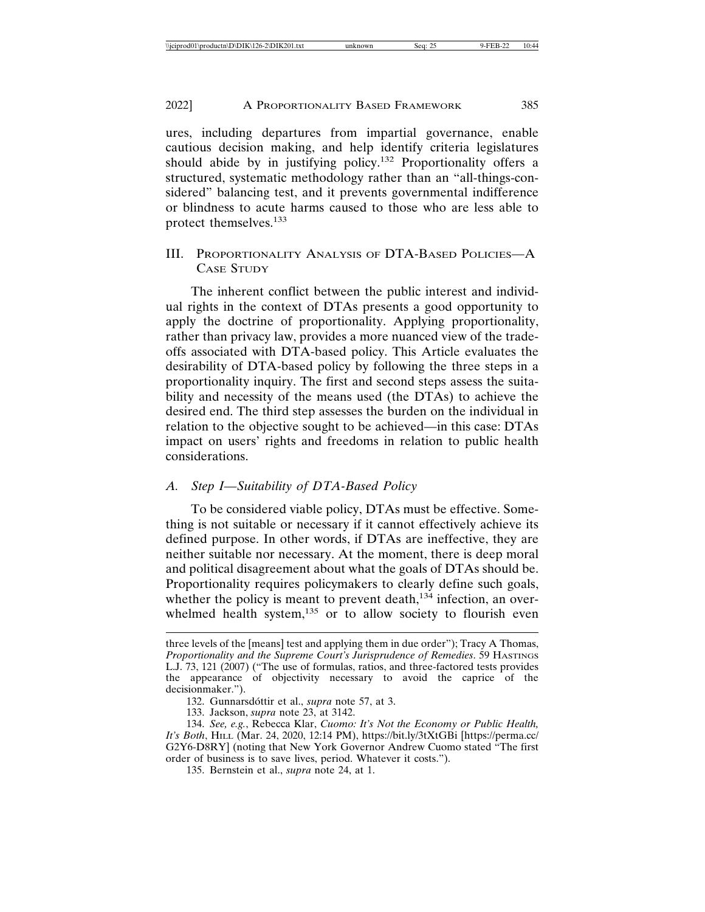ures, including departures from impartial governance, enable cautious decision making, and help identify criteria legislatures should abide by in justifying policy.[132] Proportionality offers a structured, systematic methodology rather than an "all-things-considered" balancing test, and it prevents governmental indifference or blindness to acute harms caused to those who are less able to protect themselves.[133]

## III. PROPORTIONALITY ANALYSIS OF DTA-BASED POLICIES—A CASE STUDY

The inherent conflict between the public interest and individual rights in the context of DTAs presents a good opportunity to apply the doctrine of proportionality. Applying proportionality, rather than privacy law, provides a more nuanced view of the trade-offs associated with DTA-based policy. This Article evaluates the desirability of DTA-based policy by following the three steps in a proportionality inquiry. The first and second steps assess the suitability and necessity of the means used (the DTAs) to achieve the desired end. The third step assesses the burden on the individual in relation to the objective sought to be achieved—in this case: DTAs impact on users' rights and freedoms in relation to public health considerations.

### *A. Step I—Suitability of DTA-Based Policy*

To be considered viable policy, DTAs must be effective. Something is not suitable or necessary if it cannot effectively achieve its defined purpose. In other words, if DTAs are ineffective, they are neither suitable nor necessary. At the moment, there is deep moral and political disagreement about what the goals of DTAs should be. Proportionality requires policymakers to clearly define such goals, whether the policy is meant to prevent death,[134] infection, an overwhelmed health system,[135] or to allow society to flourish even

---

three levels of the [means] test and applying them in due order"); Tracy A Thomas, *Proportionality and the Supreme Court's Jurisprudence of Remedies*. 59 HASTINGS L.J. 73, 121 (2007) ("The use of formulas, ratios, and three-factored tests provides the appearance of objectivity necessary to avoid the caprice of the decisionmaker.").

132. Gunnarsdóttir et al., *supra* note 57, at 3.

133. Jackson, *supra* note 23, at 3142.

134. *See, e.g.*, Rebecca Klar, *Cuomo: It's Not the Economy or Public Health, It's Both*, HILL (Mar. 24, 2020, 12:14 PM), https://bit.ly/3tXtGBi [https://perma.cc/G2Y6-D8RY] (noting that New York Governor Andrew Cuomo stated "The first order of business is to save lives, period. Whatever it costs.").

135. Bernstein et al., *supra* note 24, at 1.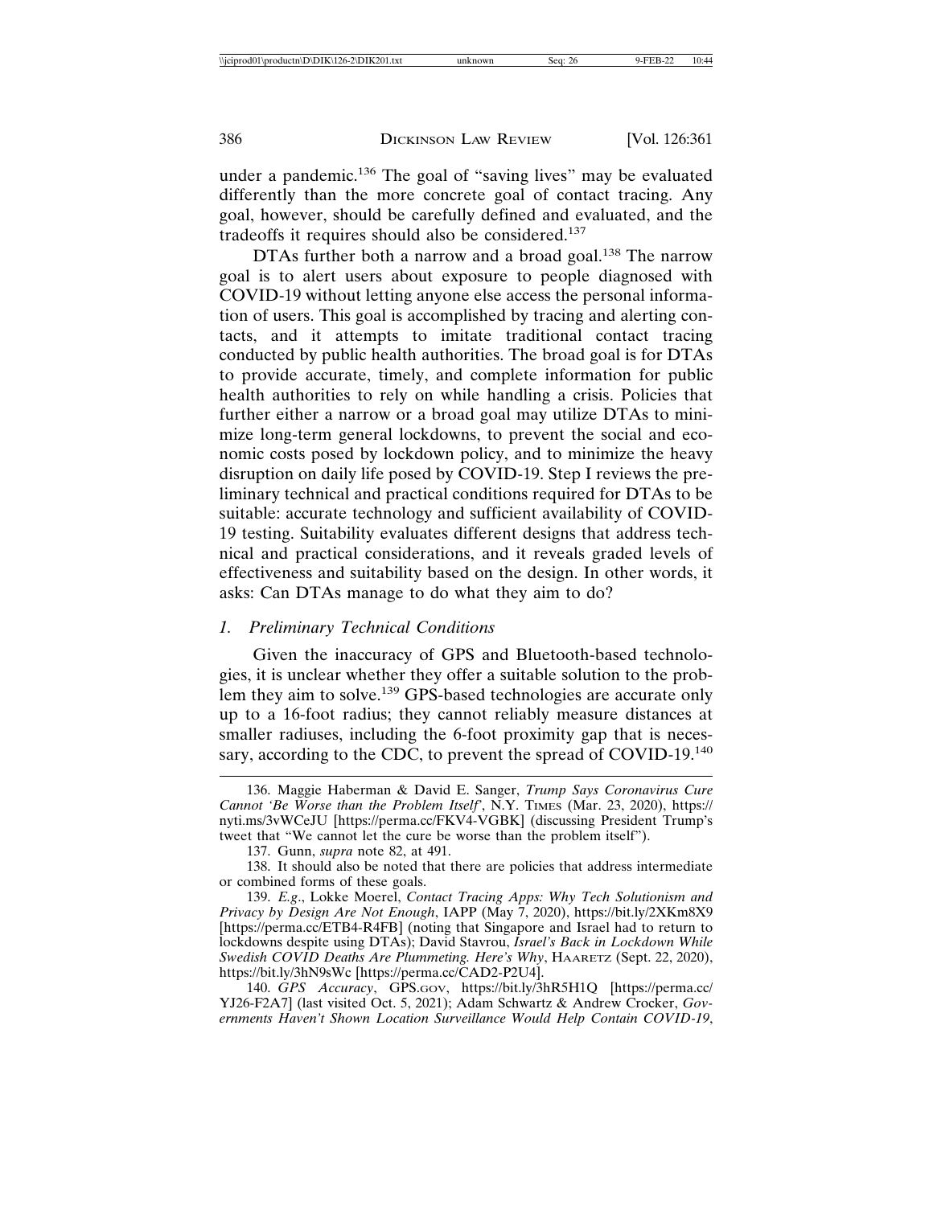under a pandemic.[136] The goal of "saving lives" may be evaluated differently than the more concrete goal of contact tracing. Any goal, however, should be carefully defined and evaluated, and the tradeoffs it requires should also be considered.[137]

DTAs further both a narrow and a broad goal.[138] The narrow goal is to alert users about exposure to people diagnosed with COVID-19 without letting anyone else access the personal information of users. This goal is accomplished by tracing and alerting contacts, and it attempts to imitate traditional contact tracing conducted by public health authorities. The broad goal is for DTAs to provide accurate, timely, and complete information for public health authorities to rely on while handling a crisis. Policies that further either a narrow or a broad goal may utilize DTAs to minimize long-term general lockdowns, to prevent the social and economic costs posed by lockdown policy, and to minimize the heavy disruption on daily life posed by COVID-19. Step I reviews the preliminary technical and practical conditions required for DTAs to be suitable: accurate technology and sufficient availability of COVID-19 testing. Suitability evaluates different designs that address technical and practical considerations, and it reveals graded levels of effectiveness and suitability based on the design. In other words, it asks: Can DTAs manage to do what they aim to do?

### *1. Preliminary Technical Conditions*

Given the inaccuracy of GPS and Bluetooth-based technologies, it is unclear whether they offer a suitable solution to the problem they aim to solve.[139] GPS-based technologies are accurate only up to a 16-foot radius; they cannot reliably measure distances at smaller radiuses, including the 6-foot proximity gap that is necessary, according to the CDC, to prevent the spread of COVID-19.[140]

---

136. Maggie Haberman & David E. Sanger, *Trump Says Coronavirus Cure Cannot 'Be Worse than the Problem Itself'*, N.Y. TIMES (Mar. 23, 2020), https://nyti.ms/3vWCeJU [https://perma.cc/FKV4-VGBK] (discussing President Trump's tweet that "We cannot let the cure be worse than the problem itself").

137. Gunn, *supra* note 82, at 491.

138. It should also be noted that there are policies that address intermediate or combined forms of these goals.

139. *E.g.*, Lokke Moerel, *Contact Tracing Apps: Why Tech Solutionism and Privacy by Design Are Not Enough*, IAPP (May 7, 2020), https://bit.ly/2XKm8X9 [https://perma.cc/ETB4-R4FB] (noting that Singapore and Israel had to return to lockdowns despite using DTAs); David Stavrou, *Israel's Back in Lockdown While Swedish COVID Deaths Are Plummeting. Here's Why*, HAARETZ (Sept. 22, 2020), https://bit.ly/3hN9sWc [https://perma.cc/CAD2-P2U4].

140. *GPS Accuracy*, GPS.GOV, https://bit.ly/3hR5H1Q [https://perma.cc/YJ26-F2A7] (last visited Oct. 5, 2021); Adam Schwartz & Andrew Crocker, *Governments Haven't Shown Location Surveillance Would Help Contain COVID-19*,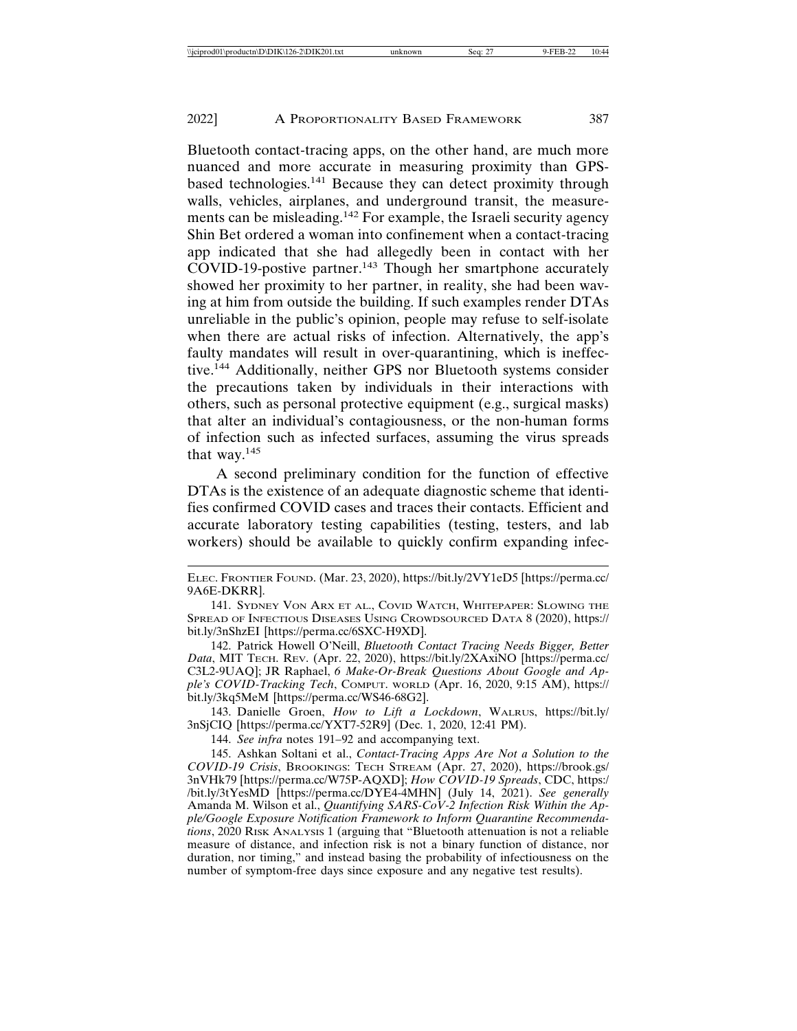Bluetooth contact-tracing apps, on the other hand, are much more nuanced and more accurate in measuring proximity than GPS-based technologies.[141] Because they can detect proximity through walls, vehicles, airplanes, and underground transit, the measurements can be misleading.[142] For example, the Israeli security agency Shin Bet ordered a woman into confinement when a contact-tracing app indicated that she had allegedly been in contact with her COVID-19-postive partner.[143] Though her smartphone accurately showed her proximity to her partner, in reality, she had been waving at him from outside the building. If such examples render DTAs unreliable in the public's opinion, people may refuse to self-isolate when there are actual risks of infection. Alternatively, the app's faulty mandates will result in over-quarantining, which is ineffective.[144] Additionally, neither GPS nor Bluetooth systems consider the precautions taken by individuals in their interactions with others, such as personal protective equipment (e.g., surgical masks) that alter an individual's contagiousness, or the non-human forms of infection such as infected surfaces, assuming the virus spreads that way.[145]

A second preliminary condition for the function of effective DTAs is the existence of an adequate diagnostic scheme that identifies confirmed COVID cases and traces their contacts. Efficient and accurate laboratory testing capabilities (testing, testers, and lab workers) should be available to quickly confirm expanding infec-

---

ELEC. FRONTIER FOUND. (Mar. 23, 2020), https://bit.ly/2VY1eD5 [https://perma.cc/9A6E-DKRR].

141. SYDNEY VON ARX ET AL., COVID WATCH, WHITEPAPER: SLOWING THE SPREAD OF INFECTIOUS DISEASES USING CROWDSOURCED DATA 8 (2020), https://bit.ly/3nShzEI [https://perma.cc/6SXC-H9XD].

142. Patrick Howell O'Neill, *Bluetooth Contact Tracing Needs Bigger, Better Data*, MIT TECH. REV. (Apr. 22, 2020), https://bit.ly/2XAxiNO [https://perma.cc/C3L2-9UAQ]; JR Raphael, *6 Make-Or-Break Questions About Google and Apple's COVID-Tracking Tech*, COMPUT. WORLD (Apr. 16, 2020, 9:15 AM), https://bit.ly/3kq5MeM [https://perma.cc/WS46-68G2].

143. Danielle Groen, *How to Lift a Lockdown*, WALRUS, https://bit.ly/3nSjCIQ [https://perma.cc/YXT7-52R9] (Dec. 1, 2020, 12:41 PM).

144. *See infra* notes 191–92 and accompanying text.

145. Ashkan Soltani et al., *Contact-Tracing Apps Are Not a Solution to the COVID-19 Crisis*, BROOKINGS: TECH STREAM (Apr. 27, 2020), https://brook.gs/3nVHk79 [https://perma.cc/W75P-AQXD]; *How COVID-19 Spreads*, CDC, https://bit.ly/3tYesMD [https://perma.cc/DYE4-4MHN] (July 14, 2021). *See generally* Amanda M. Wilson et al., *Quantifying SARS-CoV-2 Infection Risk Within the Apple/Google Exposure Notification Framework to Inform Quarantine Recommendations*, 2020 RISK ANALYSIS 1 (arguing that "Bluetooth attenuation is not a reliable measure of distance, and infection risk is not a binary function of distance, nor duration, nor timing," and instead basing the probability of infectiousness on the number of symptom-free days since exposure and any negative test results).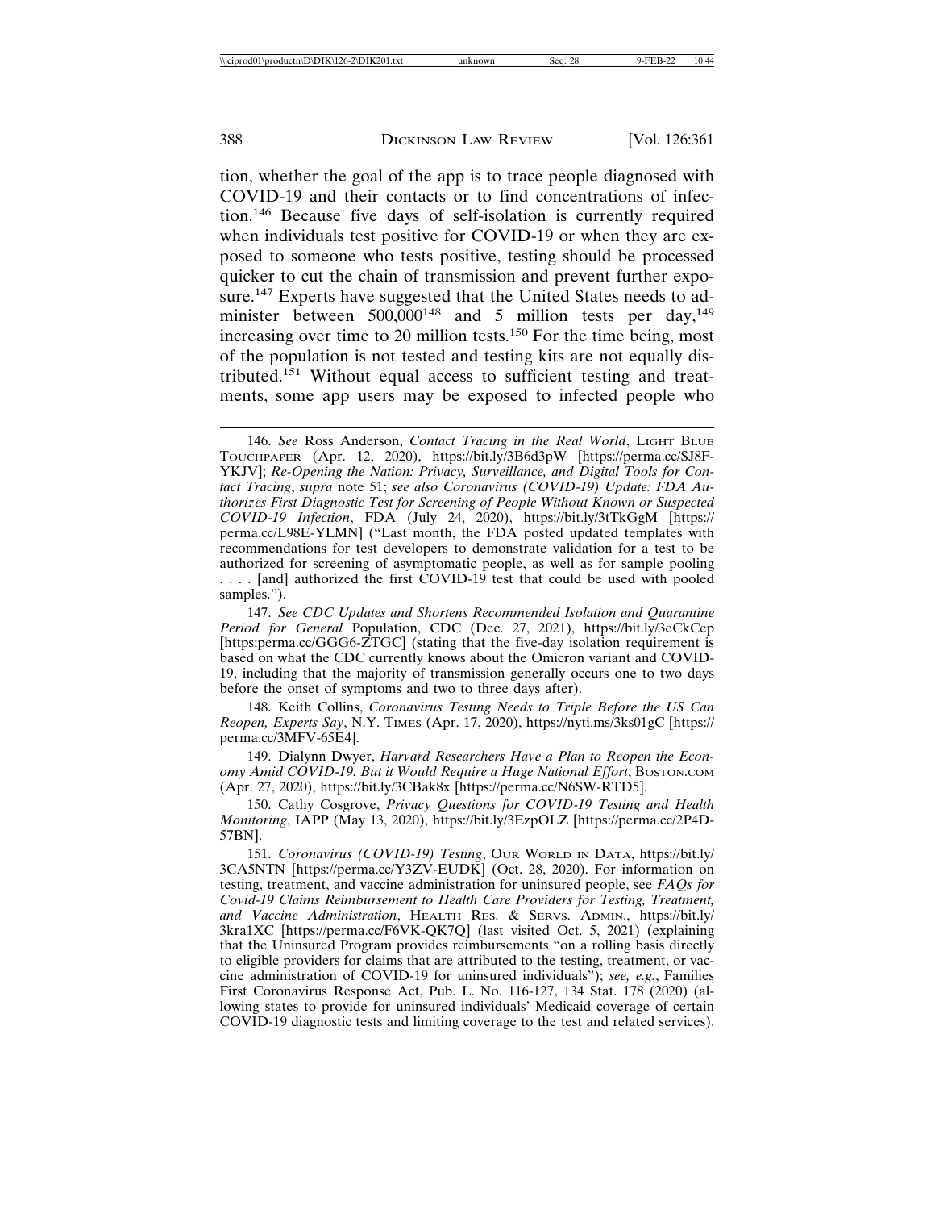tion, whether the goal of the app is to trace people diagnosed with COVID-19 and their contacts or to find concentrations of infection.[146] Because five days of self-isolation is currently required when individuals test positive for COVID-19 or when they are exposed to someone who tests positive, testing should be processed quicker to cut the chain of transmission and prevent further exposure.[147] Experts have suggested that the United States needs to administer between 500,000[148] and 5 million tests per day,[149] increasing over time to 20 million tests.[150] For the time being, most of the population is not tested and testing kits are not equally distributed.[151] Without equal access to sufficient testing and treatments, some app users may be exposed to infected people who

---

146. *See* Ross Anderson, *Contact Tracing in the Real World*, LIGHT BLUE TOUCHPAPER (Apr. 12, 2020), https://bit.ly/3B6d3pW [https://perma.cc/SJ8F-YKJV]; *Re-Opening the Nation: Privacy, Surveillance, and Digital Tools for Contact Tracing*, *supra* note 51; *see also Coronavirus (COVID-19) Update: FDA Authorizes First Diagnostic Test for Screening of People Without Known or Suspected COVID-19 Infection*, FDA (July 24, 2020), https://bit.ly/3tTkGgM [https://perma.cc/L98E-YLMN] ("Last month, the FDA posted updated templates with recommendations for test developers to demonstrate validation for a test to be authorized for screening of asymptomatic people, as well as for sample pooling . . . . [and] authorized the first COVID-19 test that could be used with pooled samples.").

147. *See CDC Updates and Shortens Recommended Isolation and Quarantine Period for General* Population, CDC (Dec. 27, 2021), https://bit.ly/3eCkCep [https:perma.cc/GGG6-ZTGC] (stating that the five-day isolation requirement is based on what the CDC currently knows about the Omicron variant and COVID-19, including that the majority of transmission generally occurs one to two days before the onset of symptoms and two to three days after).

148. Keith Collins, *Coronavirus Testing Needs to Triple Before the US Can Reopen, Experts Say*, N.Y. TIMES (Apr. 17, 2020), https://nyti.ms/3ks01gC [https://perma.cc/3MFV-65E4].

149. Dialynn Dwyer, *Harvard Researchers Have a Plan to Reopen the Economy Amid COVID-19. But it Would Require a Huge National Effort*, BOSTON.COM (Apr. 27, 2020), https://bit.ly/3CBak8x [https://perma.cc/N6SW-RTD5].

150. Cathy Cosgrove, *Privacy Questions for COVID-19 Testing and Health Monitoring*, IAPP (May 13, 2020), https://bit.ly/3EzpOLZ [https://perma.cc/2P4D-57BN].

151. *Coronavirus (COVID-19) Testing*, OUR WORLD IN DATA, https://bit.ly/3CA5NTN [https://perma.cc/Y3ZV-EUDK] (Oct. 28, 2020). For information on testing, treatment, and vaccine administration for uninsured people, see *FAQs for Covid-19 Claims Reimbursement to Health Care Providers for Testing, Treatment, and Vaccine Administration*, HEALTH RES. & SERVS. ADMIN., https://bit.ly/3kra1XC [https://perma.cc/F6VK-QK7Q] (last visited Oct. 5, 2021) (explaining that the Uninsured Program provides reimbursements "on a rolling basis directly to eligible providers for claims that are attributed to the testing, treatment, or vaccine administration of COVID-19 for uninsured individuals"); *see, e.g.*, Families First Coronavirus Response Act, Pub. L. No. 116-127, 134 Stat. 178 (2020) (allowing states to provide for uninsured individuals' Medicaid coverage of certain COVID-19 diagnostic tests and limiting coverage to the test and related services).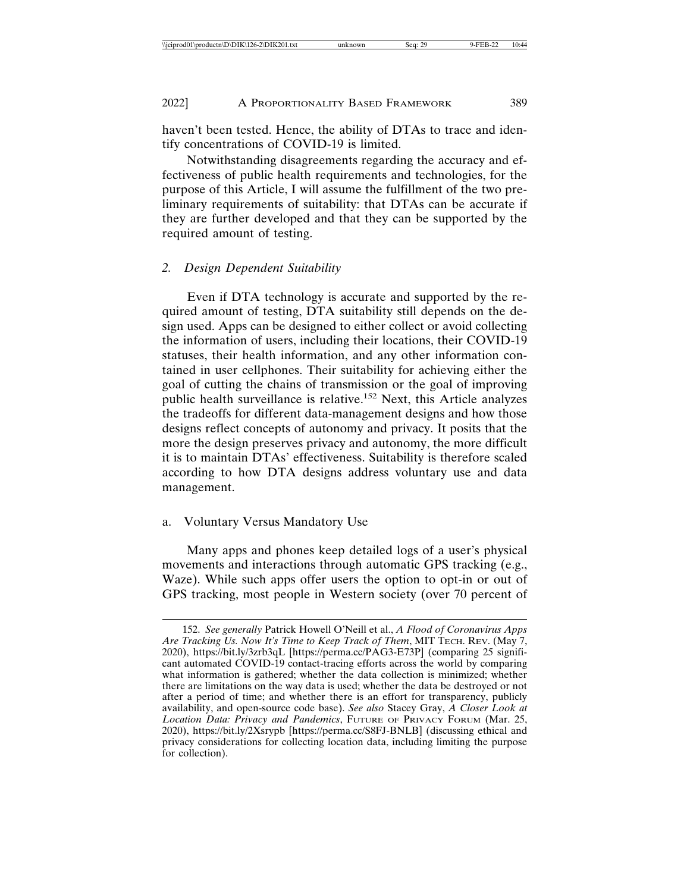haven't been tested. Hence, the ability of DTAs to trace and identify concentrations of COVID-19 is limited.

Notwithstanding disagreements regarding the accuracy and effectiveness of public health requirements and technologies, for the purpose of this Article, I will assume the fulfillment of the two preliminary requirements of suitability: that DTAs can be accurate if they are further developed and that they can be supported by the required amount of testing.

### 2. *Design Dependent Suitability*

Even if DTA technology is accurate and supported by the required amount of testing, DTA suitability still depends on the design used. Apps can be designed to either collect or avoid collecting the information of users, including their locations, their COVID-19 statuses, their health information, and any other information contained in user cellphones. Their suitability for achieving either the goal of cutting the chains of transmission or the goal of improving public health surveillance is relative.[152] Next, this Article analyzes the tradeoffs for different data-management designs and how those designs reflect concepts of autonomy and privacy. It posits that the more the design preserves privacy and autonomy, the more difficult it is to maintain DTAs' effectiveness. Suitability is therefore scaled according to how DTA designs address voluntary use and data management.

#### a. Voluntary Versus Mandatory Use

Many apps and phones keep detailed logs of a user's physical movements and interactions through automatic GPS tracking (e.g., Waze). While such apps offer users the option to opt-in or out of GPS tracking, most people in Western society (over 70 percent of

---

152. *See generally* Patrick Howell O'Neill et al., *A Flood of Coronavirus Apps Are Tracking Us. Now It's Time to Keep Track of Them*, MIT TECH. REV. (May 7, 2020), https://bit.ly/3zrb3qL [https://perma.cc/PAG3-E73P] (comparing 25 significant automated COVID-19 contact-tracing efforts across the world by comparing what information is gathered; whether the data collection is minimized; whether there are limitations on the way data is used; whether the data be destroyed or not after a period of time; and whether there is an effort for transparency, publicly availability, and open-source code base). *See also* Stacey Gray, *A Closer Look at Location Data: Privacy and Pandemics*, FUTURE OF PRIVACY FORUM (Mar. 25, 2020), https://bit.ly/2Xsrypb [https://perma.cc/S8FJ-BNLB] (discussing ethical and privacy considerations for collecting location data, including limiting the purpose for collection).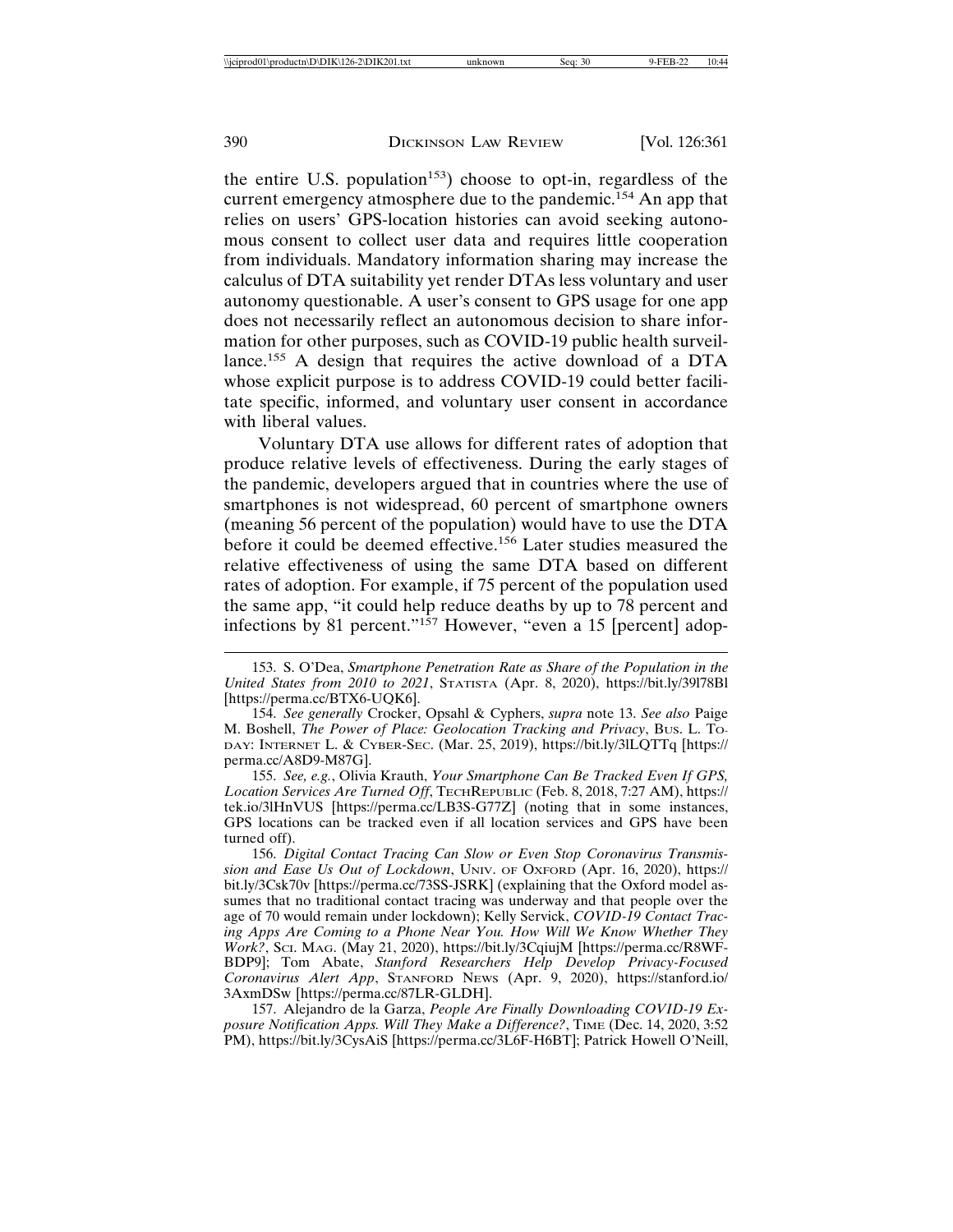the entire U.S. population[153]) choose to opt-in, regardless of the current emergency atmosphere due to the pandemic.[154] An app that relies on users' GPS-location histories can avoid seeking autonomous consent to collect user data and requires little cooperation from individuals. Mandatory information sharing may increase the calculus of DTA suitability yet render DTAs less voluntary and user autonomy questionable. A user's consent to GPS usage for one app does not necessarily reflect an autonomous decision to share information for other purposes, such as COVID-19 public health surveillance.[155] A design that requires the active download of a DTA whose explicit purpose is to address COVID-19 could better facilitate specific, informed, and voluntary user consent in accordance with liberal values.

Voluntary DTA use allows for different rates of adoption that produce relative levels of effectiveness. During the early stages of the pandemic, developers argued that in countries where the use of smartphones is not widespread, 60 percent of smartphone owners (meaning 56 percent of the population) would have to use the DTA before it could be deemed effective.[156] Later studies measured the relative effectiveness of using the same DTA based on different rates of adoption. For example, if 75 percent of the population used the same app, "it could help reduce deaths by up to 78 percent and infections by 81 percent."[157] However, "even a 15 [percent] adop-

---

153. S. O'Dea, *Smartphone Penetration Rate as Share of the Population in the United States from 2010 to 2021*, STATISTA (Apr. 8, 2020), https://bit.ly/39l78Bl [https://perma.cc/BTX6-UQK6].

154. *See generally* Crocker, Opsahl & Cyphers, *supra* note 13. *See also* Paige M. Boshell, *The Power of Place: Geolocation Tracking and Privacy*, BUS. L. TODAY: INTERNET L. & CYBER-SEC. (Mar. 25, 2019), https://bit.ly/3lLQTTq [https://perma.cc/A8D9-M87G].

155. *See, e.g.*, Olivia Krauth, *Your Smartphone Can Be Tracked Even If GPS, Location Services Are Turned Off*, TECHREPUBLIC (Feb. 8, 2018, 7:27 AM), https://tek.io/3lHnVUS [https://perma.cc/LB3S-G77Z] (noting that in some instances, GPS locations can be tracked even if all location services and GPS have been turned off).

156. *Digital Contact Tracing Can Slow or Even Stop Coronavirus Transmission and Ease Us Out of Lockdown*, UNIV. OF OXFORD (Apr. 16, 2020), https://bit.ly/3Csk70v [https://perma.cc/73SS-JSRK] (explaining that the Oxford model assumes that no traditional contact tracing was underway and that people over the age of 70 would remain under lockdown); Kelly Servick, *COVID-19 Contact Tracing Apps Are Coming to a Phone Near You. How Will We Know Whether They Work?*, SCI. MAG. (May 21, 2020), https://bit.ly/3CqiujM [https://perma.cc/R8WF-BDP9]; Tom Abate, *Stanford Researchers Help Develop Privacy-Focused Coronavirus Alert App*, STANFORD NEWS (Apr. 9, 2020), https://stanford.io/3AxmDSw [https://perma.cc/87LR-GLDH].

157. Alejandro de la Garza, *People Are Finally Downloading COVID-19 Exposure Notification Apps. Will They Make a Difference?*, TIME (Dec. 14, 2020, 3:52 PM), https://bit.ly/3CysAiS [https://perma.cc/3L6F-H6BT]; Patrick Howell O'Neill,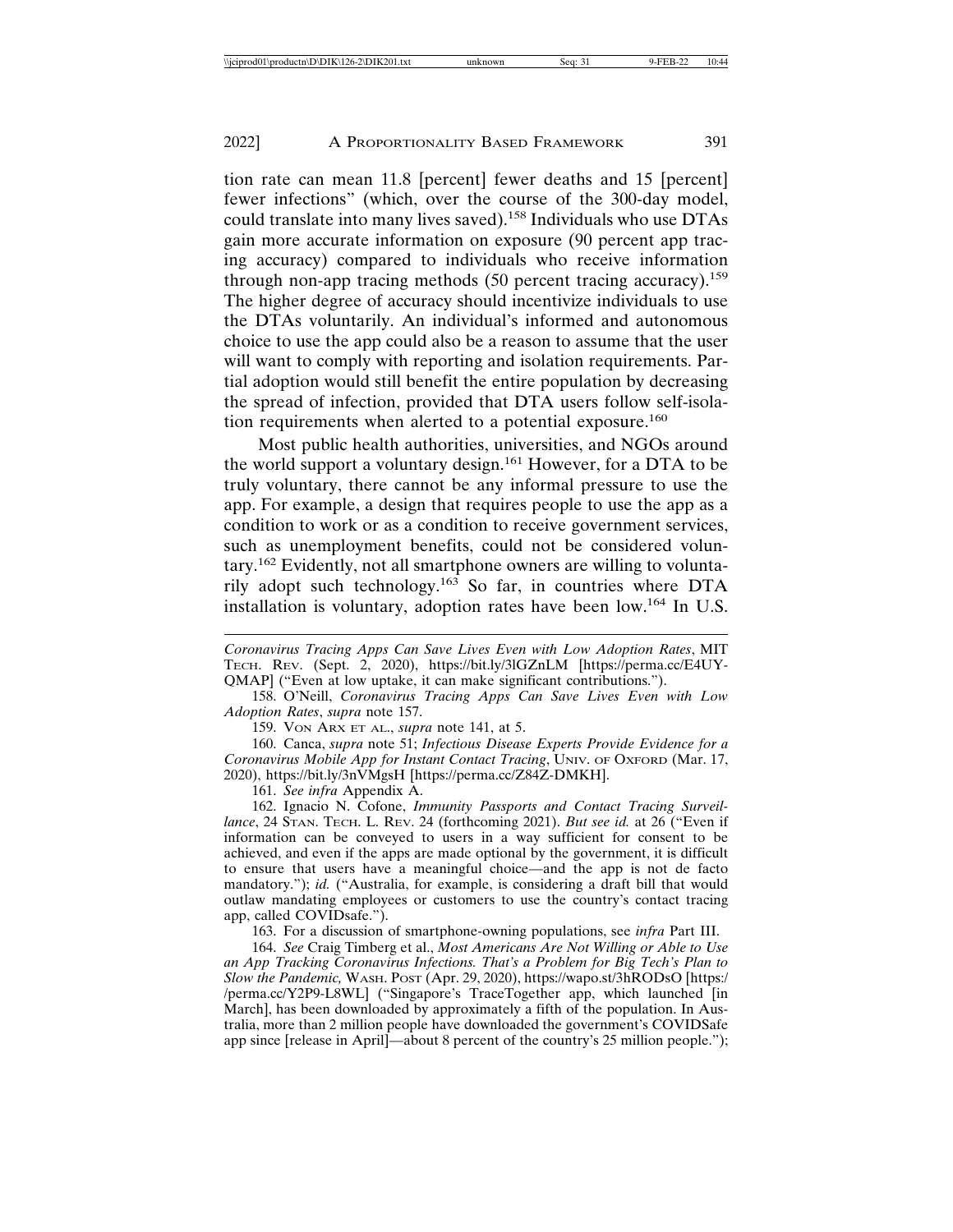tion rate can mean 11.8 [percent] fewer deaths and 15 [percent] fewer infections" (which, over the course of the 300-day model, could translate into many lives saved).[158] Individuals who use DTAs gain more accurate information on exposure (90 percent app tracing accuracy) compared to individuals who receive information through non-app tracing methods (50 percent tracing accuracy).[159] The higher degree of accuracy should incentivize individuals to use the DTAs voluntarily. An individual's informed and autonomous choice to use the app could also be a reason to assume that the user will want to comply with reporting and isolation requirements. Partial adoption would still benefit the entire population by decreasing the spread of infection, provided that DTA users follow self-isolation requirements when alerted to a potential exposure.[160]

Most public health authorities, universities, and NGOs around the world support a voluntary design.[161] However, for a DTA to be truly voluntary, there cannot be any informal pressure to use the app. For example, a design that requires people to use the app as a condition to work or as a condition to receive government services, such as unemployment benefits, could not be considered voluntary.[162] Evidently, not all smartphone owners are willing to voluntarily adopt such technology.[163] So far, in countries where DTA installation is voluntary, adoption rates have been low.[164] In U.S.

---

*Coronavirus Tracing Apps Can Save Lives Even with Low Adoption Rates*, MIT TECH. REV. (Sept. 2, 2020), https://bit.ly/3lGZnLM [https://perma.cc/E4UY-QMAP] ("Even at low uptake, it can make significant contributions.").

158. O'Neill, *Coronavirus Tracing Apps Can Save Lives Even with Low Adoption Rates*, *supra* note 157.

159. VON ARX ET AL., *supra* note 141, at 5.

160. Canca, *supra* note 51; *Infectious Disease Experts Provide Evidence for a Coronavirus Mobile App for Instant Contact Tracing*, UNIV. OF OXFORD (Mar. 17, 2020), https://bit.ly/3nVMgsH [https://perma.cc/Z84Z-DMKH].

161. *See infra* Appendix A.

162. Ignacio N. Cofone, *Immunity Passports and Contact Tracing Surveillance*, 24 STAN. TECH. L. REV. 24 (forthcoming 2021). *But see id.* at 26 ("Even if information can be conveyed to users in a way sufficient for consent to be achieved, and even if the apps are made optional by the government, it is difficult to ensure that users have a meaningful choice—and the app is not de facto mandatory."); *id.* ("Australia, for example, is considering a draft bill that would outlaw mandating employees or customers to use the country's contact tracing app, called COVIDsafe.").

163. For a discussion of smartphone-owning populations, see *infra* Part III.

164. *See* Craig Timberg et al., *Most Americans Are Not Willing or Able to Use an App Tracking Coronavirus Infections. That's a Problem for Big Tech's Plan to Slow the Pandemic,* WASH. POST (Apr. 29, 2020), https://wapo.st/3hRODsO [https://perma.cc/Y2P9-L8WL] ("Singapore's TraceTogether app, which launched [in March], has been downloaded by approximately a fifth of the population. In Australia, more than 2 million people have downloaded the government's COVIDSafe app since [release in April]—about 8 percent of the country's 25 million people.");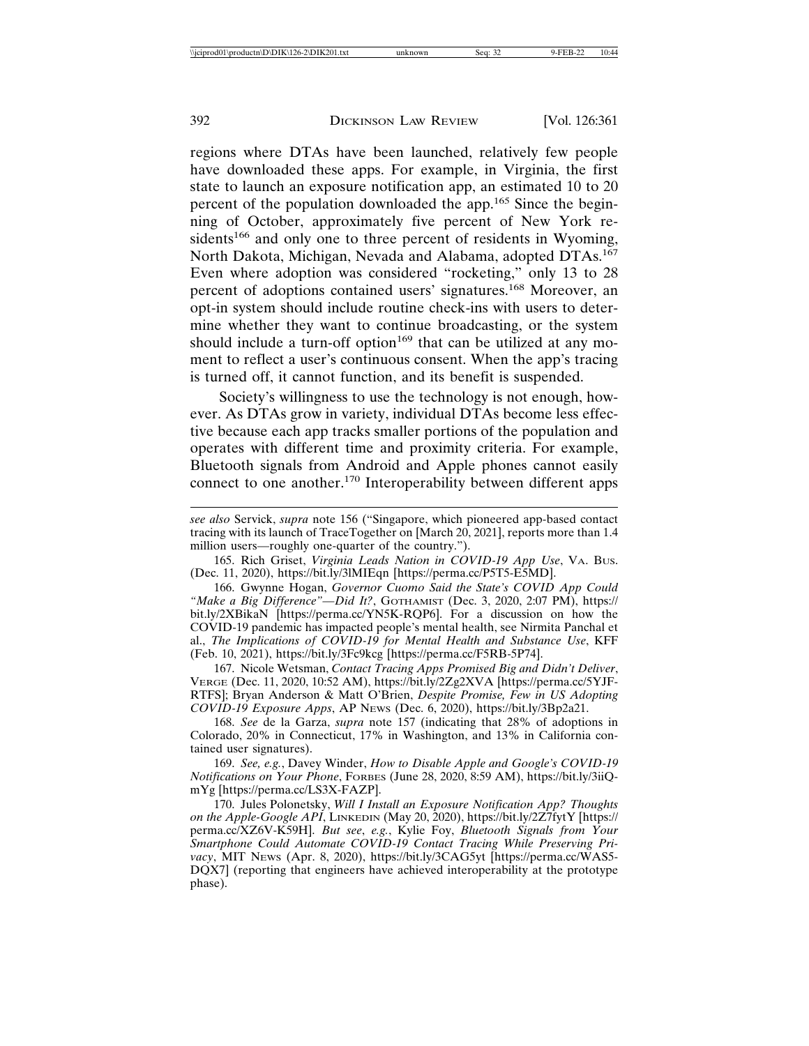regions where DTAs have been launched, relatively few people have downloaded these apps. For example, in Virginia, the first state to launch an exposure notification app, an estimated 10 to 20 percent of the population downloaded the app.[165] Since the beginning of October, approximately five percent of New York residents[166] and only one to three percent of residents in Wyoming, North Dakota, Michigan, Nevada and Alabama, adopted DTAs.[167] Even where adoption was considered "rocketing," only 13 to 28 percent of adoptions contained users' signatures.[168] Moreover, an opt-in system should include routine check-ins with users to determine whether they want to continue broadcasting, or the system should include a turn-off option[169] that can be utilized at any moment to reflect a user's continuous consent. When the app's tracing is turned off, it cannot function, and its benefit is suspended.

Society's willingness to use the technology is not enough, however. As DTAs grow in variety, individual DTAs become less effective because each app tracks smaller portions of the population and operates with different time and proximity criteria. For example, Bluetooth signals from Android and Apple phones cannot easily connect to one another.[170] Interoperability between different apps

---

*see also* Servick, *supra* note 156 ("Singapore, which pioneered app-based contact tracing with its launch of TraceTogether on [March 20, 2021], reports more than 1.4 million users—roughly one-quarter of the country.").

165. Rich Griset, *Virginia Leads Nation in COVID-19 App Use*, VA. BUS. (Dec. 11, 2020), https://bit.ly/3lMIEqn [https://perma.cc/P5T5-E5MD].

166. Gwynne Hogan, *Governor Cuomo Said the State's COVID App Could "Make a Big Difference"—Did It?*, GOTHAMIST (Dec. 3, 2020, 2:07 PM), https://bit.ly/2XBikaN [https://perma.cc/YN5K-RQP6]. For a discussion on how the COVID-19 pandemic has impacted people's mental health, see Nirmita Panchal et al., *The Implications of COVID-19 for Mental Health and Substance Use*, KFF (Feb. 10, 2021), https://bit.ly/3Fc9kcg [https://perma.cc/F5RB-5P74].

167. Nicole Wetsman, *Contact Tracing Apps Promised Big and Didn't Deliver*, VERGE (Dec. 11, 2020, 10:52 AM), https://bit.ly/2Zg2XVA [https://perma.cc/5YJF-RTFS]; Bryan Anderson & Matt O'Brien, *Despite Promise, Few in US Adopting COVID-19 Exposure Apps*, AP NEWS (Dec. 6, 2020), https://bit.ly/3Bp2a21.

168. *See* de la Garza, *supra* note 157 (indicating that 28% of adoptions in Colorado, 20% in Connecticut, 17% in Washington, and 13% in California contained user signatures).

169. *See, e.g.*, Davey Winder, *How to Disable Apple and Google's COVID-19 Notifications on Your Phone*, FORBES (June 28, 2020, 8:59 AM), https://bit.ly/3iiQ-mYg [https://perma.cc/LS3X-FAZP].

170. Jules Polonetsky, *Will I Install an Exposure Notification App? Thoughts on the Apple-Google API*, LINKEDIN (May 20, 2020), https://bit.ly/2Z7fytY [https://perma.cc/XZ6V-K59H]. *But see, e.g.*, Kylie Foy, *Bluetooth Signals from Your Smartphone Could Automate COVID-19 Contact Tracing While Preserving Privacy*, MIT NEWS (Apr. 8, 2020), https://bit.ly/3CAG5yt [https://perma.cc/WAS5-DQX7] (reporting that engineers have achieved interoperability at the prototype phase).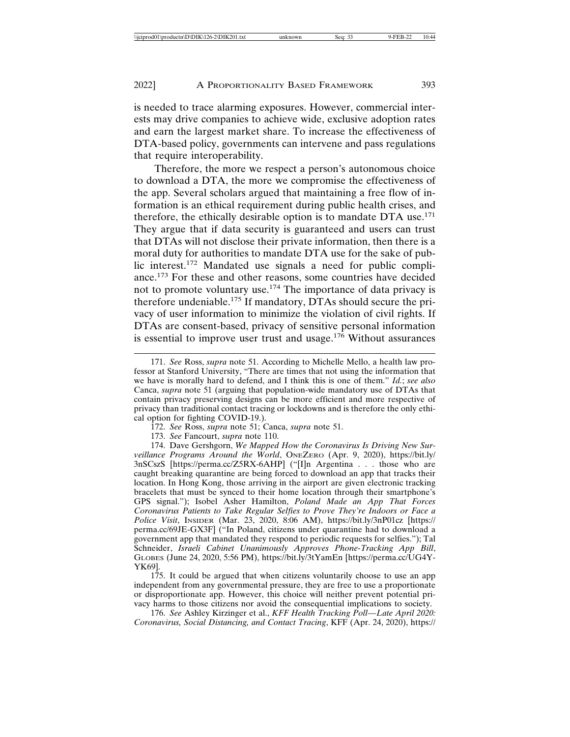is needed to trace alarming exposures. However, commercial interests may drive companies to achieve wide, exclusive adoption rates and earn the largest market share. To increase the effectiveness of DTA-based policy, governments can intervene and pass regulations that require interoperability.

Therefore, the more we respect a person's autonomous choice to download a DTA, the more we compromise the effectiveness of the app. Several scholars argued that maintaining a free flow of information is an ethical requirement during public health crises, and therefore, the ethically desirable option is to mandate DTA use.[171] They argue that if data security is guaranteed and users can trust that DTAs will not disclose their private information, then there is a moral duty for authorities to mandate DTA use for the sake of public interest.[172] Mandated use signals a need for public compliance.[173] For these and other reasons, some countries have decided not to promote voluntary use.[174] The importance of data privacy is therefore undeniable.[175] If mandatory, DTAs should secure the privacy of user information to minimize the violation of civil rights. If DTAs are consent-based, privacy of sensitive personal information is essential to improve user trust and usage.[176] Without assurances

---

171. *See* Ross, *supra* note 51. According to Michelle Mello, a health law professor at Stanford University, "There are times that not using the information that we have is morally hard to defend, and I think this is one of them." *Id.*; *see also* Canca, *supra* note 51 (arguing that population-wide mandatory use of DTAs that contain privacy preserving designs can be more efficient and more respective of privacy than traditional contact tracing or lockdowns and is therefore the only ethical option for fighting COVID-19.).

172. *See* Ross, *supra* note 51; Canca, *supra* note 51.

173. *See* Fancourt, *supra* note 110.

174. Dave Gershgorn, *We Mapped How the Coronavirus Is Driving New Surveillance Programs Around the World*, OneZero (Apr. 9, 2020), https://bit.ly/3nSCszS [https://perma.cc/Z5RX-6AHP] ("[I]n Argentina . . . those who are caught breaking quarantine are being forced to download an app that tracks their location. In Hong Kong, those arriving in the airport are given electronic tracking bracelets that must be synced to their home location through their smartphone's GPS signal."); Isobel Asher Hamilton, *Poland Made an App That Forces Coronavirus Patients to Take Regular Selfies to Prove They're Indoors or Face a Police Visit*, Insider (Mar. 23, 2020, 8:06 AM), https://bit.ly/3nP01cz [https://perma.cc/69JE-GX3F] ("In Poland, citizens under quarantine had to download a government app that mandated they respond to periodic requests for selfies."); Tal Schneider, *Israeli Cabinet Unanimously Approves Phone-Tracking App Bill*, Globes (June 24, 2020, 5:56 PM), https://bit.ly/3tYamEn [https://perma.cc/UG4Y-YK69].

175. It could be argued that when citizens voluntarily choose to use an app independent from any governmental pressure, they are free to use a proportionate or disproportionate app. However, this choice will neither prevent potential privacy harms to those citizens nor avoid the consequential implications to society.

176. *See* Ashley Kirzinger et al., *KFF Health Tracking Poll—Late April 2020: Coronavirus, Social Distancing, and Contact Tracing*, KFF (Apr. 24, 2020), https://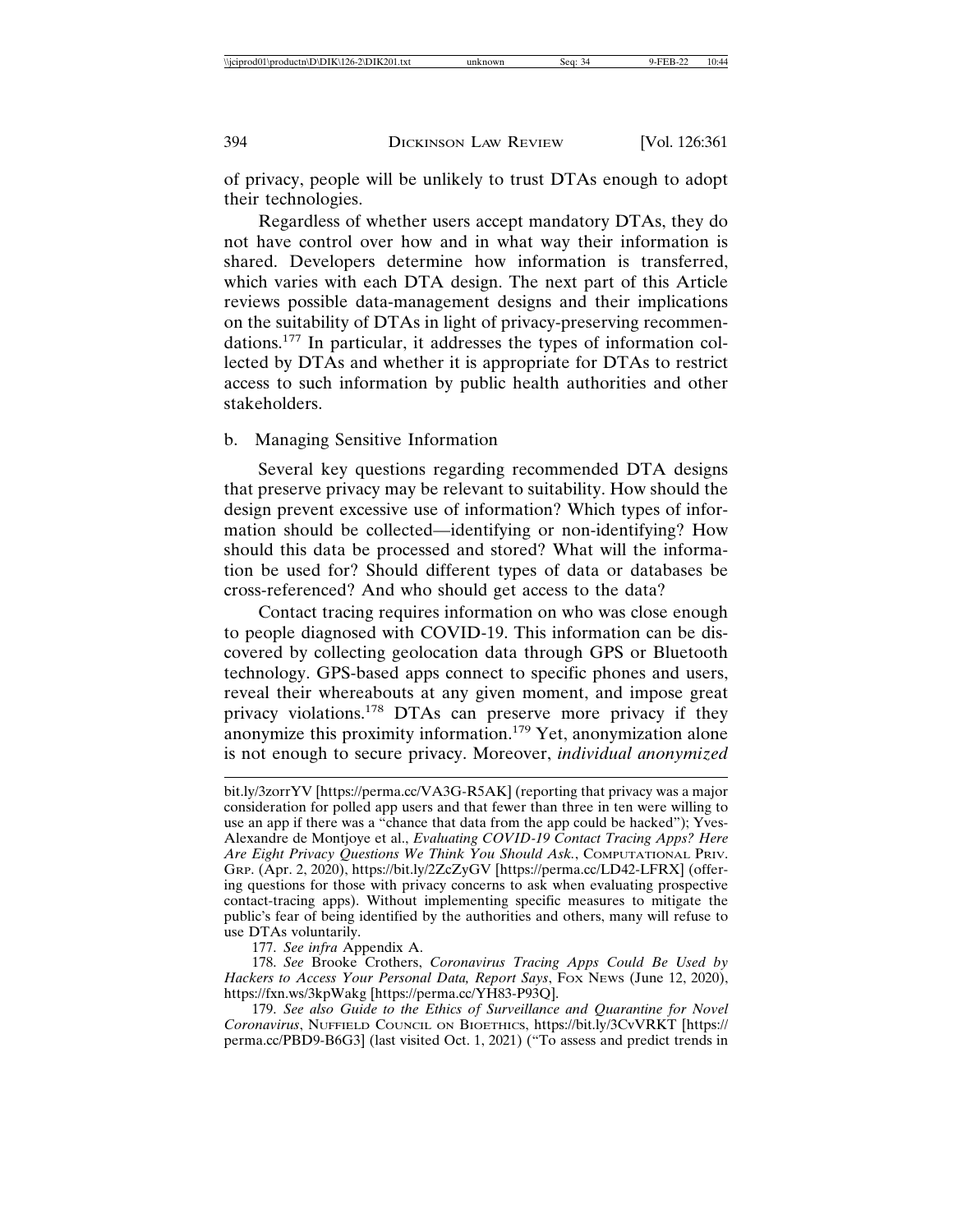of privacy, people will be unlikely to trust DTAs enough to adopt their technologies.

Regardless of whether users accept mandatory DTAs, they do not have control over how and in what way their information is shared. Developers determine how information is transferred, which varies with each DTA design. The next part of this Article reviews possible data-management designs and their implications on the suitability of DTAs in light of privacy-preserving recommendations.[177] In particular, it addresses the types of information collected by DTAs and whether it is appropriate for DTAs to restrict access to such information by public health authorities and other stakeholders.

b. Managing Sensitive Information

Several key questions regarding recommended DTA designs that preserve privacy may be relevant to suitability. How should the design prevent excessive use of information? Which types of information should be collected—identifying or non-identifying? How should this data be processed and stored? What will the information be used for? Should different types of data or databases be cross-referenced? And who should get access to the data?

Contact tracing requires information on who was close enough to people diagnosed with COVID-19. This information can be discovered by collecting geolocation data through GPS or Bluetooth technology. GPS-based apps connect to specific phones and users, reveal their whereabouts at any given moment, and impose great privacy violations.[178] DTAs can preserve more privacy if they anonymize this proximity information.[179] Yet, anonymization alone is not enough to secure privacy. Moreover, *individual anonymized*

---

bit.ly/3zorrYV [https://perma.cc/VA3G-R5AK] (reporting that privacy was a major consideration for polled app users and that fewer than three in ten were willing to use an app if there was a "chance that data from the app could be hacked"); Yves-Alexandre de Montjoye et al., *Evaluating COVID-19 Contact Tracing Apps? Here Are Eight Privacy Questions We Think You Should Ask.*, COMPUTATIONAL PRIV. GRP. (Apr. 2, 2020), https://bit.ly/2ZcZyGV [https://perma.cc/LD42-LFRX] (offering questions for those with privacy concerns to ask when evaluating prospective contact-tracing apps). Without implementing specific measures to mitigate the public's fear of being identified by the authorities and others, many will refuse to use DTAs voluntarily.

177. *See infra* Appendix A.

178. *See* Brooke Crothers, *Coronavirus Tracing Apps Could Be Used by Hackers to Access Your Personal Data, Report Says*, FOX NEWS (June 12, 2020), https://fxn.ws/3kpWakg [https://perma.cc/YH83-P93Q].

179. *See also Guide to the Ethics of Surveillance and Quarantine for Novel Coronavirus*, NUFFIELD COUNCIL ON BIOETHICS, https://bit.ly/3CvVRKT [https://perma.cc/PBD9-B6G3] (last visited Oct. 1, 2021) ("To assess and predict trends in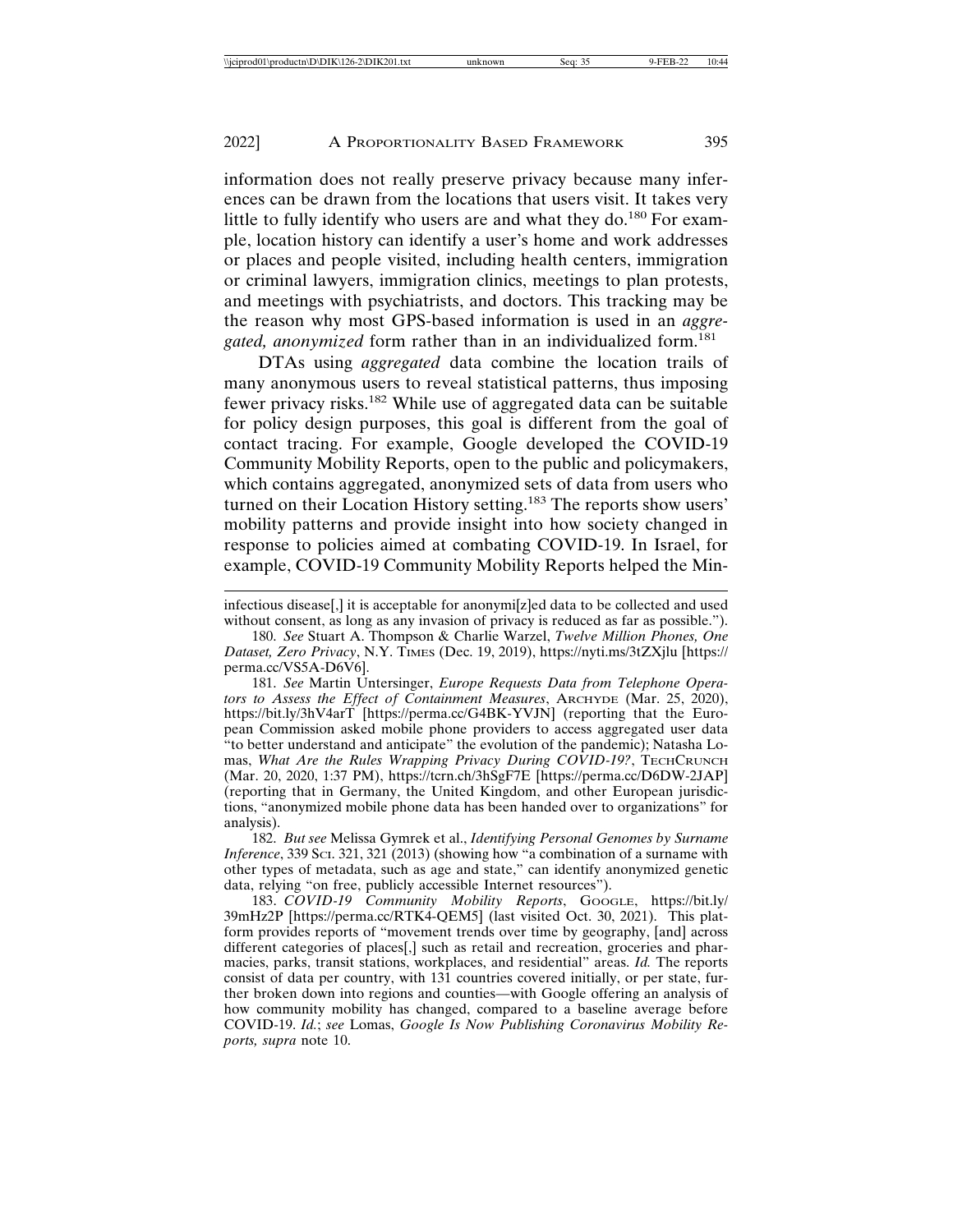information does not really preserve privacy because many inferences can be drawn from the locations that users visit. It takes very little to fully identify who users are and what they do.[180] For example, location history can identify a user's home and work addresses or places and people visited, including health centers, immigration or criminal lawyers, immigration clinics, meetings to plan protests, and meetings with psychiatrists, and doctors. This tracking may be the reason why most GPS-based information is used in an *aggregated, anonymized* form rather than in an individualized form.[181]

DTAs using *aggregated* data combine the location trails of many anonymous users to reveal statistical patterns, thus imposing fewer privacy risks.[182] While use of aggregated data can be suitable for policy design purposes, this goal is different from the goal of contact tracing. For example, Google developed the COVID-19 Community Mobility Reports, open to the public and policymakers, which contains aggregated, anonymized sets of data from users who turned on their Location History setting.[183] The reports show users' mobility patterns and provide insight into how society changed in response to policies aimed at combating COVID-19. In Israel, for example, COVID-19 Community Mobility Reports helped the Min-

---

infectious disease[,] it is acceptable for anonymi[z]ed data to be collected and used without consent, as long as any invasion of privacy is reduced as far as possible.").

180. *See* Stuart A. Thompson & Charlie Warzel, *Twelve Million Phones, One Dataset, Zero Privacy*, N.Y. TIMES (Dec. 19, 2019), https://nyti.ms/3tZXjlu [https://perma.cc/VS5A-D6V6].

181. *See* Martin Untersinger, *Europe Requests Data from Telephone Operators to Assess the Effect of Containment Measures*, ARCHYDE (Mar. 25, 2020), https://bit.ly/3hV4arT [https://perma.cc/G4BK-YVJN] (reporting that the European Commission asked mobile phone providers to access aggregated user data "to better understand and anticipate" the evolution of the pandemic); Natasha Lomas, *What Are the Rules Wrapping Privacy During COVID-19?*, TECHCRUNCH (Mar. 20, 2020, 1:37 PM), https://tcrn.ch/3hSgF7E [https://perma.cc/D6DW-2JAP] (reporting that in Germany, the United Kingdom, and other European jurisdictions, "anonymized mobile phone data has been handed over to organizations" for analysis).

182. *But see* Melissa Gymrek et al., *Identifying Personal Genomes by Surname Inference*, 339 SCI. 321, 321 (2013) (showing how "a combination of a surname with other types of metadata, such as age and state," can identify anonymized genetic data, relying "on free, publicly accessible Internet resources").

183. *COVID-19 Community Mobility Reports*, GOOGLE, https://bit.ly/39mHz2P [https://perma.cc/RTK4-QEM5] (last visited Oct. 30, 2021). This platform provides reports of "movement trends over time by geography, [and] across different categories of places[,] such as retail and recreation, groceries and pharmacies, parks, transit stations, workplaces, and residential" areas. *Id.* The reports consist of data per country, with 131 countries covered initially, or per state, further broken down into regions and counties—with Google offering an analysis of how community mobility has changed, compared to a baseline average before COVID-19. *Id.*; *see* Lomas, *Google Is Now Publishing Coronavirus Mobility Reports, supra* note 10.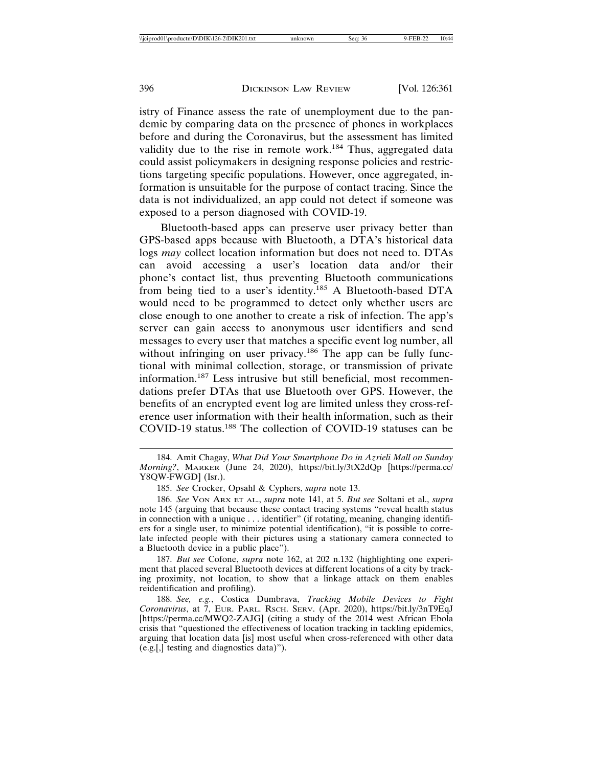istry of Finance assess the rate of unemployment due to the pandemic by comparing data on the presence of phones in workplaces before and during the Coronavirus, but the assessment has limited validity due to the rise in remote work.[184] Thus, aggregated data could assist policymakers in designing response policies and restrictions targeting specific populations. However, once aggregated, information is unsuitable for the purpose of contact tracing. Since the data is not individualized, an app could not detect if someone was exposed to a person diagnosed with COVID-19.

Bluetooth-based apps can preserve user privacy better than GPS-based apps because with Bluetooth, a DTA's historical data logs *may* collect location information but does not need to. DTAs can avoid accessing a user's location data and/or their phone's contact list, thus preventing Bluetooth communications from being tied to a user's identity.[185] A Bluetooth-based DTA would need to be programmed to detect only whether users are close enough to one another to create a risk of infection. The app's server can gain access to anonymous user identifiers and send messages to every user that matches a specific event log number, all without infringing on user privacy.[186] The app can be fully functional with minimal collection, storage, or transmission of private information.[187] Less intrusive but still beneficial, most recommendations prefer DTAs that use Bluetooth over GPS. However, the benefits of an encrypted event log are limited unless they cross-reference user information with their health information, such as their COVID-19 status.[188] The collection of COVID-19 statuses can be

184. Amit Chagay, *What Did Your Smartphone Do in Azrieli Mall on Sunday Morning?*, MARKER (June 24, 2020), https://bit.ly/3tX2dQp [https://perma.cc/Y8QW-FWGD] (Isr.).

185. *See* Crocker, Opsahl & Cyphers, *supra* note 13.

186. *See* VON ARX ET AL., *supra* note 141, at 5. *But see* Soltani et al., *supra* note 145 (arguing that because these contact tracing systems "reveal health status in connection with a unique . . . identifier" (if rotating, meaning, changing identifiers for a single user, to minimize potential identification), "it is possible to correlate infected people with their pictures using a stationary camera connected to a Bluetooth device in a public place").

187. *But see* Cofone, *supra* note 162, at 202 n.132 (highlighting one experiment that placed several Bluetooth devices at different locations of a city by tracking proximity, not location, to show that a linkage attack on them enables reidentification and profiling).

188. *See, e.g.*, Costica Dumbrava, *Tracking Mobile Devices to Fight Coronavirus*, at 7, EUR. PARL. RSCH. SERV. (Apr. 2020), https://bit.ly/3nT9EqJ [https://perma.cc/MWQ2-ZAJG] (citing a study of the 2014 west African Ebola crisis that "questioned the effectiveness of location tracking in tackling epidemics, arguing that location data [is] most useful when cross-referenced with other data (e.g.[,] testing and diagnostics data)").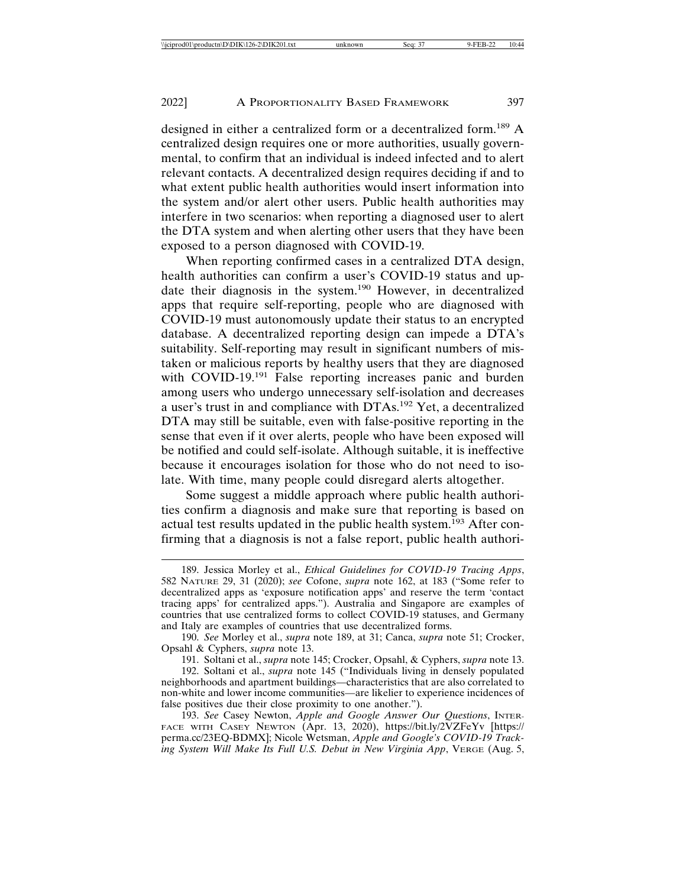designed in either a centralized form or a decentralized form.[189] A centralized design requires one or more authorities, usually governmental, to confirm that an individual is indeed infected and to alert relevant contacts. A decentralized design requires deciding if and to what extent public health authorities would insert information into the system and/or alert other users. Public health authorities may interfere in two scenarios: when reporting a diagnosed user to alert the DTA system and when alerting other users that they have been exposed to a person diagnosed with COVID-19.

When reporting confirmed cases in a centralized DTA design, health authorities can confirm a user's COVID-19 status and update their diagnosis in the system.[190] However, in decentralized apps that require self-reporting, people who are diagnosed with COVID-19 must autonomously update their status to an encrypted database. A decentralized reporting design can impede a DTA's suitability. Self-reporting may result in significant numbers of mistaken or malicious reports by healthy users that they are diagnosed with COVID-19.[191] False reporting increases panic and burden among users who undergo unnecessary self-isolation and decreases a user's trust in and compliance with DTAs.[192] Yet, a decentralized DTA may still be suitable, even with false-positive reporting in the sense that even if it over alerts, people who have been exposed will be notified and could self-isolate. Although suitable, it is ineffective because it encourages isolation for those who do not need to isolate. With time, many people could disregard alerts altogether.

Some suggest a middle approach where public health authorities confirm a diagnosis and make sure that reporting is based on actual test results updated in the public health system.[193] After confirming that a diagnosis is not a false report, public health authori-

---

189. Jessica Morley et al., *Ethical Guidelines for COVID-19 Tracing Apps*, 582 NATURE 29, 31 (2020); *see* Cofone, *supra* note 162, at 183 ("Some refer to decentralized apps as 'exposure notification apps' and reserve the term 'contact tracing apps' for centralized apps."). Australia and Singapore are examples of countries that use centralized forms to collect COVID-19 statuses, and Germany and Italy are examples of countries that use decentralized forms.

190. *See* Morley et al., *supra* note 189, at 31; Canca, *supra* note 51; Crocker, Opsahl & Cyphers, *supra* note 13.

191. Soltani et al., *supra* note 145; Crocker, Opsahl, & Cyphers, *supra* note 13.

192. Soltani et al., *supra* note 145 ("Individuals living in densely populated neighborhoods and apartment buildings—characteristics that are also correlated to non-white and lower income communities—are likelier to experience incidences of false positives due their close proximity to one another.").

193. *See* Casey Newton, *Apple and Google Answer Our Questions*, INTERFACE WITH CASEY NEWTON (Apr. 13, 2020), https://bit.ly/2VZFeYv [https://perma.cc/23EQ-BDMX]; Nicole Wetsman, *Apple and Google's COVID-19 Tracking System Will Make Its Full U.S. Debut in New Virginia App*, VERGE (Aug. 5,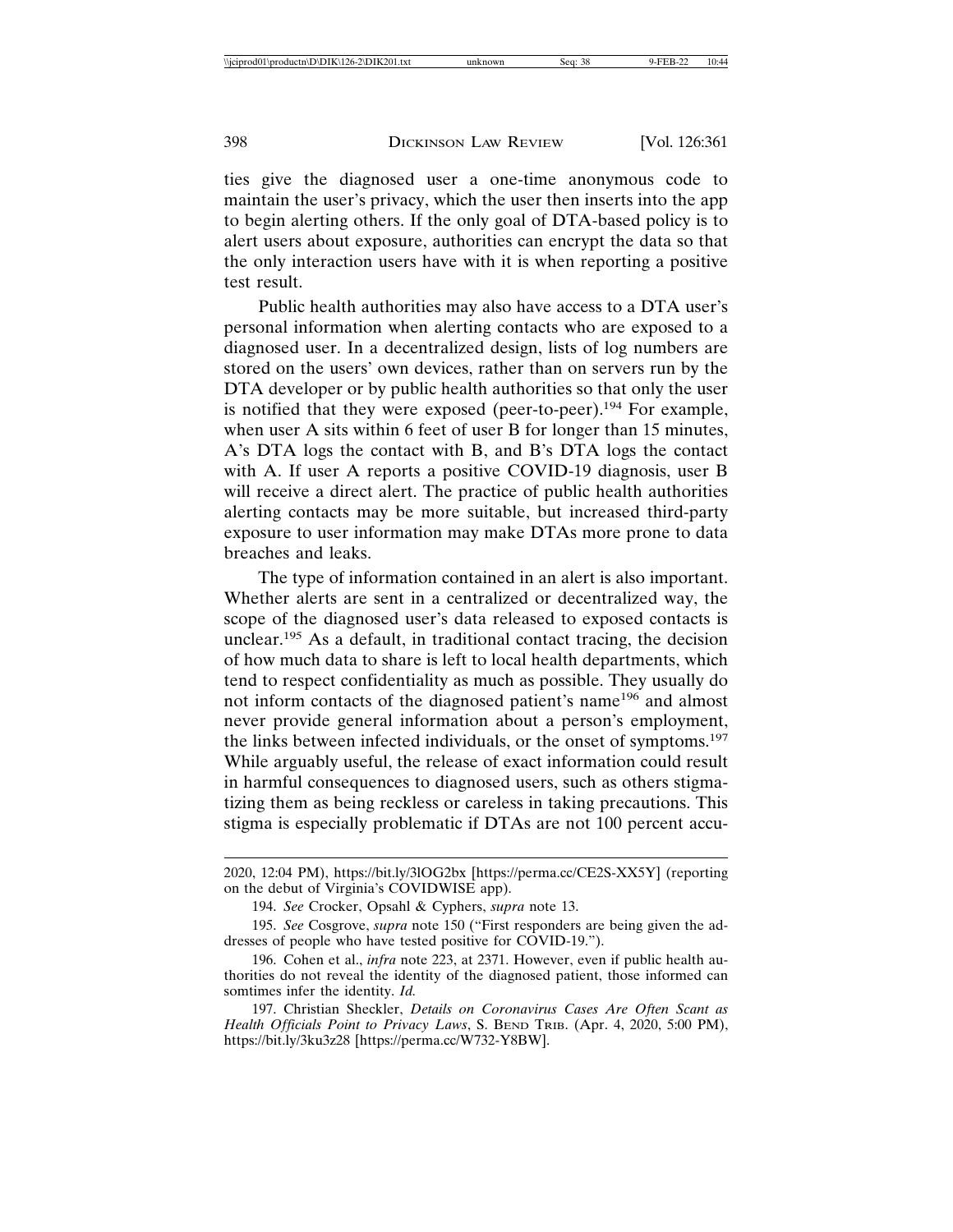ties give the diagnosed user a one-time anonymous code to maintain the user's privacy, which the user then inserts into the app to begin alerting others. If the only goal of DTA-based policy is to alert users about exposure, authorities can encrypt the data so that the only interaction users have with it is when reporting a positive test result.

Public health authorities may also have access to a DTA user's personal information when alerting contacts who are exposed to a diagnosed user. In a decentralized design, lists of log numbers are stored on the users' own devices, rather than on servers run by the DTA developer or by public health authorities so that only the user is notified that they were exposed (peer-to-peer).[194] For example, when user A sits within 6 feet of user B for longer than 15 minutes, A's DTA logs the contact with B, and B's DTA logs the contact with A. If user A reports a positive COVID-19 diagnosis, user B will receive a direct alert. The practice of public health authorities alerting contacts may be more suitable, but increased third-party exposure to user information may make DTAs more prone to data breaches and leaks.

The type of information contained in an alert is also important. Whether alerts are sent in a centralized or decentralized way, the scope of the diagnosed user's data released to exposed contacts is unclear.[195] As a default, in traditional contact tracing, the decision of how much data to share is left to local health departments, which tend to respect confidentiality as much as possible. They usually do not inform contacts of the diagnosed patient's name[196] and almost never provide general information about a person's employment, the links between infected individuals, or the onset of symptoms.[197] While arguably useful, the release of exact information could result in harmful consequences to diagnosed users, such as others stigmatizing them as being reckless or careless in taking precautions. This stigma is especially problematic if DTAs are not 100 percent accu-

---

2020, 12:04 PM), https://bit.ly/3lOG2bx [https://perma.cc/CE2S-XX5Y] (reporting on the debut of Virginia's COVIDWISE app).

194. *See* Crocker, Opsahl & Cyphers, *supra* note 13.

195. *See* Cosgrove, *supra* note 150 ("First responders are being given the addresses of people who have tested positive for COVID-19.").

196. Cohen et al., *infra* note 223, at 2371. However, even if public health authorities do not reveal the identity of the diagnosed patient, those informed can somtimes infer the identity. *Id.*

197. Christian Sheckler, *Details on Coronavirus Cases Are Often Scant as Health Officials Point to Privacy Laws*, S. BEND TRIB. (Apr. 4, 2020, 5:00 PM), https://bit.ly/3ku3z28 [https://perma.cc/W732-Y8BW].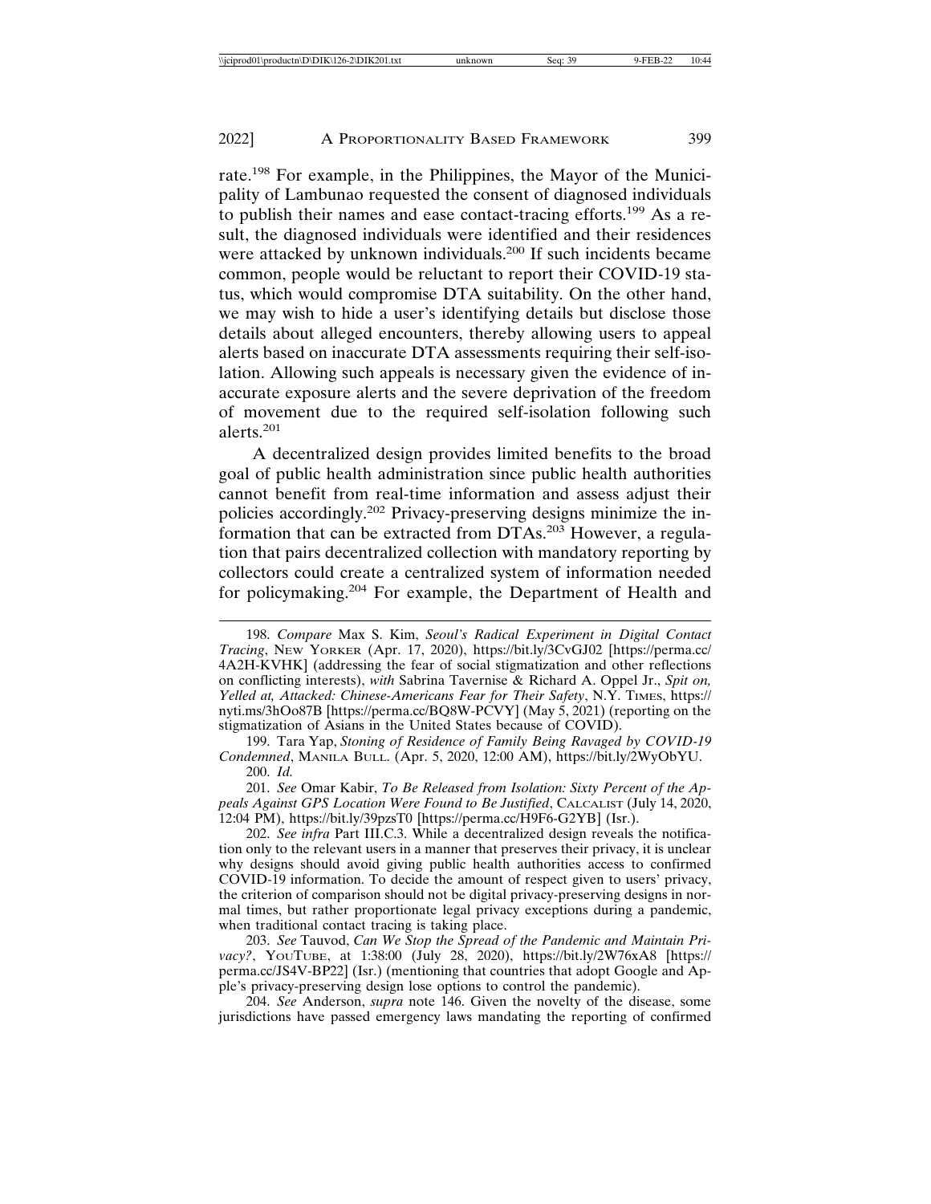rate.[198] For example, in the Philippines, the Mayor of the Municipality of Lambunao requested the consent of diagnosed individuals to publish their names and ease contact-tracing efforts.[199] As a result, the diagnosed individuals were identified and their residences were attacked by unknown individuals.[200] If such incidents became common, people would be reluctant to report their COVID-19 status, which would compromise DTA suitability. On the other hand, we may wish to hide a user's identifying details but disclose those details about alleged encounters, thereby allowing users to appeal alerts based on inaccurate DTA assessments requiring their self-isolation. Allowing such appeals is necessary given the evidence of inaccurate exposure alerts and the severe deprivation of the freedom of movement due to the required self-isolation following such alerts.[201]

A decentralized design provides limited benefits to the broad goal of public health administration since public health authorities cannot benefit from real-time information and assess adjust their policies accordingly.[202] Privacy-preserving designs minimize the information that can be extracted from DTAs.[203] However, a regulation that pairs decentralized collection with mandatory reporting by collectors could create a centralized system of information needed for policymaking.[204] For example, the Department of Health and

---

198. *Compare* Max S. Kim, *Seoul's Radical Experiment in Digital Contact Tracing*, NEW YORKER (Apr. 17, 2020), https://bit.ly/3CvGJ02 [https://perma.cc/4A2H-KVHK] (addressing the fear of social stigmatization and other reflections on conflicting interests), *with* Sabrina Tavernise & Richard A. Oppel Jr., *Spit on, Yelled at, Attacked: Chinese-Americans Fear for Their Safety*, N.Y. TIMES, https://nyti.ms/3hOo87B [https://perma.cc/BQ8W-PCVY] (May 5, 2021) (reporting on the stigmatization of Asians in the United States because of COVID).

199. Tara Yap, *Stoning of Residence of Family Being Ravaged by COVID-19 Condemned*, MANILA BULL. (Apr. 5, 2020, 12:00 AM), https://bit.ly/2WyObYU.

200. *Id.*

201. *See* Omar Kabir, *To Be Released from Isolation: Sixty Percent of the Appeals Against GPS Location Were Found to Be Justified*, CALCALIST (July 14, 2020, 12:04 PM), https://bit.ly/39pzsT0 [https://perma.cc/H9F6-G2YB] (Isr.).

202. *See infra* Part III.C.3. While a decentralized design reveals the notification only to the relevant users in a manner that preserves their privacy, it is unclear why designs should avoid giving public health authorities access to confirmed COVID-19 information. To decide the amount of respect given to users' privacy, the criterion of comparison should not be digital privacy-preserving designs in normal times, but rather proportionate legal privacy exceptions during a pandemic, when traditional contact tracing is taking place.

203. *See* Tauvod, *Can We Stop the Spread of the Pandemic and Maintain Privacy?*, YOUTUBE, at 1:38:00 (July 28, 2020), https://bit.ly/2W76xA8 [https://perma.cc/JS4V-BP22] (Isr.) (mentioning that countries that adopt Google and Apple's privacy-preserving design lose options to control the pandemic).

204. *See* Anderson, *supra* note 146. Given the novelty of the disease, some jurisdictions have passed emergency laws mandating the reporting of confirmed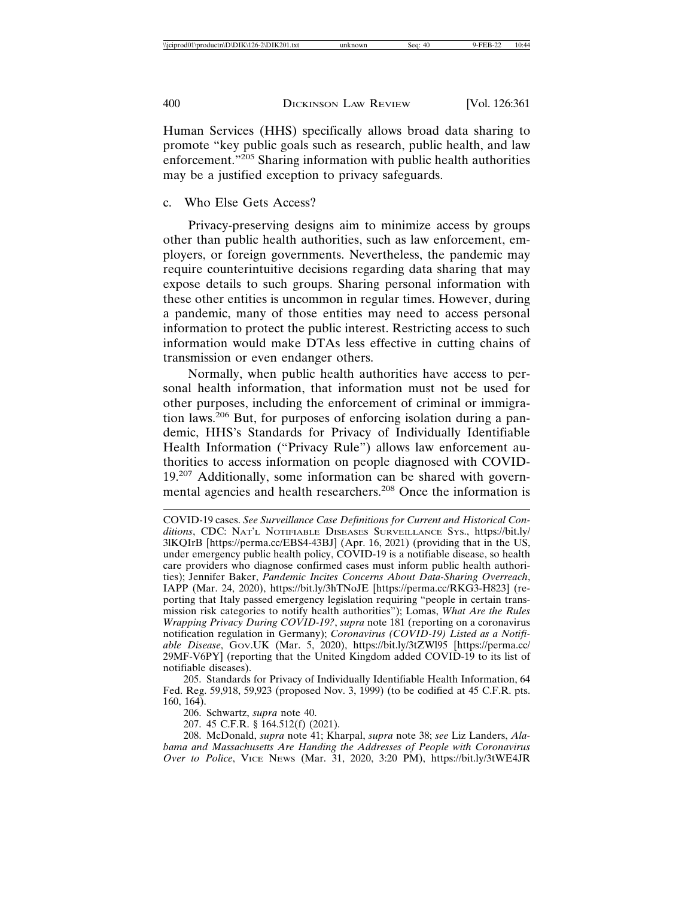Human Services (HHS) specifically allows broad data sharing to promote "key public goals such as research, public health, and law enforcement."[205] Sharing information with public health authorities may be a justified exception to privacy safeguards.

c. Who Else Gets Access?

Privacy-preserving designs aim to minimize access by groups other than public health authorities, such as law enforcement, employers, or foreign governments. Nevertheless, the pandemic may require counterintuitive decisions regarding data sharing that may expose details to such groups. Sharing personal information with these other entities is uncommon in regular times. However, during a pandemic, many of those entities may need to access personal information to protect the public interest. Restricting access to such information would make DTAs less effective in cutting chains of transmission or even endanger others.

Normally, when public health authorities have access to personal health information, that information must not be used for other purposes, including the enforcement of criminal or immigration laws.[206] But, for purposes of enforcing isolation during a pandemic, HHS's Standards for Privacy of Individually Identifiable Health Information ("Privacy Rule") allows law enforcement authorities to access information on people diagnosed with COVID-19.[207] Additionally, some information can be shared with governmental agencies and health researchers.[208] Once the information is

---

COVID-19 cases. *See Surveillance Case Definitions for Current and Historical Conditions*, CDC: NAT'L NOTIFIABLE DISEASES SURVEILLANCE SYS., https://bit.ly/3lKQIrB [https://perma.cc/EBS4-43BJ] (Apr. 16, 2021) (providing that in the US, under emergency public health policy, COVID-19 is a notifiable disease, so health care providers who diagnose confirmed cases must inform public health authorities); Jennifer Baker, *Pandemic Incites Concerns About Data-Sharing Overreach*, IAPP (Mar. 24, 2020), https://bit.ly/3hTNoJE [https://perma.cc/RKG3-H823] (reporting that Italy passed emergency legislation requiring "people in certain transmission risk categories to notify health authorities"); Lomas, *What Are the Rules Wrapping Privacy During COVID-19?*, *supra* note 181 (reporting on a coronavirus notification regulation in Germany); *Coronavirus (COVID-19) Listed as a Notifiable Disease*, GOV.UK (Mar. 5, 2020), https://bit.ly/3tZWl95 [https://perma.cc/29MF-V6PY] (reporting that the United Kingdom added COVID-19 to its list of notifiable diseases).

205. Standards for Privacy of Individually Identifiable Health Information, 64 Fed. Reg. 59,918, 59,923 (proposed Nov. 3, 1999) (to be codified at 45 C.F.R. pts. 160, 164).

206. Schwartz, *supra* note 40.

207. 45 C.F.R. § 164.512(f) (2021).

208. McDonald, *supra* note 41; Kharpal, *supra* note 38; *see* Liz Landers, *Alabama and Massachusetts Are Handing the Addresses of People with Coronavirus Over to Police*, VICE NEWS (Mar. 31, 2020, 3:20 PM), https://bit.ly/3tWE4JR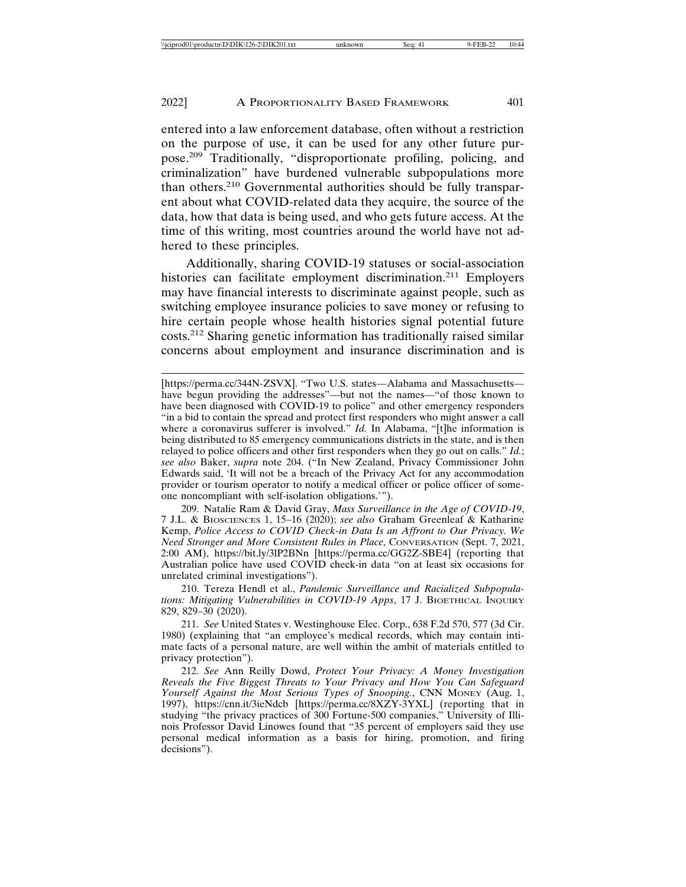entered into a law enforcement database, often without a restriction on the purpose of use, it can be used for any other future purpose.[209] Traditionally, "disproportionate profiling, policing, and criminalization" have burdened vulnerable subpopulations more than others.[210] Governmental authorities should be fully transparent about what COVID-related data they acquire, the source of the data, how that data is being used, and who gets future access. At the time of this writing, most countries around the world have not adhered to these principles.

Additionally, sharing COVID-19 statuses or social-association histories can facilitate employment discrimination.[211] Employers may have financial interests to discriminate against people, such as switching employee insurance policies to save money or refusing to hire certain people whose health histories signal potential future costs.[212] Sharing genetic information has traditionally raised similar concerns about employment and insurance discrimination and is

---

[https://perma.cc/344N-ZSVX]. "Two U.S. states—Alabama and Massachusetts—have begun providing the addresses"—but not the names—"of those known to have been diagnosed with COVID-19 to police" and other emergency responders "in a bid to contain the spread and protect first responders who might answer a call where a coronavirus sufferer is involved." *Id.* In Alabama, "[t]he information is being distributed to 85 emergency communications districts in the state, and is then relayed to police officers and other first responders when they go out on calls." *Id.*; *see also* Baker, *supra* note 204. ("In New Zealand, Privacy Commissioner John Edwards said, 'It will not be a breach of the Privacy Act for any accommodation provider or tourism operator to notify a medical officer or police officer of someone noncompliant with self-isolation obligations.'").

209. Natalie Ram & David Gray, *Mass Surveillance in the Age of COVID-19*, 7 J.L. & BIOSCIENCES 1, 15–16 (2020); *see also* Graham Greenleaf & Katharine Kemp, *Police Access to COVID Check-in Data Is an Affront to Our Privacy. We Need Stronger and More Consistent Rules in Place*, CONVERSATION (Sept. 7, 2021, 2:00 AM), https://bit.ly/3lP2BNn [https://perma.cc/GG2Z-SBE4] (reporting that Australian police have used COVID check-in data "on at least six occasions for unrelated criminal investigations").

210. Tereza Hendl et al., *Pandemic Surveillance and Racialized Subpopulations: Mitigating Vulnerabilities in COVID-19 Apps*, 17 J. BIOETHICAL INQUIRY 829, 829–30 (2020).

211. *See* United States v. Westinghouse Elec. Corp., 638 F.2d 570, 577 (3d Cir. 1980) (explaining that "an employee's medical records, which may contain intimate facts of a personal nature, are well within the ambit of materials entitled to privacy protection").

212. *See* Ann Reilly Dowd, *Protect Your Privacy: A Money Investigation Reveals the Five Biggest Threats to Your Privacy and How You Can Safeguard Yourself Against the Most Serious Types of Snooping.*, CNN MONEY (Aug. 1, 1997), https://cnn.it/3ieNdcb [https://perma.cc/8XZY-3YXL] (reporting that in studying "the privacy practices of 300 Fortune-500 companies," University of Illinois Professor David Linowes found that "35 percent of employers said they use personal medical information as a basis for hiring, promotion, and firing decisions").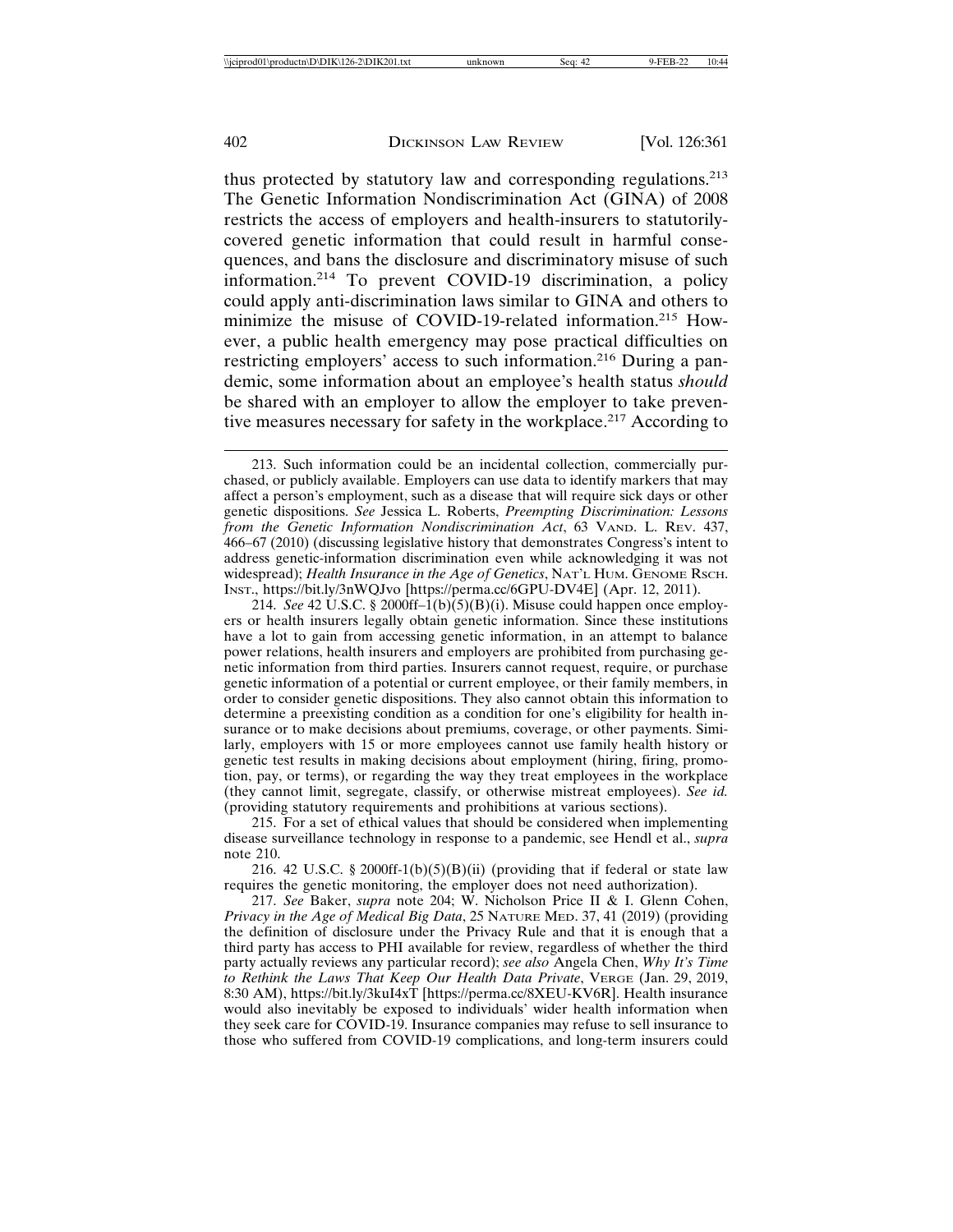thus protected by statutory law and corresponding regulations.[213] The Genetic Information Nondiscrimination Act (GINA) of 2008 restricts the access of employers and health-insurers to statutorily-covered genetic information that could result in harmful consequences, and bans the disclosure and discriminatory misuse of such information.[214] To prevent COVID-19 discrimination, a policy could apply anti-discrimination laws similar to GINA and others to minimize the misuse of COVID-19-related information.[215] However, a public health emergency may pose practical difficulties on restricting employers' access to such information.[216] During a pandemic, some information about an employee's health status *should* be shared with an employer to allow the employer to take preventive measures necessary for safety in the workplace.[217] According to

---

213. Such information could be an incidental collection, commercially purchased, or publicly available. Employers can use data to identify markers that may affect a person's employment, such as a disease that will require sick days or other genetic dispositions. *See* Jessica L. Roberts, *Preempting Discrimination: Lessons from the Genetic Information Nondiscrimination Act*, 63 VAND. L. REV. 437, 466–67 (2010) (discussing legislative history that demonstrates Congress's intent to address genetic-information discrimination even while acknowledging it was not widespread); *Health Insurance in the Age of Genetics*, NAT'L HUM. GENOME RSCH. INST., https://bit.ly/3nWQJvo [https://perma.cc/6GPU-DV4E] (Apr. 12, 2011).

214. *See* 42 U.S.C. § 2000ff–1(b)(5)(B)(i). Misuse could happen once employers or health insurers legally obtain genetic information. Since these institutions have a lot to gain from accessing genetic information, in an attempt to balance power relations, health insurers and employers are prohibited from purchasing genetic information from third parties. Insurers cannot request, require, or purchase genetic information of a potential or current employee, or their family members, in order to consider genetic dispositions. They also cannot obtain this information to determine a preexisting condition as a condition for one's eligibility for health insurance or to make decisions about premiums, coverage, or other payments. Similarly, employers with 15 or more employees cannot use family health history or genetic test results in making decisions about employment (hiring, firing, promotion, pay, or terms), or regarding the way they treat employees in the workplace (they cannot limit, segregate, classify, or otherwise mistreat employees). *See id.* (providing statutory requirements and prohibitions at various sections).

215. For a set of ethical values that should be considered when implementing disease surveillance technology in response to a pandemic, see Hendl et al., *supra* note 210.

216. 42 U.S.C. § 2000ff-1(b)(5)(B)(ii) (providing that if federal or state law requires the genetic monitoring, the employer does not need authorization).

217. *See* Baker, *supra* note 204; W. Nicholson Price II & I. Glenn Cohen, *Privacy in the Age of Medical Big Data*, 25 NATURE MED. 37, 41 (2019) (providing the definition of disclosure under the Privacy Rule and that it is enough that a third party has access to PHI available for review, regardless of whether the third party actually reviews any particular record); *see also* Angela Chen, *Why It's Time to Rethink the Laws That Keep Our Health Data Private*, VERGE (Jan. 29, 2019, 8:30 AM), https://bit.ly/3kuI4xT [https://perma.cc/8XEU-KV6R]. Health insurance would also inevitably be exposed to individuals' wider health information when they seek care for COVID-19. Insurance companies may refuse to sell insurance to those who suffered from COVID-19 complications, and long-term insurers could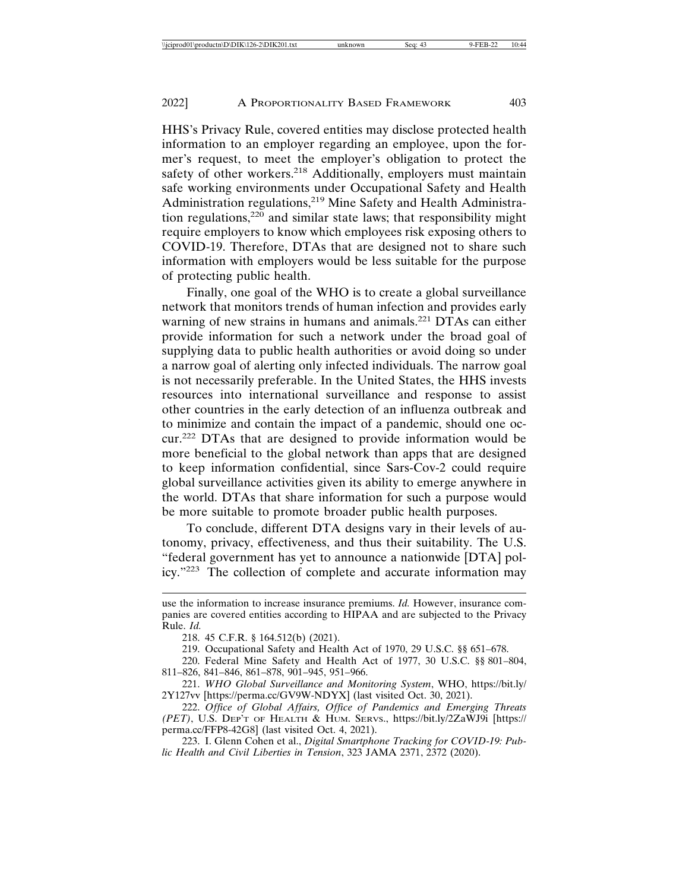HHS's Privacy Rule, covered entities may disclose protected health information to an employer regarding an employee, upon the former's request, to meet the employer's obligation to protect the safety of other workers.[218] Additionally, employers must maintain safe working environments under Occupational Safety and Health Administration regulations,[219] Mine Safety and Health Administration regulations,[220] and similar state laws; that responsibility might require employers to know which employees risk exposing others to COVID-19. Therefore, DTAs that are designed not to share such information with employers would be less suitable for the purpose of protecting public health.

Finally, one goal of the WHO is to create a global surveillance network that monitors trends of human infection and provides early warning of new strains in humans and animals.[221] DTAs can either provide information for such a network under the broad goal of supplying data to public health authorities or avoid doing so under a narrow goal of alerting only infected individuals. The narrow goal is not necessarily preferable. In the United States, the HHS invests resources into international surveillance and response to assist other countries in the early detection of an influenza outbreak and to minimize and contain the impact of a pandemic, should one occur.[222] DTAs that are designed to provide information would be more beneficial to the global network than apps that are designed to keep information confidential, since Sars-Cov-2 could require global surveillance activities given its ability to emerge anywhere in the world. DTAs that share information for such a purpose would be more suitable to promote broader public health purposes.

To conclude, different DTA designs vary in their levels of autonomy, privacy, effectiveness, and thus their suitability. The U.S. "federal government has yet to announce a nationwide [DTA] policy."[223] The collection of complete and accurate information may

---

use the information to increase insurance premiums. *Id.* However, insurance companies are covered entities according to HIPAA and are subjected to the Privacy Rule. *Id.*

218. 45 C.F.R. § 164.512(b) (2021).

219. Occupational Safety and Health Act of 1970, 29 U.S.C. §§ 651–678.

220. Federal Mine Safety and Health Act of 1977, 30 U.S.C. §§ 801–804, 811–826, 841–846, 861–878, 901–945, 951–966.

221. *WHO Global Surveillance and Monitoring System*, WHO, https://bit.ly/2Y127vv [https://perma.cc/GV9W-NDYX] (last visited Oct. 30, 2021).

222. *Office of Global Affairs, Office of Pandemics and Emerging Threats (PET)*, U.S. Dep't of Health & Hum. Servs., https://bit.ly/2ZaWJ9i [https://perma.cc/FFP8-42G8] (last visited Oct. 4, 2021).

223. I. Glenn Cohen et al., *Digital Smartphone Tracking for COVID-19: Public Health and Civil Liberties in Tension*, 323 JAMA 2371, 2372 (2020).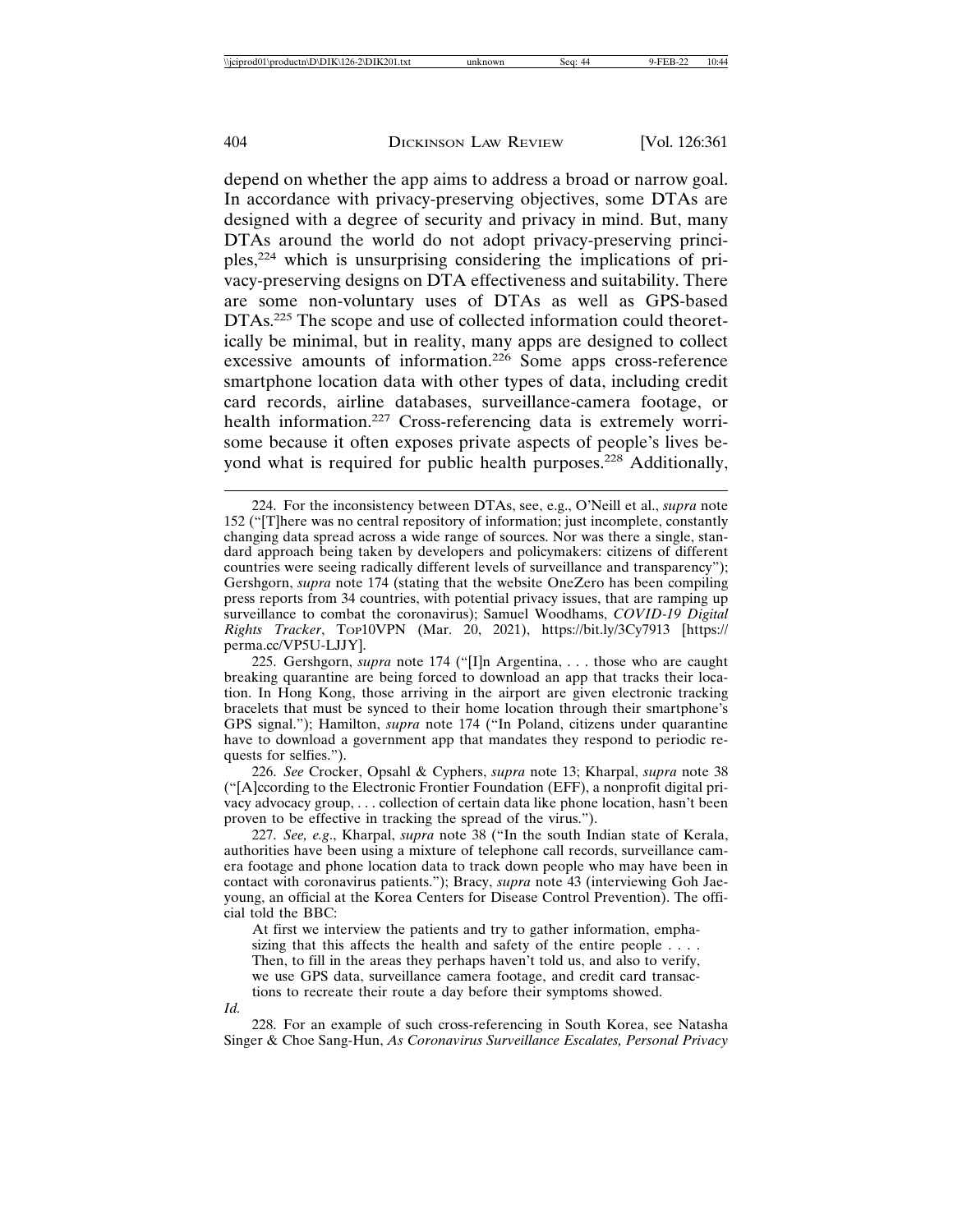depend on whether the app aims to address a broad or narrow goal. In accordance with privacy-preserving objectives, some DTAs are designed with a degree of security and privacy in mind. But, many DTAs around the world do not adopt privacy-preserving principles,[224] which is unsurprising considering the implications of privacy-preserving designs on DTA effectiveness and suitability. There are some non-voluntary uses of DTAs as well as GPS-based DTAs.[225] The scope and use of collected information could theoretically be minimal, but in reality, many apps are designed to collect excessive amounts of information.[226] Some apps cross-reference smartphone location data with other types of data, including credit card records, airline databases, surveillance-camera footage, or health information.[227] Cross-referencing data is extremely worrisome because it often exposes private aspects of people's lives beyond what is required for public health purposes.[228] Additionally,

---

224. For the inconsistency between DTAs, see, e.g., O'Neill et al., *supra* note 152 ("[T]here was no central repository of information; just incomplete, constantly changing data spread across a wide range of sources. Nor was there a single, standard approach being taken by developers and policymakers: citizens of different countries were seeing radically different levels of surveillance and transparency"); Gershgorn, *supra* note 174 (stating that the website OneZero has been compiling press reports from 34 countries, with potential privacy issues, that are ramping up surveillance to combat the coronavirus); Samuel Woodhams, *COVID-19 Digital Rights Tracker*, TOP10VPN (Mar. 20, 2021), https://bit.ly/3Cy7913 [https://perma.cc/VP5U-LJJY].

225. Gershgorn, *supra* note 174 ("[I]n Argentina, . . . those who are caught breaking quarantine are being forced to download an app that tracks their location. In Hong Kong, those arriving in the airport are given electronic tracking bracelets that must be synced to their home location through their smartphone's GPS signal."); Hamilton, *supra* note 174 ("In Poland, citizens under quarantine have to download a government app that mandates they respond to periodic requests for selfies.").

226. *See* Crocker, Opsahl & Cyphers, *supra* note 13; Kharpal, *supra* note 38 ("[A]ccording to the Electronic Frontier Foundation (EFF), a nonprofit digital privacy advocacy group, . . . collection of certain data like phone location, hasn't been proven to be effective in tracking the spread of the virus.").

227. *See, e.g.*, Kharpal, *supra* note 38 ("In the south Indian state of Kerala, authorities have been using a mixture of telephone call records, surveillance camera footage and phone location data to track down people who may have been in contact with coronavirus patients."); Bracy, *supra* note 43 (interviewing Goh Jaeyoung, an official at the Korea Centers for Disease Control Prevention). The official told the BBC:

> At first we interview the patients and try to gather information, emphasizing that this affects the health and safety of the entire people . . . . Then, to fill in the areas they perhaps haven't told us, and also to verify, we use GPS data, surveillance camera footage, and credit card transactions to recreate their route a day before their symptoms showed.

*Id.*

228. For an example of such cross-referencing in South Korea, see Natasha Singer & Choe Sang-Hun, *As Coronavirus Surveillance Escalates, Personal Privacy*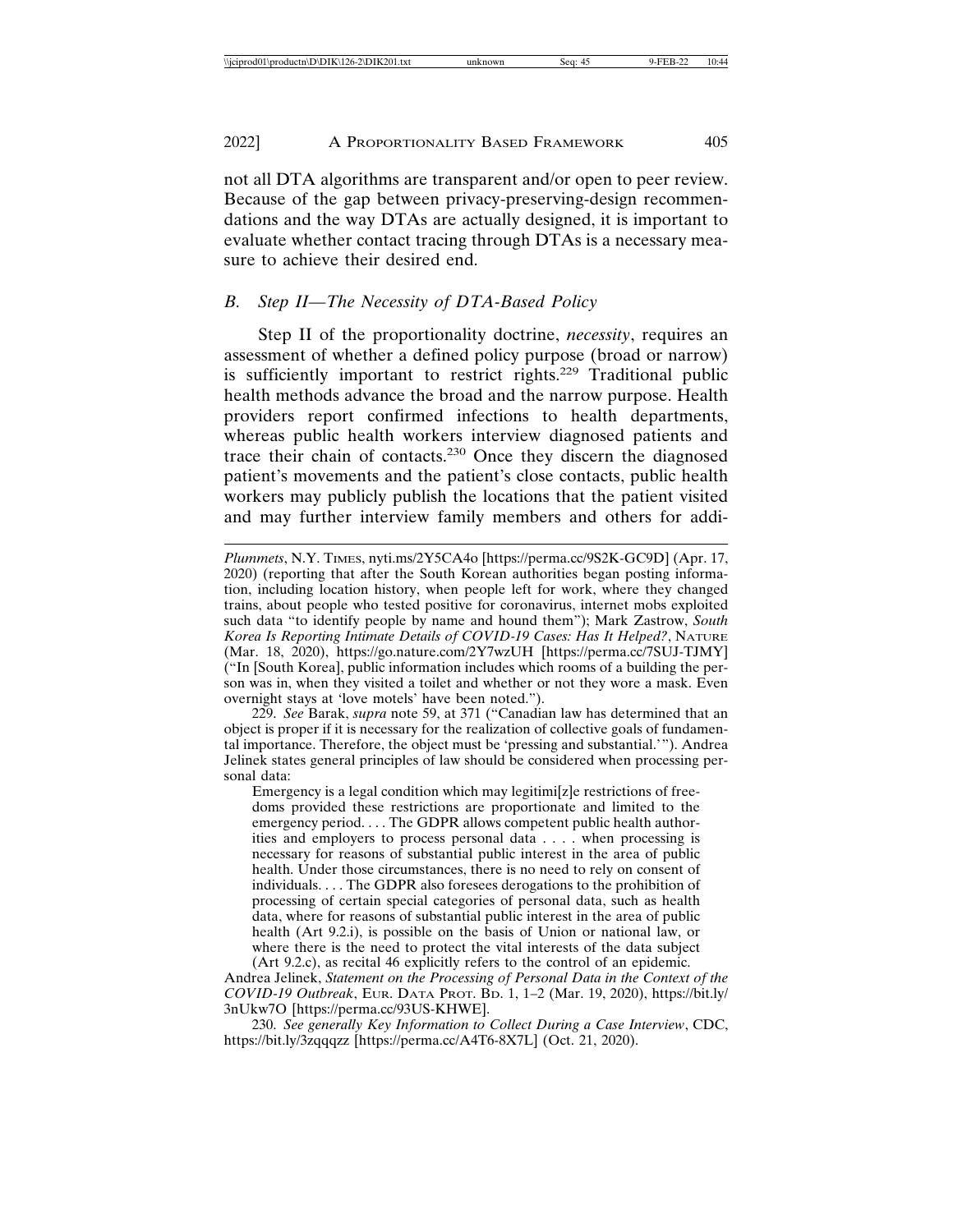not all DTA algorithms are transparent and/or open to peer review. Because of the gap between privacy-preserving-design recommendations and the way DTAs are actually designed, it is important to evaluate whether contact tracing through DTAs is a necessary measure to achieve their desired end.

### *B. Step II—The Necessity of DTA-Based Policy*

Step II of the proportionality doctrine, *necessity*, requires an assessment of whether a defined policy purpose (broad or narrow) is sufficiently important to restrict rights.[229] Traditional public health methods advance the broad and the narrow purpose. Health providers report confirmed infections to health departments, whereas public health workers interview diagnosed patients and trace their chain of contacts.[230] Once they discern the diagnosed patient's movements and the patient's close contacts, public health workers may publicly publish the locations that the patient visited and may further interview family members and others for addi-

---

*Plummets*, N.Y. TIMES, nyti.ms/2Y5CA4o [https://perma.cc/9S2K-GC9D] (Apr. 17, 2020) (reporting that after the South Korean authorities began posting information, including location history, when people left for work, where they changed trains, about people who tested positive for coronavirus, internet mobs exploited such data "to identify people by name and hound them"); Mark Zastrow, *South Korea Is Reporting Intimate Details of COVID-19 Cases: Has It Helped?*, NATURE (Mar. 18, 2020), https://go.nature.com/2Y7wzUH [https://perma.cc/7SUJ-TJMY] ("In [South Korea], public information includes which rooms of a building the person was in, when they visited a toilet and whether or not they wore a mask. Even overnight stays at 'love motels' have been noted.").

229. *See* Barak, *supra* note 59, at 371 ("Canadian law has determined that an object is proper if it is necessary for the realization of collective goals of fundamental importance. Therefore, the object must be 'pressing and substantial.'"). Andrea Jelinek states general principles of law should be considered when processing personal data:

> Emergency is a legal condition which may legitimi[z]e restrictions of freedoms provided these restrictions are proportionate and limited to the emergency period. . . . The GDPR allows competent public health authorities and employers to process personal data . . . . when processing is necessary for reasons of substantial public interest in the area of public health. Under those circumstances, there is no need to rely on consent of individuals. . . . The GDPR also foresees derogations to the prohibition of processing of certain special categories of personal data, such as health data, where for reasons of substantial public interest in the area of public health (Art 9.2.i), is possible on the basis of Union or national law, or where there is the need to protect the vital interests of the data subject (Art 9.2.c), as recital 46 explicitly refers to the control of an epidemic.

Andrea Jelinek, *Statement on the Processing of Personal Data in the Context of the COVID-19 Outbreak*, EUR. DATA PROT. BD. 1, 1–2 (Mar. 19, 2020), https://bit.ly/3nUkw7O [https://perma.cc/93US-KHWE].

230. *See generally Key Information to Collect During a Case Interview*, CDC, https://bit.ly/3zqqqzz [https://perma.cc/A4T6-8X7L] (Oct. 21, 2020).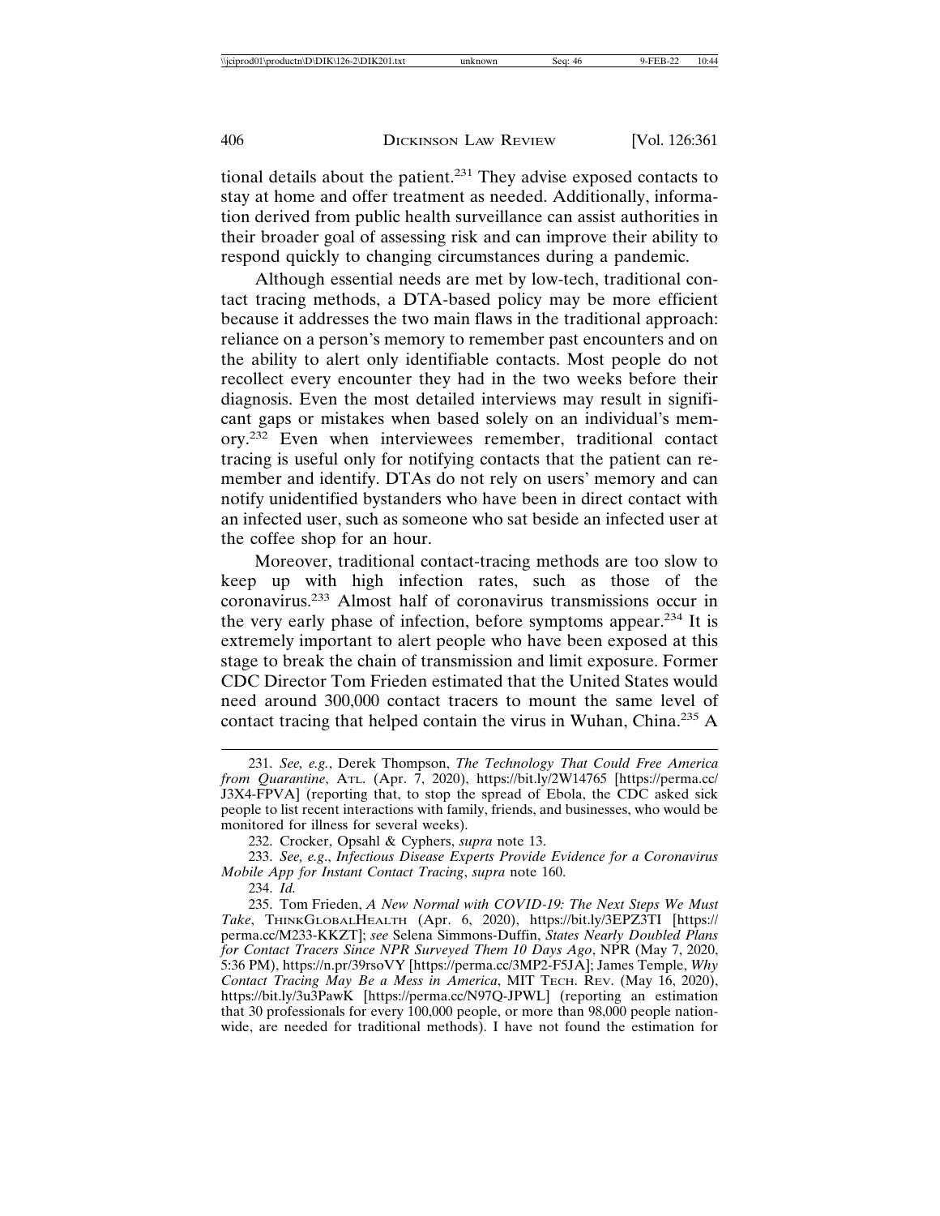tional details about the patient.[231] They advise exposed contacts to stay at home and offer treatment as needed. Additionally, information derived from public health surveillance can assist authorities in their broader goal of assessing risk and can improve their ability to respond quickly to changing circumstances during a pandemic.

Although essential needs are met by low-tech, traditional contact tracing methods, a DTA-based policy may be more efficient because it addresses the two main flaws in the traditional approach: reliance on a person's memory to remember past encounters and on the ability to alert only identifiable contacts. Most people do not recollect every encounter they had in the two weeks before their diagnosis. Even the most detailed interviews may result in significant gaps or mistakes when based solely on an individual's memory.[232] Even when interviewees remember, traditional contact tracing is useful only for notifying contacts that the patient can remember and identify. DTAs do not rely on users' memory and can notify unidentified bystanders who have been in direct contact with an infected user, such as someone who sat beside an infected user at the coffee shop for an hour.

Moreover, traditional contact-tracing methods are too slow to keep up with high infection rates, such as those of the coronavirus.[233] Almost half of coronavirus transmissions occur in the very early phase of infection, before symptoms appear.[234] It is extremely important to alert people who have been exposed at this stage to break the chain of transmission and limit exposure. Former CDC Director Tom Frieden estimated that the United States would need around 300,000 contact tracers to mount the same level of contact tracing that helped contain the virus in Wuhan, China.[235] A

---

231. *See, e.g.*, Derek Thompson, *The Technology That Could Free America from Quarantine*, ATL. (Apr. 7, 2020), https://bit.ly/2W14765 [https://perma.cc/J3X4-FPVA] (reporting that, to stop the spread of Ebola, the CDC asked sick people to list recent interactions with family, friends, and businesses, who would be monitored for illness for several weeks).

232. Crocker, Opsahl & Cyphers, *supra* note 13.

233. *See, e.g.*, *Infectious Disease Experts Provide Evidence for a Coronavirus Mobile App for Instant Contact Tracing*, *supra* note 160.

234. *Id.*

235. Tom Frieden, *A New Normal with COVID-19: The Next Steps We Must Take*, THINKGLOBALHEALTH (Apr. 6, 2020), https://bit.ly/3EPZ3TI [https://perma.cc/M233-KKZT]; *see* Selena Simmons-Duffin, *States Nearly Doubled Plans for Contact Tracers Since NPR Surveyed Them 10 Days Ago*, NPR (May 7, 2020, 5:36 PM), https://n.pr/39rsoVY [https://perma.cc/3MP2-F5JA]; James Temple, *Why Contact Tracing May Be a Mess in America*, MIT TECH. REV. (May 16, 2020), https://bit.ly/3u3PawK [https://perma.cc/N97Q-JPWL] (reporting an estimation that 30 professionals for every 100,000 people, or more than 98,000 people nationwide, are needed for traditional methods). I have not found the estimation for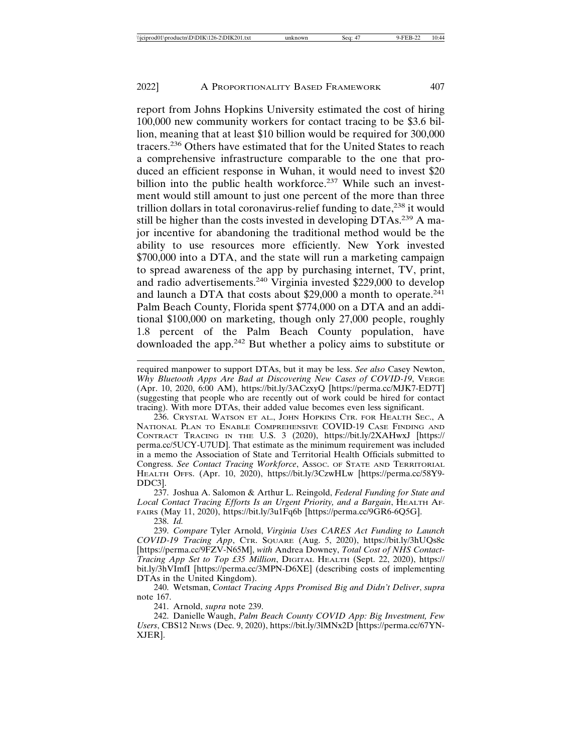report from Johns Hopkins University estimated the cost of hiring 100,000 new community workers for contact tracing to be $3.6 billion, meaning that at least $10 billion would be required for 300,000 tracers.[236] Others have estimated that for the United States to reach a comprehensive infrastructure comparable to the one that produced an efficient response in Wuhan, it would need to invest $20 billion into the public health workforce.[237] While such an investment would still amount to just one percent of the more than three trillion dollars in total coronavirus-relief funding to date,[238] it would still be higher than the costs invested in developing DTAs.[239] A major incentive for abandoning the traditional method would be the ability to use resources more efficiently. New York invested $700,000 into a DTA, and the state will run a marketing campaign to spread awareness of the app by purchasing internet, TV, print, and radio advertisements.[240] Virginia invested $229,000 to develop and launch a DTA that costs about $29,000 a month to operate.[241] Palm Beach County, Florida spent $774,000 on a DTA and an additional $100,000 on marketing, though only 27,000 people, roughly 1.8 percent of the Palm Beach County population, have downloaded the app.[242] But whether a policy aims to substitute or

---

required manpower to support DTAs, but it may be less. *See also* Casey Newton, *Why Bluetooth Apps Are Bad at Discovering New Cases of COVID-19*, VERGE (Apr. 10, 2020, 6:00 AM), https://bit.ly/3ACzxyQ [https://perma.cc/MJK7-ED7T] (suggesting that people who are recently out of work could be hired for contact tracing). With more DTAs, their added value becomes even less significant.

236. CRYSTAL WATSON ET AL., JOHN HOPKINS CTR. FOR HEALTH SEC., A NATIONAL PLAN TO ENABLE COMPREHENSIVE COVID-19 CASE FINDING AND CONTRACT TRACING IN THE U.S. 3 (2020), https://bit.ly/2XAHwxJ [https://perma.cc/5UCY-U7UD]. That estimate as the minimum requirement was included in a memo the Association of State and Territorial Health Officials submitted to Congress. *See Contact Tracing Workforce*, ASSOC. OF STATE AND TERRITORIAL HEALTH OFFS. (Apr. 10, 2020), https://bit.ly/3CzwHLw [https://perma.cc/58Y9-DDC3].

237. Joshua A. Salomon & Arthur L. Reingold, *Federal Funding for State and Local Contact Tracing Efforts Is an Urgent Priority, and a Bargain*, HEALTH AFFAIRS (May 11, 2020), https://bit.ly/3u1Fq6b [https://perma.cc/9GR6-6Q5G].

238. *Id.*

239. *Compare* Tyler Arnold, *Virginia Uses CARES Act Funding to Launch COVID-19 Tracing App*, CTR. SQUARE (Aug. 5, 2020), https://bit.ly/3hUQs8c [https://perma.cc/9FZV-N65M], *with* Andrea Downey, *Total Cost of NHS Contact-Tracing App Set to Top £35 Million*, DIGITAL HEALTH (Sept. 22, 2020), https://bit.ly/3hVImfI [https://perma.cc/3MPN-D6XE] (describing costs of implementing DTAs in the United Kingdom).

240. Wetsman, *Contact Tracing Apps Promised Big and Didn't Deliver*, *supra* note 167.

241. Arnold, *supra* note 239.

242. Danielle Waugh, *Palm Beach County COVID App: Big Investment, Few Users*, CBS12 NEWS (Dec. 9, 2020), https://bit.ly/3lMNx2D [https://perma.cc/67YN-XJER].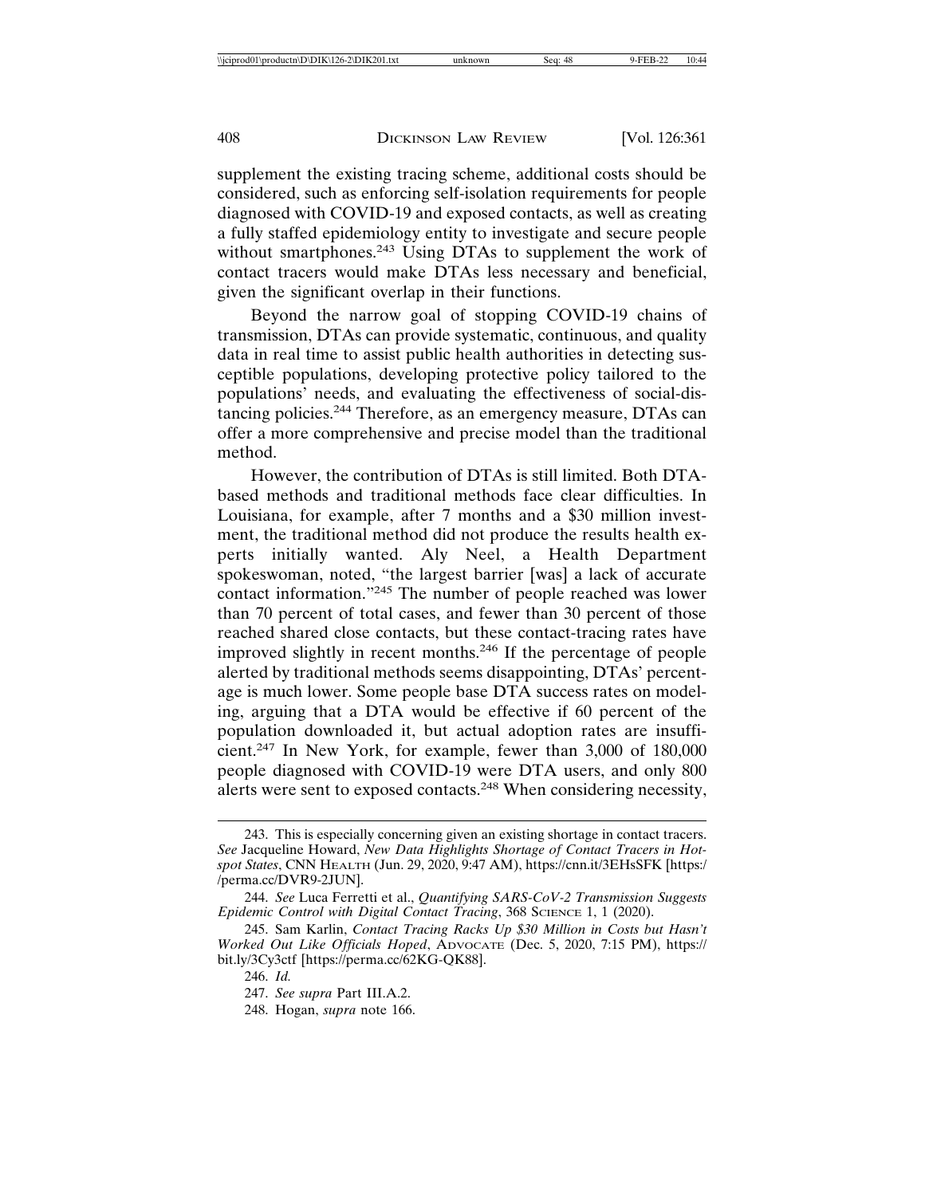supplement the existing tracing scheme, additional costs should be considered, such as enforcing self-isolation requirements for people diagnosed with COVID-19 and exposed contacts, as well as creating a fully staffed epidemiology entity to investigate and secure people without smartphones.[243] Using DTAs to supplement the work of contact tracers would make DTAs less necessary and beneficial, given the significant overlap in their functions.

Beyond the narrow goal of stopping COVID-19 chains of transmission, DTAs can provide systematic, continuous, and quality data in real time to assist public health authorities in detecting susceptible populations, developing protective policy tailored to the populations' needs, and evaluating the effectiveness of social-distancing policies.[244] Therefore, as an emergency measure, DTAs can offer a more comprehensive and precise model than the traditional method.

However, the contribution of DTAs is still limited. Both DTA-based methods and traditional methods face clear difficulties. In Louisiana, for example, after 7 months and a $30 million investment, the traditional method did not produce the results health experts initially wanted. Aly Neel, a Health Department spokeswoman, noted, "the largest barrier [was] a lack of accurate contact information."[245] The number of people reached was lower than 70 percent of total cases, and fewer than 30 percent of those reached shared close contacts, but these contact-tracing rates have improved slightly in recent months.[246] If the percentage of people alerted by traditional methods seems disappointing, DTAs' percentage is much lower. Some people base DTA success rates on modeling, arguing that a DTA would be effective if 60 percent of the population downloaded it, but actual adoption rates are insufficient.[247] In New York, for example, fewer than 3,000 of 180,000 people diagnosed with COVID-19 were DTA users, and only 800 alerts were sent to exposed contacts.[248] When considering necessity,

---

243. This is especially concerning given an existing shortage in contact tracers. *See* Jacqueline Howard, *New Data Highlights Shortage of Contact Tracers in Hotspot States*, CNN HEALTH (Jun. 29, 2020, 9:47 AM), https://cnn.it/3EHsSFK [https://perma.cc/DVR9-2JUN].

244. *See* Luca Ferretti et al., *Quantifying SARS-CoV-2 Transmission Suggests Epidemic Control with Digital Contact Tracing*, 368 SCIENCE 1, 1 (2020).

245. Sam Karlin, *Contact Tracing Racks Up $30 Million in Costs but Hasn't Worked Out Like Officials Hoped*, ADVOCATE (Dec. 5, 2020, 7:15 PM), https://bit.ly/3Cy3ctf [https://perma.cc/62KG-QK88].

246. *Id.*

247. *See supra* Part III.A.2.

248. Hogan, *supra* note 166.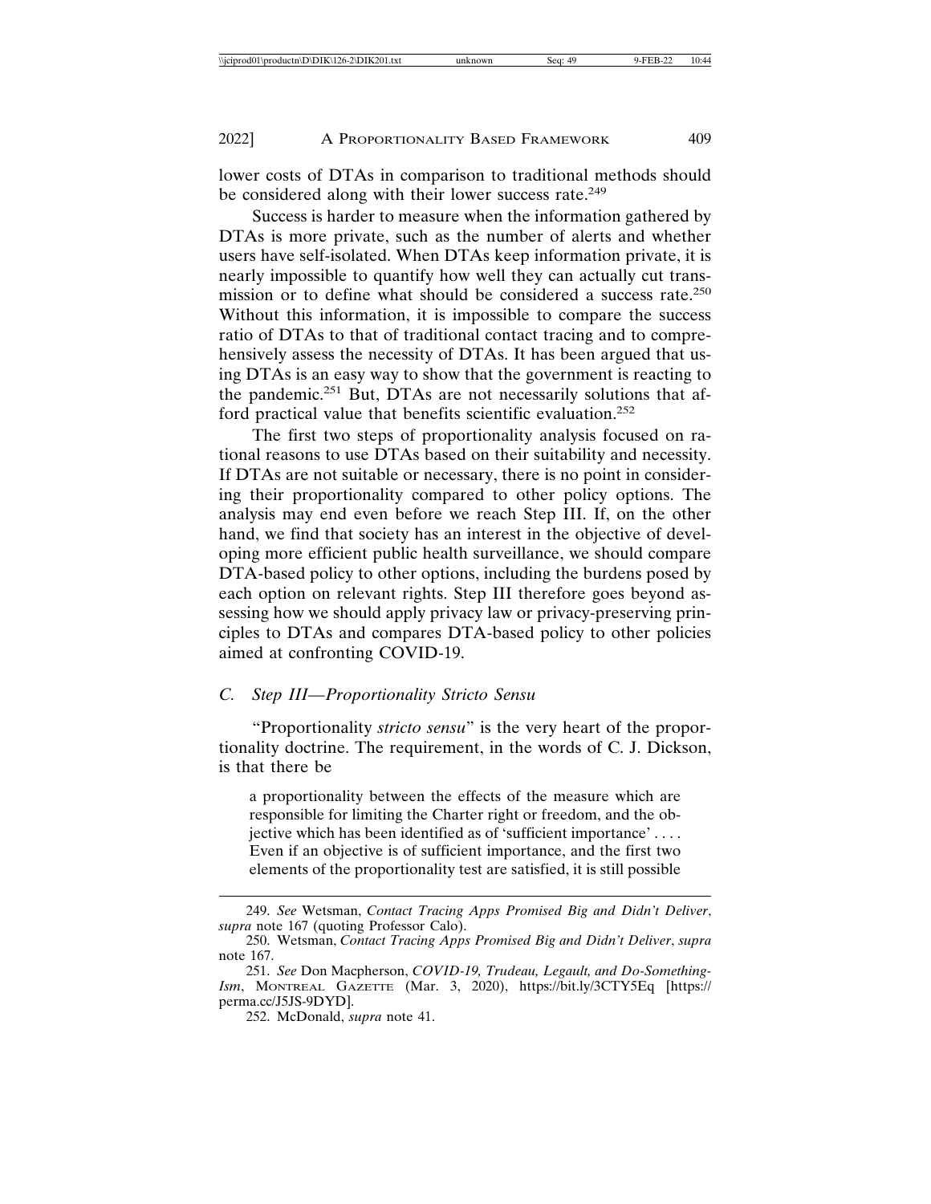lower costs of DTAs in comparison to traditional methods should be considered along with their lower success rate.[249]

Success is harder to measure when the information gathered by DTAs is more private, such as the number of alerts and whether users have self-isolated. When DTAs keep information private, it is nearly impossible to quantify how well they can actually cut transmission or to define what should be considered a success rate.[250] Without this information, it is impossible to compare the success ratio of DTAs to that of traditional contact tracing and to comprehensively assess the necessity of DTAs. It has been argued that using DTAs is an easy way to show that the government is reacting to the pandemic.[251] But, DTAs are not necessarily solutions that afford practical value that benefits scientific evaluation.[252]

The first two steps of proportionality analysis focused on rational reasons to use DTAs based on their suitability and necessity. If DTAs are not suitable or necessary, there is no point in considering their proportionality compared to other policy options. The analysis may end even before we reach Step III. If, on the other hand, we find that society has an interest in the objective of developing more efficient public health surveillance, we should compare DTA-based policy to other options, including the burdens posed by each option on relevant rights. Step III therefore goes beyond assessing how we should apply privacy law or privacy-preserving principles to DTAs and compares DTA-based policy to other policies aimed at confronting COVID-19.

### *C. Step III—Proportionality Stricto Sensu*

"Proportionality *stricto sensu*" is the very heart of the proportionality doctrine. The requirement, in the words of C. J. Dickson, is that there be

> a proportionality between the effects of the measure which are responsible for limiting the Charter right or freedom, and the objective which has been identified as of 'sufficient importance' . . . . Even if an objective is of sufficient importance, and the first two elements of the proportionality test are satisfied, it is still possible

---

249. *See* Wetsman, *Contact Tracing Apps Promised Big and Didn't Deliver*, *supra* note 167 (quoting Professor Calo).

250. Wetsman, *Contact Tracing Apps Promised Big and Didn't Deliver*, *supra* note 167.

251. *See* Don Macpherson, *COVID-19, Trudeau, Legault, and Do-Something-Ism*, MONTREAL GAZETTE (Mar. 3, 2020), https://bit.ly/3CTY5Eq [https://perma.cc/J5JS-9DYD].

252. McDonald, *supra* note 41.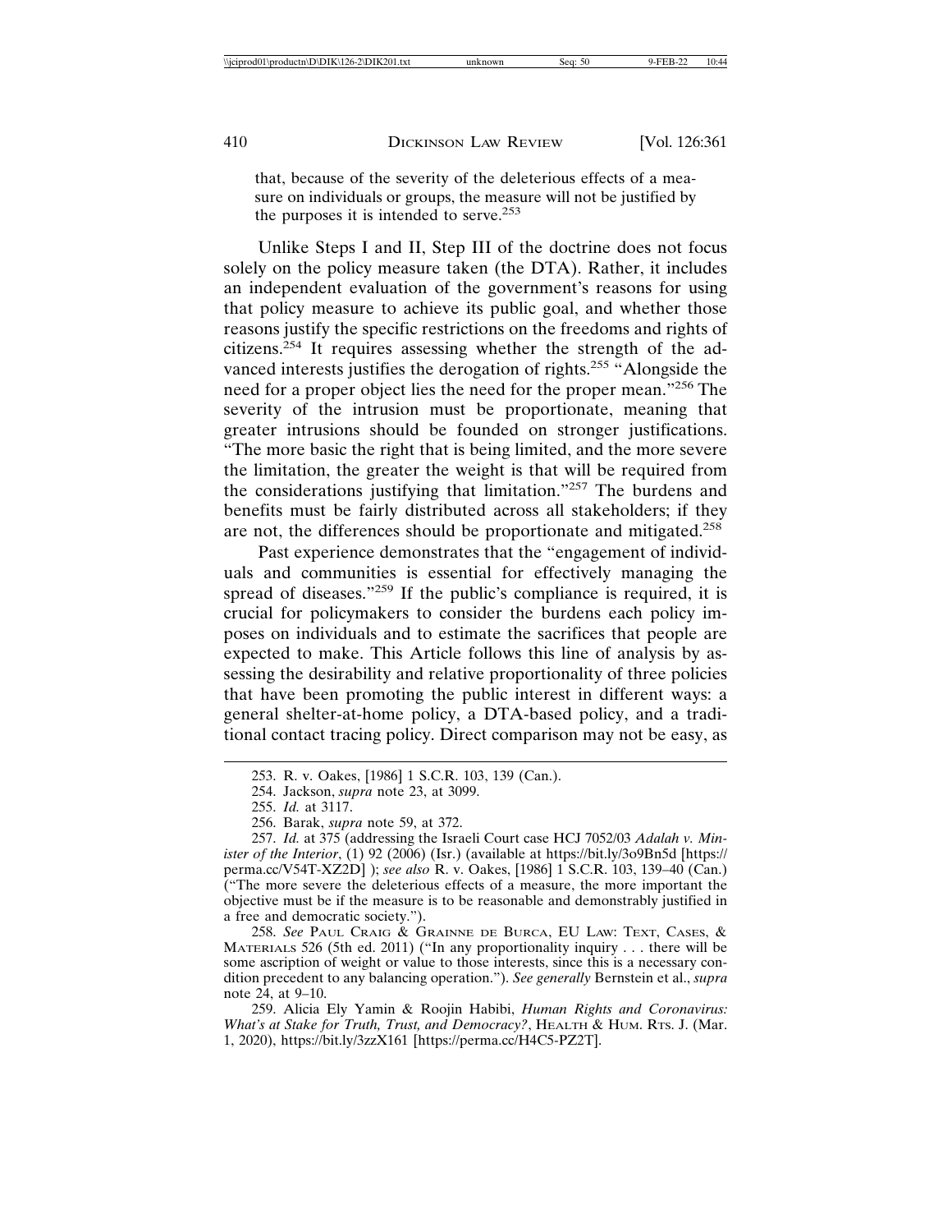that, because of the severity of the deleterious effects of a measure on individuals or groups, the measure will not be justified by the purposes it is intended to serve.[253]

Unlike Steps I and II, Step III of the doctrine does not focus solely on the policy measure taken (the DTA). Rather, it includes an independent evaluation of the government's reasons for using that policy measure to achieve its public goal, and whether those reasons justify the specific restrictions on the freedoms and rights of citizens.[254] It requires assessing whether the strength of the advanced interests justifies the derogation of rights.[255] "Alongside the need for a proper object lies the need for the proper mean."[256] The severity of the intrusion must be proportionate, meaning that greater intrusions should be founded on stronger justifications. "The more basic the right that is being limited, and the more severe the limitation, the greater the weight is that will be required from the considerations justifying that limitation."[257] The burdens and benefits must be fairly distributed across all stakeholders; if they are not, the differences should be proportionate and mitigated.[258]

Past experience demonstrates that the "engagement of individuals and communities is essential for effectively managing the spread of diseases."[259] If the public's compliance is required, it is crucial for policymakers to consider the burdens each policy imposes on individuals and to estimate the sacrifices that people are expected to make. This Article follows this line of analysis by assessing the desirability and relative proportionality of three policies that have been promoting the public interest in different ways: a general shelter-at-home policy, a DTA-based policy, and a traditional contact tracing policy. Direct comparison may not be easy, as

---

253. R. v. Oakes, [1986] 1 S.C.R. 103, 139 (Can.).

254. Jackson, *supra* note 23, at 3099.

255. *Id.* at 3117.

256. Barak, *supra* note 59, at 372.

257. *Id.* at 375 (addressing the Israeli Court case HCJ 7052/03 *Adalah v. Minister of the Interior*, (1) 92 (2006) (Isr.) (available at https://bit.ly/3o9Bn5d [https://perma.cc/V54T-XZ2D] ); *see also* R. v. Oakes, [1986] 1 S.C.R. 103, 139–40 (Can.) ("The more severe the deleterious effects of a measure, the more important the objective must be if the measure is to be reasonable and demonstrably justified in a free and democratic society.").

258. *See* PAUL CRAIG & GRAINNE DE BURCA, EU LAW: TEXT, CASES, & MATERIALS 526 (5th ed. 2011) ("In any proportionality inquiry . . . there will be some ascription of weight or value to those interests, since this is a necessary condition precedent to any balancing operation."). *See generally* Bernstein et al., *supra* note 24, at 9–10.

259. Alicia Ely Yamin & Roojin Habibi, *Human Rights and Coronavirus: What's at Stake for Truth, Trust, and Democracy?*, HEALTH & HUM. RTS. J. (Mar. 1, 2020), https://bit.ly/3zzX161 [https://perma.cc/H4C5-PZ2T].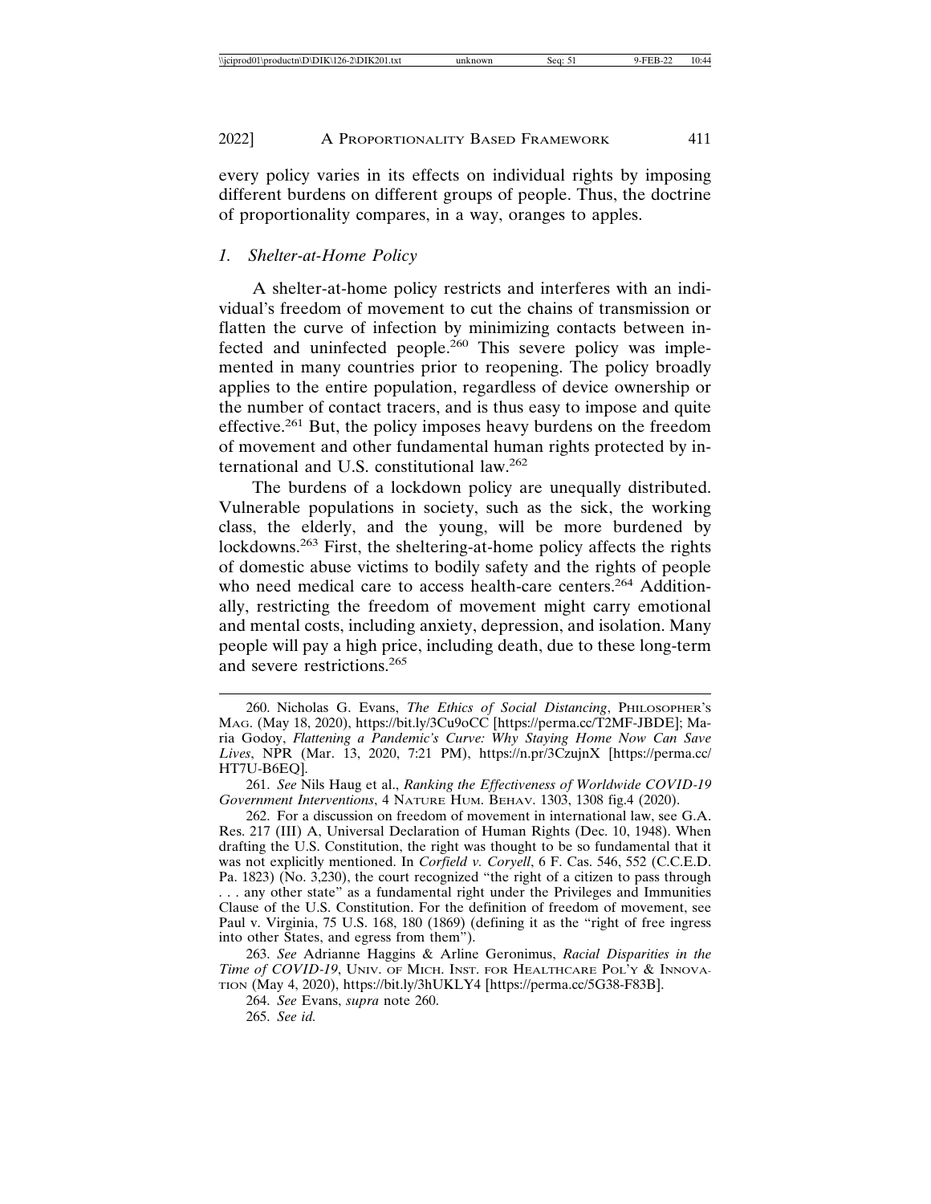every policy varies in its effects on individual rights by imposing different burdens on different groups of people. Thus, the doctrine of proportionality compares, in a way, oranges to apples.

### *1. Shelter-at-Home Policy*

A shelter-at-home policy restricts and interferes with an individual's freedom of movement to cut the chains of transmission or flatten the curve of infection by minimizing contacts between infected and uninfected people.[260] This severe policy was implemented in many countries prior to reopening. The policy broadly applies to the entire population, regardless of device ownership or the number of contact tracers, and is thus easy to impose and quite effective.[261] But, the policy imposes heavy burdens on the freedom of movement and other fundamental human rights protected by international and U.S. constitutional law.[262]

The burdens of a lockdown policy are unequally distributed. Vulnerable populations in society, such as the sick, the working class, the elderly, and the young, will be more burdened by lockdowns.[263] First, the sheltering-at-home policy affects the rights of domestic abuse victims to bodily safety and the rights of people who need medical care to access health-care centers.[264] Additionally, restricting the freedom of movement might carry emotional and mental costs, including anxiety, depression, and isolation. Many people will pay a high price, including death, due to these long-term and severe restrictions.[265]

---

260. Nicholas G. Evans, *The Ethics of Social Distancing*, Philosopher's Mag. (May 18, 2020), https://bit.ly/3Cu9oCC [https://perma.cc/T2MF-JBDE]; Maria Godoy, *Flattening a Pandemic's Curve: Why Staying Home Now Can Save Lives*, NPR (Mar. 13, 2020, 7:21 PM), https://n.pr/3CzujnX [https://perma.cc/HT7U-B6EQ].

261. *See* Nils Haug et al., *Ranking the Effectiveness of Worldwide COVID-19 Government Interventions*, 4 Nature Hum. Behav. 1303, 1308 fig.4 (2020).

262. For a discussion on freedom of movement in international law, see G.A. Res. 217 (III) A, Universal Declaration of Human Rights (Dec. 10, 1948). When drafting the U.S. Constitution, the right was thought to be so fundamental that it was not explicitly mentioned. In *Corfield v. Coryell*, 6 F. Cas. 546, 552 (C.C.E.D. Pa. 1823) (No. 3,230), the court recognized "the right of a citizen to pass through . . . any other state" as a fundamental right under the Privileges and Immunities Clause of the U.S. Constitution. For the definition of freedom of movement, see Paul v. Virginia, 75 U.S. 168, 180 (1869) (defining it as the "right of free ingress into other States, and egress from them").

263. *See* Adrianne Haggins & Arline Geronimus, *Racial Disparities in the Time of COVID-19*, Univ. of Mich. Inst. for Healthcare Pol'y & Innovation (May 4, 2020), https://bit.ly/3hUKLY4 [https://perma.cc/5G38-F83B].

264. *See* Evans, *supra* note 260.

265. *See id.*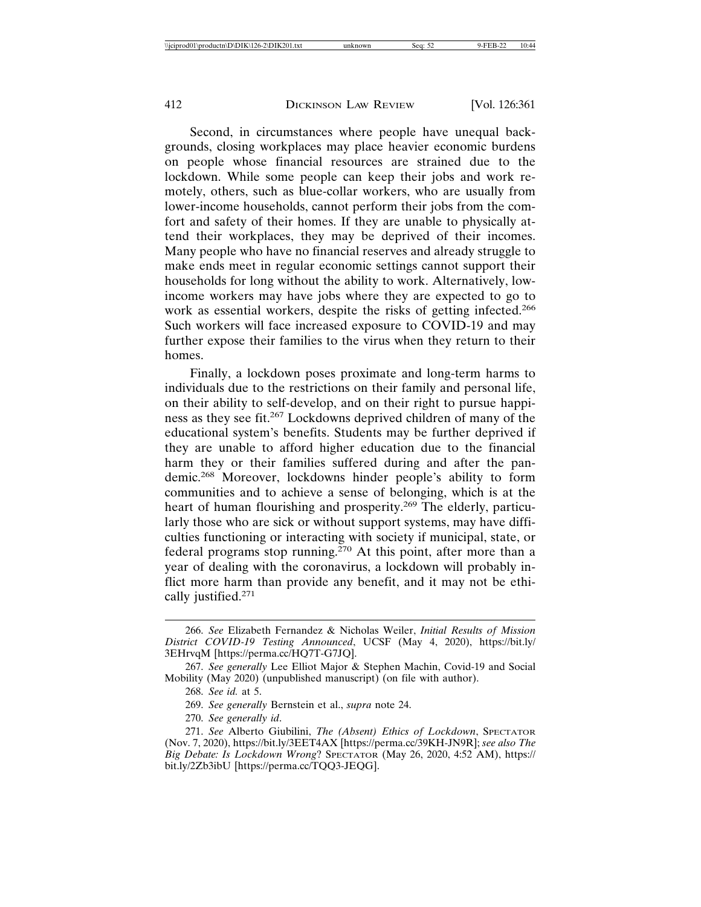Second, in circumstances where people have unequal backgrounds, closing workplaces may place heavier economic burdens on people whose financial resources are strained due to the lockdown. While some people can keep their jobs and work remotely, others, such as blue-collar workers, who are usually from lower-income households, cannot perform their jobs from the comfort and safety of their homes. If they are unable to physically attend their workplaces, they may be deprived of their incomes. Many people who have no financial reserves and already struggle to make ends meet in regular economic settings cannot support their households for long without the ability to work. Alternatively, low-income workers may have jobs where they are expected to go to work as essential workers, despite the risks of getting infected.[266] Such workers will face increased exposure to COVID-19 and may further expose their families to the virus when they return to their homes.

Finally, a lockdown poses proximate and long-term harms to individuals due to the restrictions on their family and personal life, on their ability to self-develop, and on their right to pursue happiness as they see fit.[267] Lockdowns deprived children of many of the educational system's benefits. Students may be further deprived if they are unable to afford higher education due to the financial harm they or their families suffered during and after the pandemic.[268] Moreover, lockdowns hinder people's ability to form communities and to achieve a sense of belonging, which is at the heart of human flourishing and prosperity.[269] The elderly, particularly those who are sick or without support systems, may have difficulties functioning or interacting with society if municipal, state, or federal programs stop running.[270] At this point, after more than a year of dealing with the coronavirus, a lockdown will probably inflict more harm than provide any benefit, and it may not be ethically justified.[271]

---

266. *See* Elizabeth Fernandez & Nicholas Weiler, *Initial Results of Mission District COVID-19 Testing Announced*, UCSF (May 4, 2020), https://bit.ly/3EHrvqM [https://perma.cc/HQ7T-G7JQ].

267. *See generally* Lee Elliot Major & Stephen Machin, Covid-19 and Social Mobility (May 2020) (unpublished manuscript) (on file with author).

268. *See id.* at 5.

269. *See generally* Bernstein et al., *supra* note 24.

270. *See generally id*.

271. *See* Alberto Giubilini, *The (Absent) Ethics of Lockdown*, SPECTATOR (Nov. 7, 2020), https://bit.ly/3EET4AX [https://perma.cc/39KH-JN9R]; *see also The Big Debate: Is Lockdown Wrong*? SPECTATOR (May 26, 2020, 4:52 AM), https://bit.ly/2Zb3ibU [https://perma.cc/TQQ3-JEQG].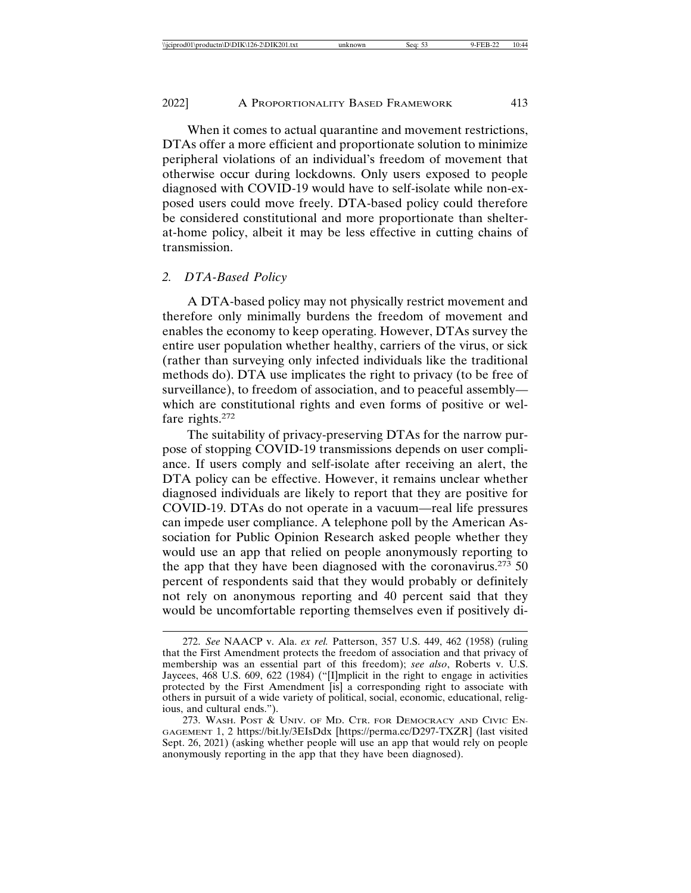When it comes to actual quarantine and movement restrictions, DTAs offer a more efficient and proportionate solution to minimize peripheral violations of an individual's freedom of movement that otherwise occur during lockdowns. Only users exposed to people diagnosed with COVID-19 would have to self-isolate while non-exposed users could move freely. DTA-based policy could therefore be considered constitutional and more proportionate than shelter-at-home policy, albeit it may be less effective in cutting chains of transmission.

### *2. DTA-Based Policy*

A DTA-based policy may not physically restrict movement and therefore only minimally burdens the freedom of movement and enables the economy to keep operating. However, DTAs survey the entire user population whether healthy, carriers of the virus, or sick (rather than surveying only infected individuals like the traditional methods do). DTA use implicates the right to privacy (to be free of surveillance), to freedom of association, and to peaceful assembly—which are constitutional rights and even forms of positive or welfare rights.[272]

The suitability of privacy-preserving DTAs for the narrow purpose of stopping COVID-19 transmissions depends on user compliance. If users comply and self-isolate after receiving an alert, the DTA policy can be effective. However, it remains unclear whether diagnosed individuals are likely to report that they are positive for COVID-19. DTAs do not operate in a vacuum—real life pressures can impede user compliance. A telephone poll by the American Association for Public Opinion Research asked people whether they would use an app that relied on people anonymously reporting to the app that they have been diagnosed with the coronavirus.[273] 50 percent of respondents said that they would probably or definitely not rely on anonymous reporting and 40 percent said that they would be uncomfortable reporting themselves even if positively di-

---

272. *See* NAACP v. Ala. *ex rel.* Patterson, 357 U.S. 449, 462 (1958) (ruling that the First Amendment protects the freedom of association and that privacy of membership was an essential part of this freedom); *see also*, Roberts v. U.S. Jaycees, 468 U.S. 609, 622 (1984) ("[I]mplicit in the right to engage in activities protected by the First Amendment [is] a corresponding right to associate with others in pursuit of a wide variety of political, social, economic, educational, religious, and cultural ends.").

273. WASH. POST & UNIV. OF MD. CTR. FOR DEMOCRACY AND CIVIC ENGAGEMENT 1, 2 https://bit.ly/3EIsDdx [https://perma.cc/D297-TXZR] (last visited Sept. 26, 2021) (asking whether people will use an app that would rely on people anonymously reporting in the app that they have been diagnosed).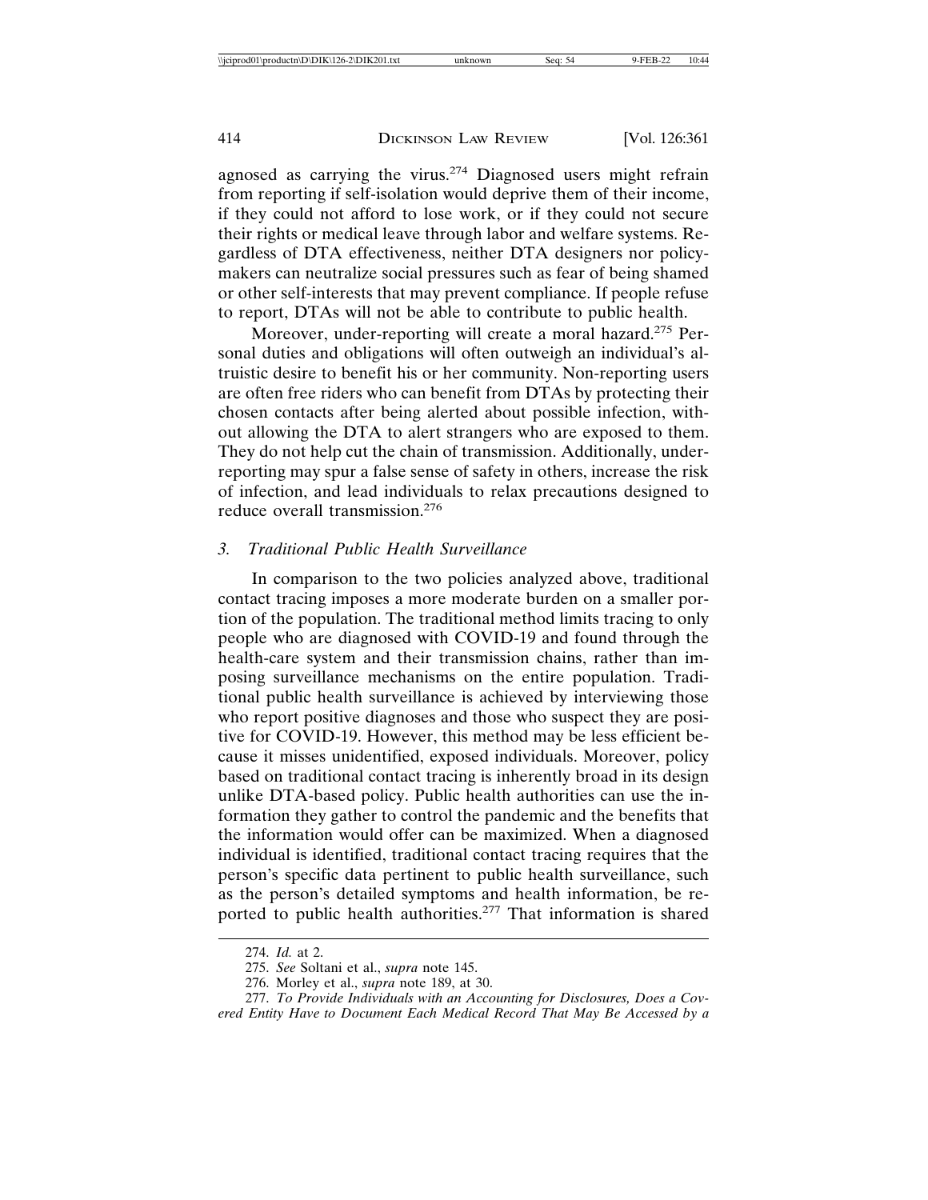agnosed as carrying the virus.[274] Diagnosed users might refrain from reporting if self-isolation would deprive them of their income, if they could not afford to lose work, or if they could not secure their rights or medical leave through labor and welfare systems. Regardless of DTA effectiveness, neither DTA designers nor policymakers can neutralize social pressures such as fear of being shamed or other self-interests that may prevent compliance. If people refuse to report, DTAs will not be able to contribute to public health.

Moreover, under-reporting will create a moral hazard.[275] Personal duties and obligations will often outweigh an individual's altruistic desire to benefit his or her community. Non-reporting users are often free riders who can benefit from DTAs by protecting their chosen contacts after being alerted about possible infection, without allowing the DTA to alert strangers who are exposed to them. They do not help cut the chain of transmission. Additionally, under-reporting may spur a false sense of safety in others, increase the risk of infection, and lead individuals to relax precautions designed to reduce overall transmission.[276]

### *3. Traditional Public Health Surveillance*

In comparison to the two policies analyzed above, traditional contact tracing imposes a more moderate burden on a smaller portion of the population. The traditional method limits tracing to only people who are diagnosed with COVID-19 and found through the health-care system and their transmission chains, rather than imposing surveillance mechanisms on the entire population. Traditional public health surveillance is achieved by interviewing those who report positive diagnoses and those who suspect they are positive for COVID-19. However, this method may be less efficient because it misses unidentified, exposed individuals. Moreover, policy based on traditional contact tracing is inherently broad in its design unlike DTA-based policy. Public health authorities can use the information they gather to control the pandemic and the benefits that the information would offer can be maximized. When a diagnosed individual is identified, traditional contact tracing requires that the person's specific data pertinent to public health surveillance, such as the person's detailed symptoms and health information, be reported to public health authorities.[277] That information is shared

---

274. *Id.* at 2.

275. *See* Soltani et al., *supra* note 145.

276. Morley et al., *supra* note 189, at 30.

277. *To Provide Individuals with an Accounting for Disclosures, Does a Covered Entity Have to Document Each Medical Record That May Be Accessed by a*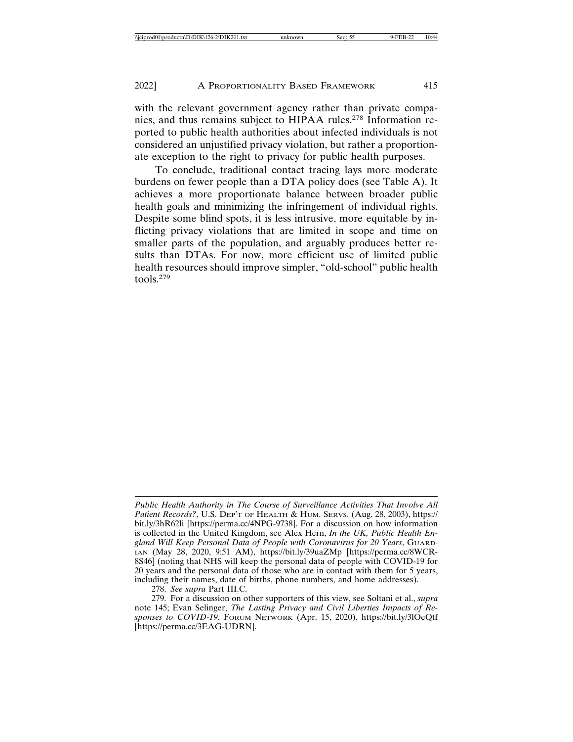with the relevant government agency rather than private companies, and thus remains subject to HIPAA rules.[278] Information reported to public health authorities about infected individuals is not considered an unjustified privacy violation, but rather a proportionate exception to the right to privacy for public health purposes.

To conclude, traditional contact tracing lays more moderate burdens on fewer people than a DTA policy does (see Table A). It achieves a more proportionate balance between broader public health goals and minimizing the infringement of individual rights. Despite some blind spots, it is less intrusive, more equitable by inflicting privacy violations that are limited in scope and time on smaller parts of the population, and arguably produces better results than DTAs. For now, more efficient use of limited public health resources should improve simpler, "old-school" public health tools.[279]

---

*Public Health Authority in The Course of Surveillance Activities That Involve All Patient Records?*, U.S. DEP'T OF HEALTH & HUM. SERVS. (Aug. 28, 2003), https://bit.ly/3hR62li [https://perma.cc/4NPG-9738]. For a discussion on how information is collected in the United Kingdom, see Alex Hern, *In the UK, Public Health England Will Keep Personal Data of People with Coronavirus for 20 Years*, GUARDIAN (May 28, 2020, 9:51 AM), https://bit.ly/39uaZMp [https://perma.cc/8WCR-8S46] (noting that NHS will keep the personal data of people with COVID-19 for 20 years and the personal data of those who are in contact with them for 5 years, including their names, date of births, phone numbers, and home addresses).

278. *See supra* Part III.C.

279. For a discussion on other supporters of this view, see Soltani et al., *supra* note 145; Evan Selinger, *The Lasting Privacy and Civil Liberties Impacts of Responses to COVID-19*, FORUM NETWORK (Apr. 15, 2020), https://bit.ly/3lOeQtf [https://perma.cc/3EAG-UDRN].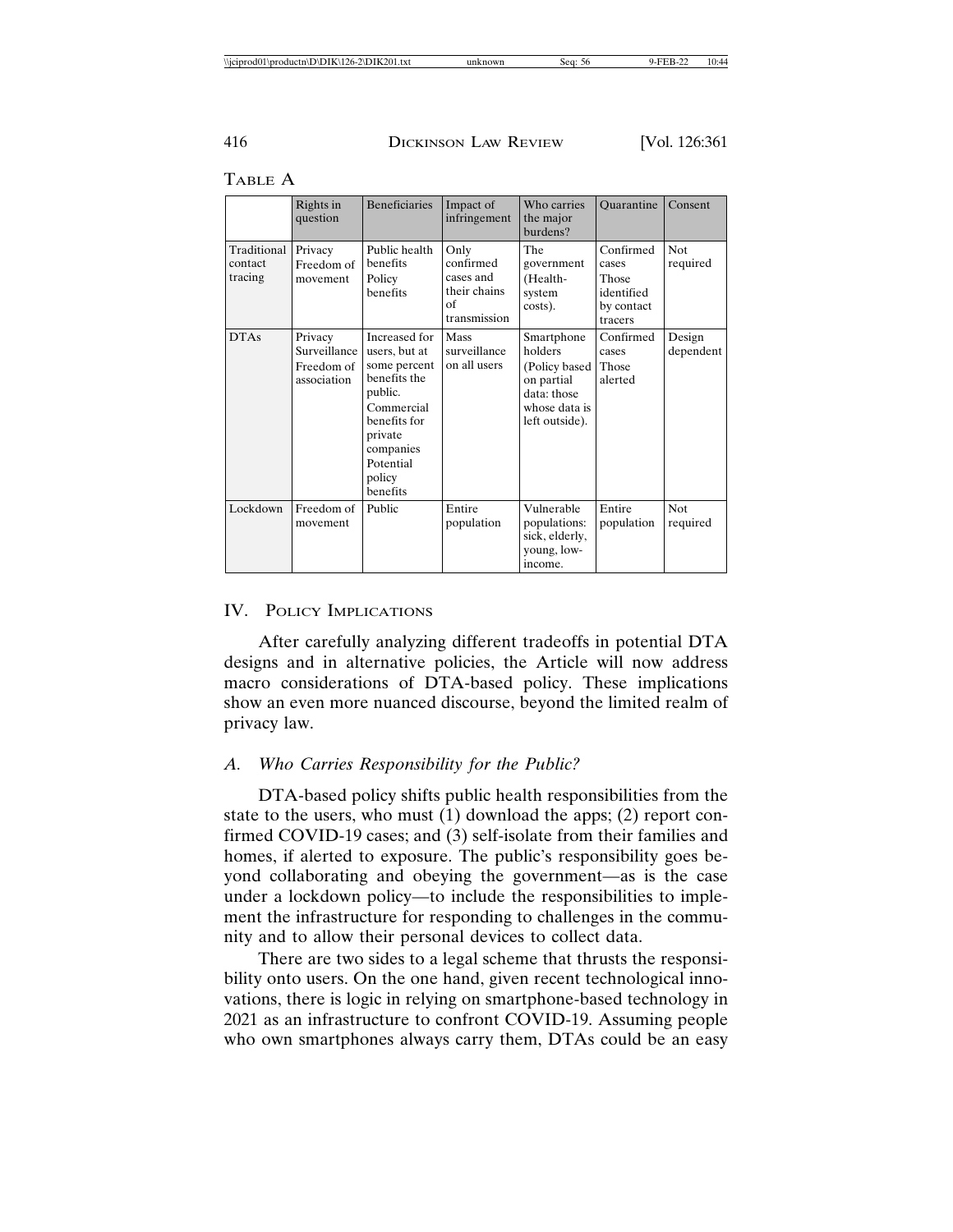TABLE A

| | Rights in question | Beneficiaries | Impact of infringement | Who carries the major burdens? | Quarantine | Consent |
|---|---|---|---|---|---|---|
| Traditional contact tracing | Privacy Freedom of movement | Public health benefits Policy benefits | Only confirmed cases and their chains of transmission | The government (Health-system costs). | Confirmed cases Those identified by contact tracers | Not required |
| DTAs | Privacy Surveillance Freedom of association | Increased for users, but at some percent benefits the public. Commercial benefits for private companies Potential policy benefits | Mass surveillance on all users | Smartphone holders (Policy based on partial data: those whose data is left outside). | Confirmed cases Those alerted | Design dependent |
| Lockdown | Freedom of movement | Public | Entire population | Vulnerable populations: sick, elderly, young, low-income. | Entire population | Not required |

## IV. POLICY IMPLICATIONS

After carefully analyzing different tradeoffs in potential DTA designs and in alternative policies, the Article will now address macro considerations of DTA-based policy. These implications show an even more nuanced discourse, beyond the limited realm of privacy law.

### *A. Who Carries Responsibility for the Public?*

DTA-based policy shifts public health responsibilities from the state to the users, who must (1) download the apps; (2) report confirmed COVID-19 cases; and (3) self-isolate from their families and homes, if alerted to exposure. The public's responsibility goes beyond collaborating and obeying the government—as is the case under a lockdown policy—to include the responsibilities to implement the infrastructure for responding to challenges in the community and to allow their personal devices to collect data.

There are two sides to a legal scheme that thrusts the responsibility onto users. On the one hand, given recent technological innovations, there is logic in relying on smartphone-based technology in 2021 as an infrastructure to confront COVID-19. Assuming people who own smartphones always carry them, DTAs could be an easy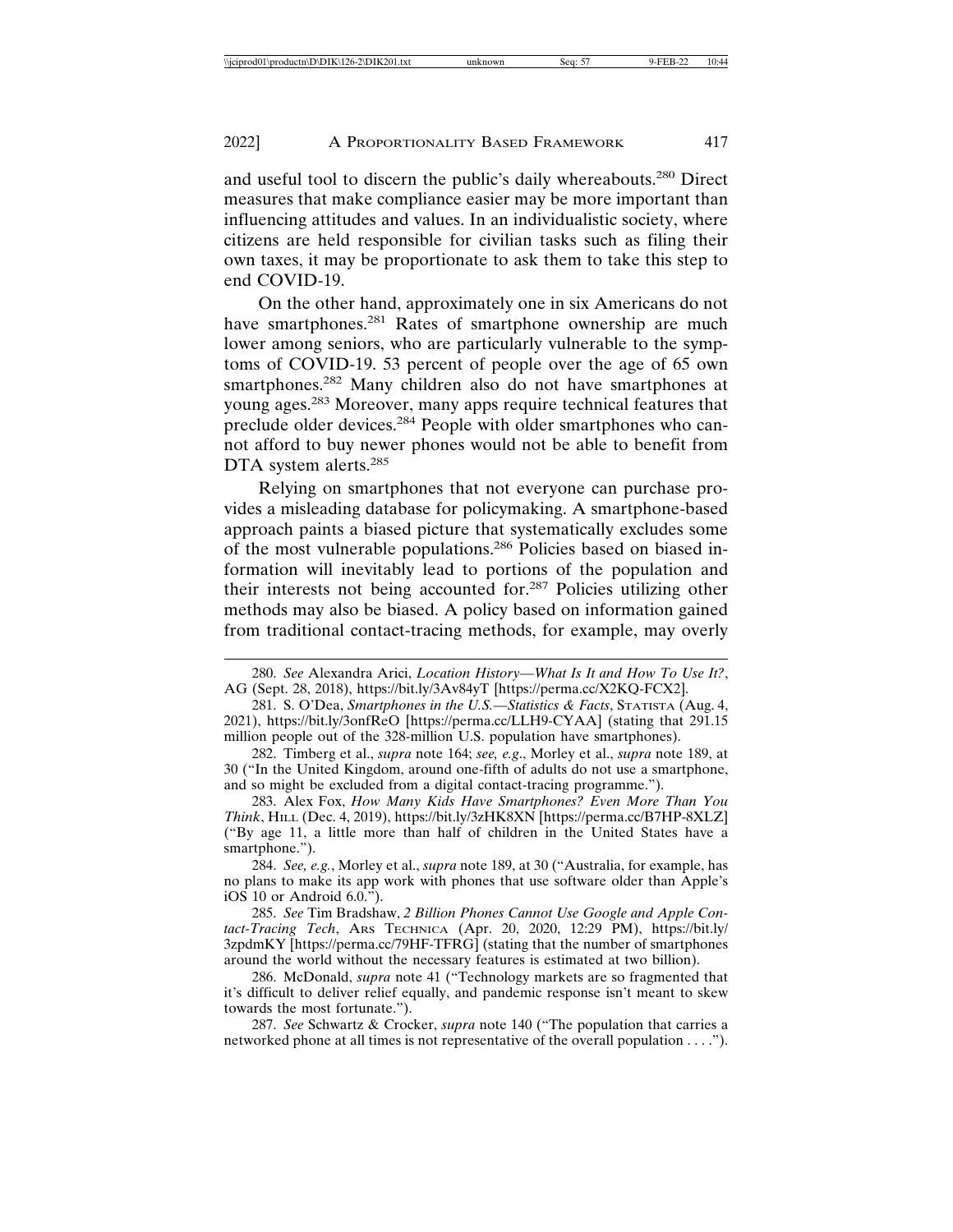and useful tool to discern the public's daily whereabouts.[280] Direct measures that make compliance easier may be more important than influencing attitudes and values. In an individualistic society, where citizens are held responsible for civilian tasks such as filing their own taxes, it may be proportionate to ask them to take this step to end COVID-19.

On the other hand, approximately one in six Americans do not have smartphones.[281] Rates of smartphone ownership are much lower among seniors, who are particularly vulnerable to the symptoms of COVID-19. 53 percent of people over the age of 65 own smartphones.[282] Many children also do not have smartphones at young ages.[283] Moreover, many apps require technical features that preclude older devices.[284] People with older smartphones who cannot afford to buy newer phones would not be able to benefit from DTA system alerts.[285]

Relying on smartphones that not everyone can purchase provides a misleading database for policymaking. A smartphone-based approach paints a biased picture that systematically excludes some of the most vulnerable populations.[286] Policies based on biased information will inevitably lead to portions of the population and their interests not being accounted for.[287] Policies utilizing other methods may also be biased. A policy based on information gained from traditional contact-tracing methods, for example, may overly

---

280. *See* Alexandra Arici, *Location History—What Is It and How To Use It?*, AG (Sept. 28, 2018), https://bit.ly/3Av84yT [https://perma.cc/X2KQ-FCX2].

281. S. O'Dea, *Smartphones in the U.S.—Statistics & Facts*, STATISTA (Aug. 4, 2021), https://bit.ly/3onfReO [https://perma.cc/LLH9-CYAA] (stating that 291.15 million people out of the 328-million U.S. population have smartphones).

282. Timberg et al., *supra* note 164; *see, e.g.*, Morley et al., *supra* note 189, at 30 ("In the United Kingdom, around one-fifth of adults do not use a smartphone, and so might be excluded from a digital contact-tracing programme.").

283. Alex Fox, *How Many Kids Have Smartphones? Even More Than You Think*, HILL (Dec. 4, 2019), https://bit.ly/3zHK8XN [https://perma.cc/B7HP-8XLZ] ("By age 11, a little more than half of children in the United States have a smartphone.").

284. *See, e.g.*, Morley et al., *supra* note 189, at 30 ("Australia, for example, has no plans to make its app work with phones that use software older than Apple's iOS 10 or Android 6.0.").

285. *See* Tim Bradshaw, *2 Billion Phones Cannot Use Google and Apple Contact-Tracing Tech*, ARS TECHNICA (Apr. 20, 2020, 12:29 PM), https://bit.ly/3zpdmKY [https://perma.cc/79HF-TFRG] (stating that the number of smartphones around the world without the necessary features is estimated at two billion).

286. McDonald, *supra* note 41 ("Technology markets are so fragmented that it's difficult to deliver relief equally, and pandemic response isn't meant to skew towards the most fortunate.").

287. *See* Schwartz & Crocker, *supra* note 140 ("The population that carries a networked phone at all times is not representative of the overall population . . . .").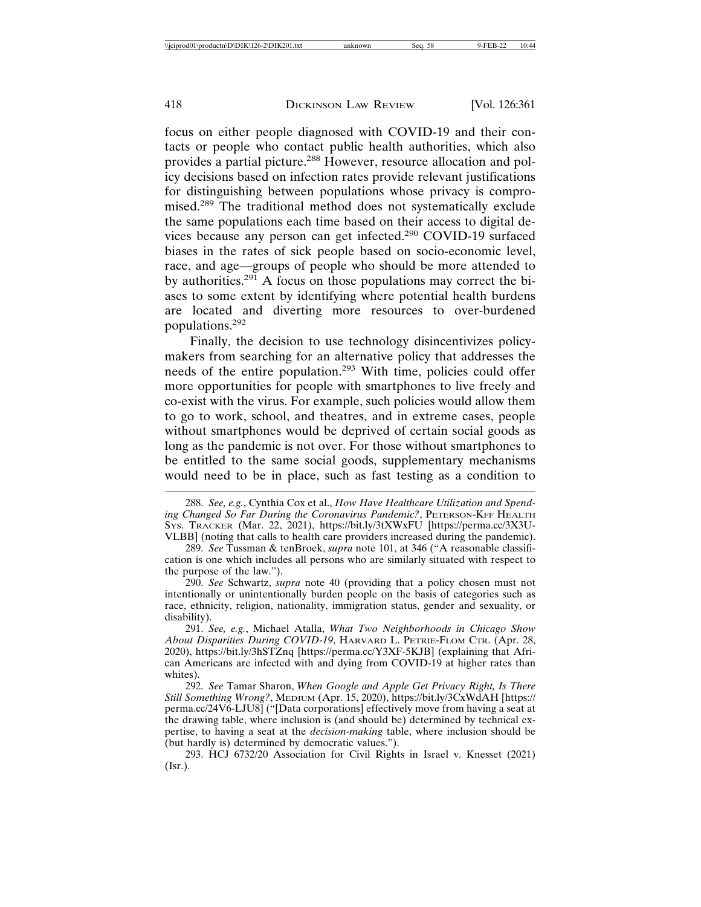focus on either people diagnosed with COVID-19 and their contacts or people who contact public health authorities, which also provides a partial picture.[288] However, resource allocation and policy decisions based on infection rates provide relevant justifications for distinguishing between populations whose privacy is compromised.[289] The traditional method does not systematically exclude the same populations each time based on their access to digital devices because any person can get infected.[290] COVID-19 surfaced biases in the rates of sick people based on socio-economic level, race, and age—groups of people who should be more attended to by authorities.[291] A focus on those populations may correct the biases to some extent by identifying where potential health burdens are located and diverting more resources to over-burdened populations.[292]

Finally, the decision to use technology disincentivizes policymakers from searching for an alternative policy that addresses the needs of the entire population.[293] With time, policies could offer more opportunities for people with smartphones to live freely and co-exist with the virus. For example, such policies would allow them to go to work, school, and theatres, and in extreme cases, people without smartphones would be deprived of certain social goods as long as the pandemic is not over. For those without smartphones to be entitled to the same social goods, supplementary mechanisms would need to be in place, such as fast testing as a condition to

---

288. *See, e.g.*, Cynthia Cox et al., *How Have Healthcare Utilization and Spending Changed So Far During the Coronavirus Pandemic?*, PETERSON-KFF HEALTH SYS. TRACKER (Mar. 22, 2021), https://bit.ly/3tXWxFU [https://perma.cc/3X3U-VLBB] (noting that calls to health care providers increased during the pandemic).

289. *See* Tussman & tenBroek, *supra* note 101, at 346 ("A reasonable classification is one which includes all persons who are similarly situated with respect to the purpose of the law.").

290. *See* Schwartz, *supra* note 40 (providing that a policy chosen must not intentionally or unintentionally burden people on the basis of categories such as race, ethnicity, religion, nationality, immigration status, gender and sexuality, or disability).

291. *See, e.g.*, Michael Atalla, *What Two Neighborhoods in Chicago Show About Disparities During COVID-19*, HARVARD L. PETRIE-FLOM CTR. (Apr. 28, 2020), https://bit.ly/3hSTZnq [https://perma.cc/Y3XF-5KJB] (explaining that African Americans are infected with and dying from COVID-19 at higher rates than whites).

292. *See* Tamar Sharon, *When Google and Apple Get Privacy Right, Is There Still Something Wrong?*, MEDIUM (Apr. 15, 2020), https://bit.ly/3CxWdAH [https://perma.cc/24V6-LJU8] ("[Data corporations] effectively move from having a seat at the drawing table, where inclusion is (and should be) determined by technical expertise, to having a seat at the *decision-making* table, where inclusion should be (but hardly is) determined by democratic values.").

293. HCJ 6732/20 Association for Civil Rights in Israel v. Knesset (2021) (Isr.).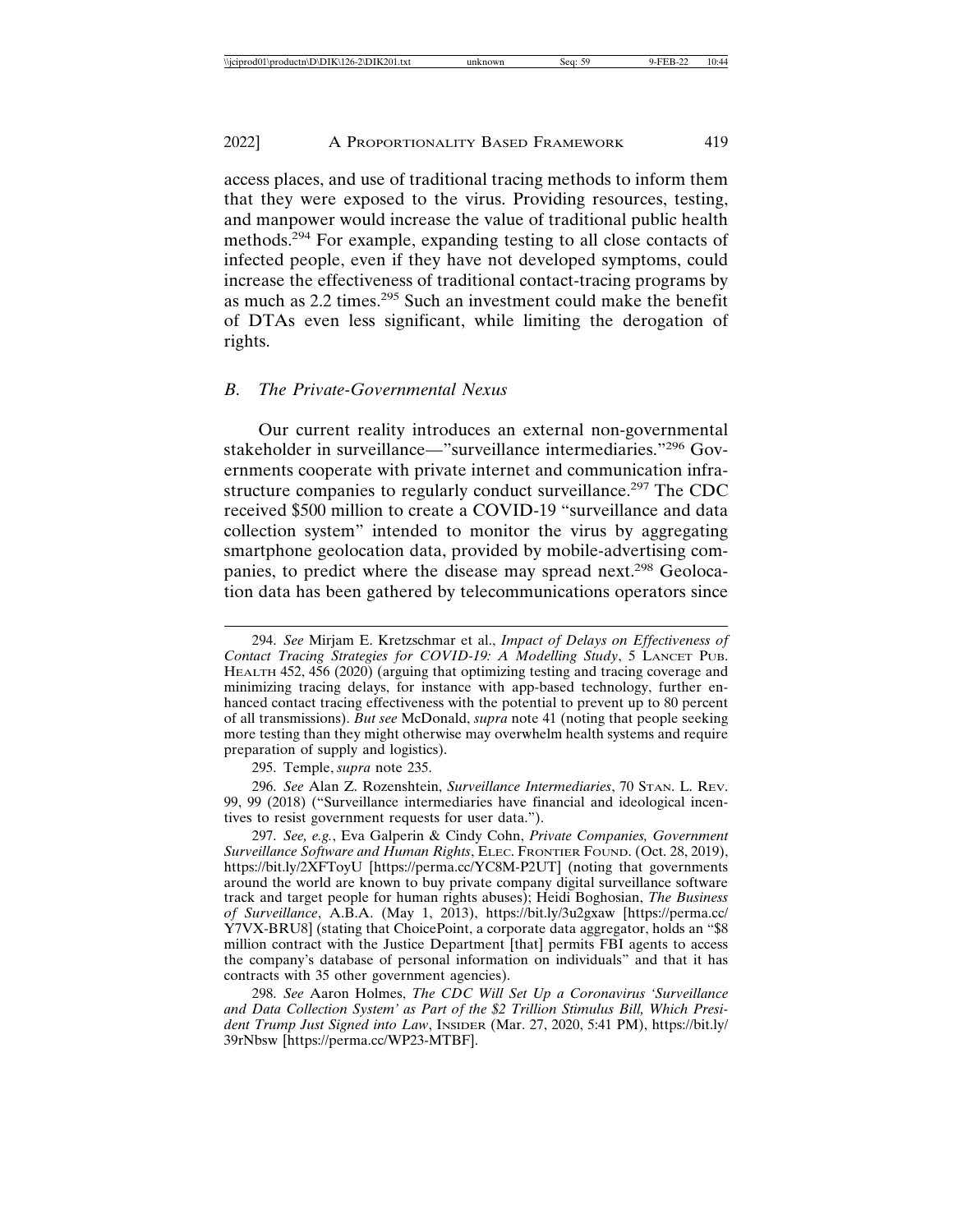access places, and use of traditional tracing methods to inform them that they were exposed to the virus. Providing resources, testing, and manpower would increase the value of traditional public health methods.[294] For example, expanding testing to all close contacts of infected people, even if they have not developed symptoms, could increase the effectiveness of traditional contact-tracing programs by as much as 2.2 times.[295] Such an investment could make the benefit of DTAs even less significant, while limiting the derogation of rights.

### *B. The Private-Governmental Nexus*

Our current reality introduces an external non-governmental stakeholder in surveillance—"surveillance intermediaries."[296] Governments cooperate with private internet and communication infrastructure companies to regularly conduct surveillance.[297] The CDC received $500 million to create a COVID-19 "surveillance and data collection system" intended to monitor the virus by aggregating smartphone geolocation data, provided by mobile-advertising companies, to predict where the disease may spread next.[298] Geolocation data has been gathered by telecommunications operators since

---

294. *See* Mirjam E. Kretzschmar et al., *Impact of Delays on Effectiveness of Contact Tracing Strategies for COVID-19: A Modelling Study*, 5 LANCET PUB. HEALTH 452, 456 (2020) (arguing that optimizing testing and tracing coverage and minimizing tracing delays, for instance with app-based technology, further enhanced contact tracing effectiveness with the potential to prevent up to 80 percent of all transmissions). *But see* McDonald, *supra* note 41 (noting that people seeking more testing than they might otherwise may overwhelm health systems and require preparation of supply and logistics).

295. Temple, *supra* note 235.

296. *See* Alan Z. Rozenshtein, *Surveillance Intermediaries*, 70 STAN. L. REV. 99, 99 (2018) ("Surveillance intermediaries have financial and ideological incentives to resist government requests for user data.").

297. *See, e.g.*, Eva Galperin & Cindy Cohn, *Private Companies, Government Surveillance Software and Human Rights*, ELEC. FRONTIER FOUND. (Oct. 28, 2019), https://bit.ly/2XFToyU [https://perma.cc/YC8M-P2UT] (noting that governments around the world are known to buy private company digital surveillance software track and target people for human rights abuses); Heidi Boghosian, *The Business of Surveillance*, A.B.A. (May 1, 2013), https://bit.ly/3u2gxaw [https://perma.cc/Y7VX-BRU8] (stating that ChoicePoint, a corporate data aggregator, holds an "$8 million contract with the Justice Department [that] permits FBI agents to access the company's database of personal information on individuals" and that it has contracts with 35 other government agencies).

298. *See* Aaron Holmes, *The CDC Will Set Up a Coronavirus 'Surveillance and Data Collection System' as Part of the $2 Trillion Stimulus Bill, Which President Trump Just Signed into Law*, INSIDER (Mar. 27, 2020, 5:41 PM), https://bit.ly/39rNbsw [https://perma.cc/WP23-MTBF].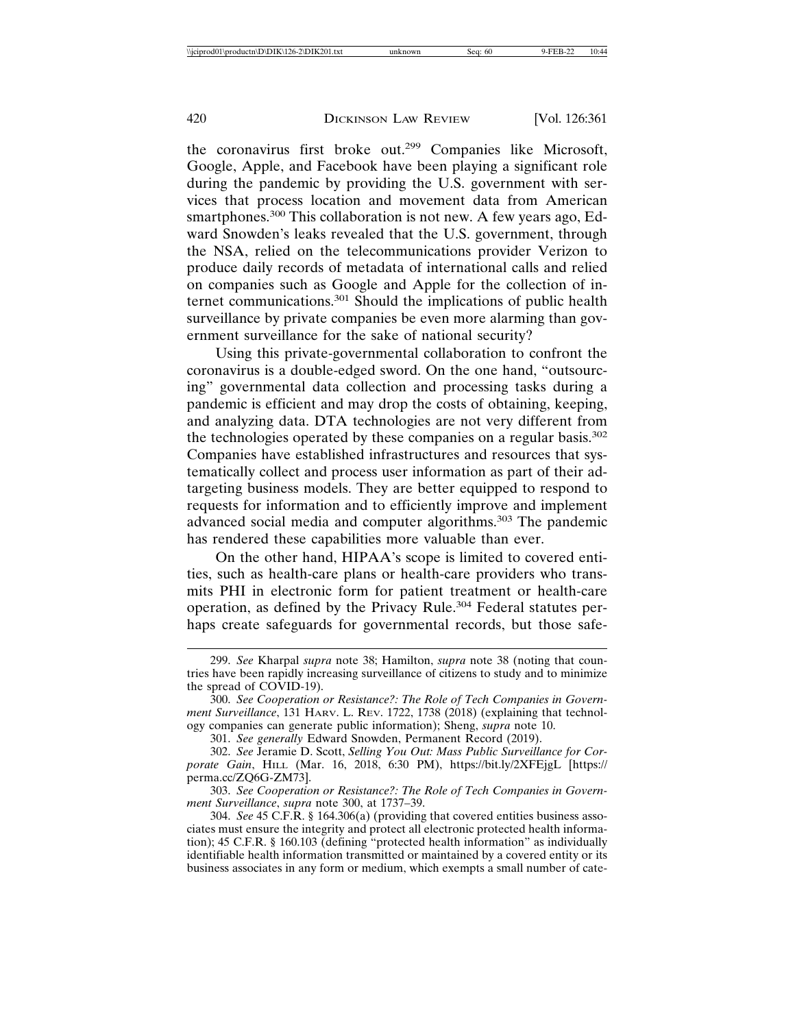the coronavirus first broke out.[299] Companies like Microsoft, Google, Apple, and Facebook have been playing a significant role during the pandemic by providing the U.S. government with services that process location and movement data from American smartphones.[300] This collaboration is not new. A few years ago, Edward Snowden's leaks revealed that the U.S. government, through the NSA, relied on the telecommunications provider Verizon to produce daily records of metadata of international calls and relied on companies such as Google and Apple for the collection of internet communications.[301] Should the implications of public health surveillance by private companies be even more alarming than government surveillance for the sake of national security?

Using this private-governmental collaboration to confront the coronavirus is a double-edged sword. On the one hand, "outsourcing" governmental data collection and processing tasks during a pandemic is efficient and may drop the costs of obtaining, keeping, and analyzing data. DTA technologies are not very different from the technologies operated by these companies on a regular basis.[302] Companies have established infrastructures and resources that systematically collect and process user information as part of their ad-targeting business models. They are better equipped to respond to requests for information and to efficiently improve and implement advanced social media and computer algorithms.[303] The pandemic has rendered these capabilities more valuable than ever.

On the other hand, HIPAA's scope is limited to covered entities, such as health-care plans or health-care providers who transmits PHI in electronic form for patient treatment or health-care operation, as defined by the Privacy Rule.[304] Federal statutes perhaps create safeguards for governmental records, but those safe-

---

299. *See* Kharpal *supra* note 38; Hamilton, *supra* note 38 (noting that countries have been rapidly increasing surveillance of citizens to study and to minimize the spread of COVID-19).

300. *See Cooperation or Resistance?: The Role of Tech Companies in Government Surveillance*, 131 Harv. L. Rev. 1722, 1738 (2018) (explaining that technology companies can generate public information); Sheng, *supra* note 10.

301. *See generally* Edward Snowden, Permanent Record (2019).

302. *See* Jeramie D. Scott, *Selling You Out: Mass Public Surveillance for Corporate Gain*, Hill (Mar. 16, 2018, 6:30 PM), https://bit.ly/2XFEjgL [https://perma.cc/ZQ6G-ZM73].

303. *See Cooperation or Resistance?: The Role of Tech Companies in Government Surveillance*, *supra* note 300, at 1737–39.

304. *See* 45 C.F.R. § 164.306(a) (providing that covered entities business associates must ensure the integrity and protect all electronic protected health information); 45 C.F.R. § 160.103 (defining "protected health information" as individually identifiable health information transmitted or maintained by a covered entity or its business associates in any form or medium, which exempts a small number of cate-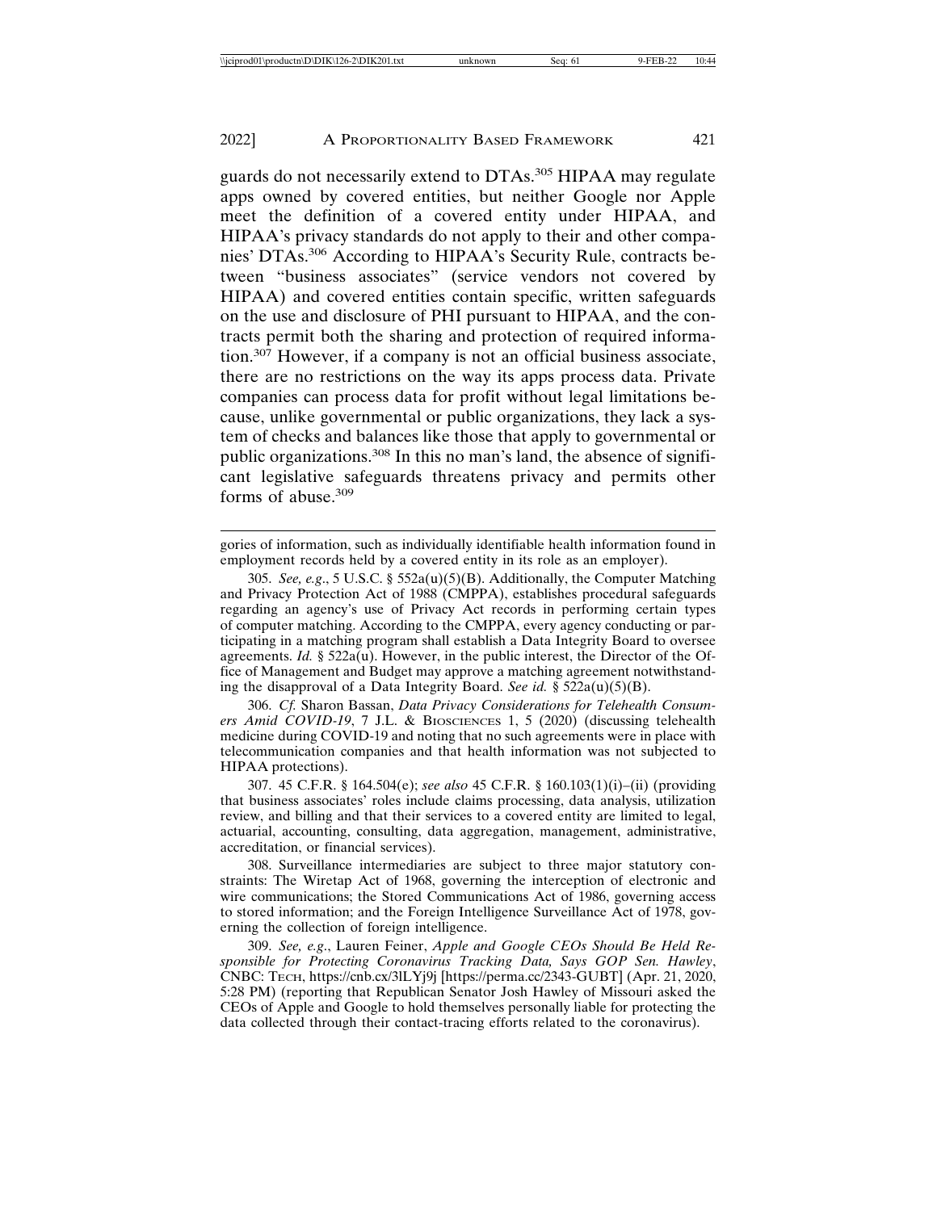guards do not necessarily extend to DTAs.[305] HIPAA may regulate apps owned by covered entities, but neither Google nor Apple meet the definition of a covered entity under HIPAA, and HIPAA's privacy standards do not apply to their and other companies' DTAs.[306] According to HIPAA's Security Rule, contracts between "business associates" (service vendors not covered by HIPAA) and covered entities contain specific, written safeguards on the use and disclosure of PHI pursuant to HIPAA, and the contracts permit both the sharing and protection of required information.[307] However, if a company is not an official business associate, there are no restrictions on the way its apps process data. Private companies can process data for profit without legal limitations because, unlike governmental or public organizations, they lack a system of checks and balances like those that apply to governmental or public organizations.[308] In this no man's land, the absence of significant legislative safeguards threatens privacy and permits other forms of abuse.[309]

---

gories of information, such as individually identifiable health information found in employment records held by a covered entity in its role as an employer).

305. *See, e.g.*, 5 U.S.C. § 552a(u)(5)(B). Additionally, the Computer Matching and Privacy Protection Act of 1988 (CMPPA), establishes procedural safeguards regarding an agency's use of Privacy Act records in performing certain types of computer matching. According to the CMPPA, every agency conducting or participating in a matching program shall establish a Data Integrity Board to oversee agreements. *Id.* § 522a(u). However, in the public interest, the Director of the Office of Management and Budget may approve a matching agreement notwithstanding the disapproval of a Data Integrity Board. *See id.* § 522a(u)(5)(B).

306. *Cf.* Sharon Bassan, *Data Privacy Considerations for Telehealth Consumers Amid COVID-19*, 7 J.L. & BIOSCIENCES 1, 5 (2020) (discussing telehealth medicine during COVID-19 and noting that no such agreements were in place with telecommunication companies and that health information was not subjected to HIPAA protections).

307. 45 C.F.R. § 164.504(e); *see also* 45 C.F.R. § 160.103(1)(i)–(ii) (providing that business associates' roles include claims processing, data analysis, utilization review, and billing and that their services to a covered entity are limited to legal, actuarial, accounting, consulting, data aggregation, management, administrative, accreditation, or financial services).

308. Surveillance intermediaries are subject to three major statutory constraints: The Wiretap Act of 1968, governing the interception of electronic and wire communications; the Stored Communications Act of 1986, governing access to stored information; and the Foreign Intelligence Surveillance Act of 1978, governing the collection of foreign intelligence.

309. *See, e.g.*, Lauren Feiner, *Apple and Google CEOs Should Be Held Responsible for Protecting Coronavirus Tracking Data, Says GOP Sen. Hawley*, CNBC: TECH, https://cnb.cx/3lLYj9j [https://perma.cc/2343-GUBT] (Apr. 21, 2020, 5:28 PM) (reporting that Republican Senator Josh Hawley of Missouri asked the CEOs of Apple and Google to hold themselves personally liable for protecting the data collected through their contact-tracing efforts related to the coronavirus).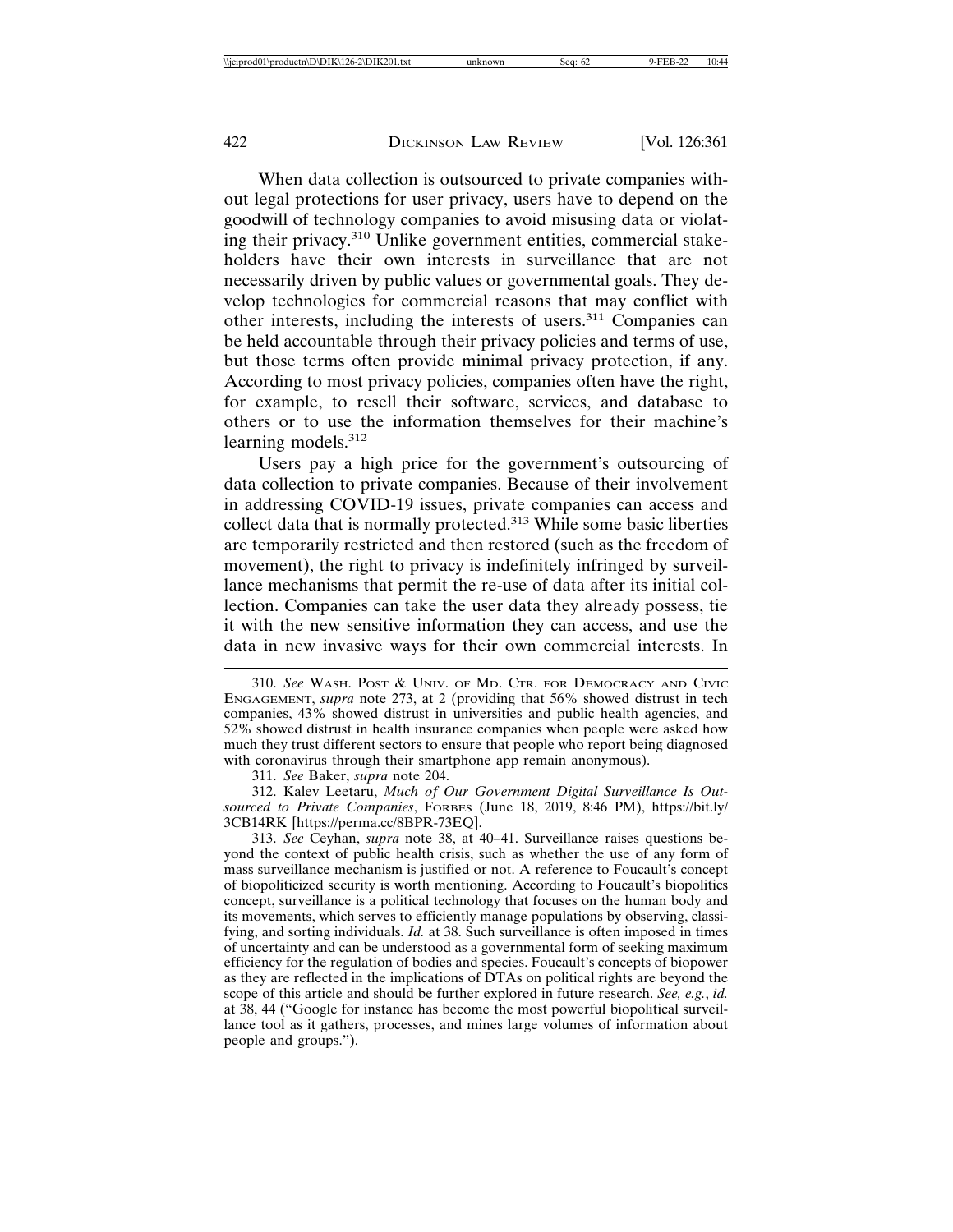When data collection is outsourced to private companies without legal protections for user privacy, users have to depend on the goodwill of technology companies to avoid misusing data or violating their privacy.[310] Unlike government entities, commercial stakeholders have their own interests in surveillance that are not necessarily driven by public values or governmental goals. They develop technologies for commercial reasons that may conflict with other interests, including the interests of users.[311] Companies can be held accountable through their privacy policies and terms of use, but those terms often provide minimal privacy protection, if any. According to most privacy policies, companies often have the right, for example, to resell their software, services, and database to others or to use the information themselves for their machine's learning models.[312]

Users pay a high price for the government's outsourcing of data collection to private companies. Because of their involvement in addressing COVID-19 issues, private companies can access and collect data that is normally protected.[313] While some basic liberties are temporarily restricted and then restored (such as the freedom of movement), the right to privacy is indefinitely infringed by surveillance mechanisms that permit the re-use of data after its initial collection. Companies can take the user data they already possess, tie it with the new sensitive information they can access, and use the data in new invasive ways for their own commercial interests. In

---

310. *See* WASH. POST & UNIV. OF MD. CTR. FOR DEMOCRACY AND CIVIC ENGAGEMENT, *supra* note 273, at 2 (providing that 56% showed distrust in tech companies, 43% showed distrust in universities and public health agencies, and 52% showed distrust in health insurance companies when people were asked how much they trust different sectors to ensure that people who report being diagnosed with coronavirus through their smartphone app remain anonymous).

311. *See* Baker, *supra* note 204.

312. Kalev Leetaru, *Much of Our Government Digital Surveillance Is Outsourced to Private Companies*, FORBES (June 18, 2019, 8:46 PM), https://bit.ly/3CB14RK [https://perma.cc/8BPR-73EQ].

313. *See* Ceyhan, *supra* note 38, at 40–41. Surveillance raises questions beyond the context of public health crisis, such as whether the use of any form of mass surveillance mechanism is justified or not. A reference to Foucault's concept of biopoliticized security is worth mentioning. According to Foucault's biopolitics concept, surveillance is a political technology that focuses on the human body and its movements, which serves to efficiently manage populations by observing, classifying, and sorting individuals. *Id.* at 38. Such surveillance is often imposed in times of uncertainty and can be understood as a governmental form of seeking maximum efficiency for the regulation of bodies and species. Foucault's concepts of biopower as they are reflected in the implications of DTAs on political rights are beyond the scope of this article and should be further explored in future research. *See, e.g.*, *id.* at 38, 44 ("Google for instance has become the most powerful biopolitical surveillance tool as it gathers, processes, and mines large volumes of information about people and groups.").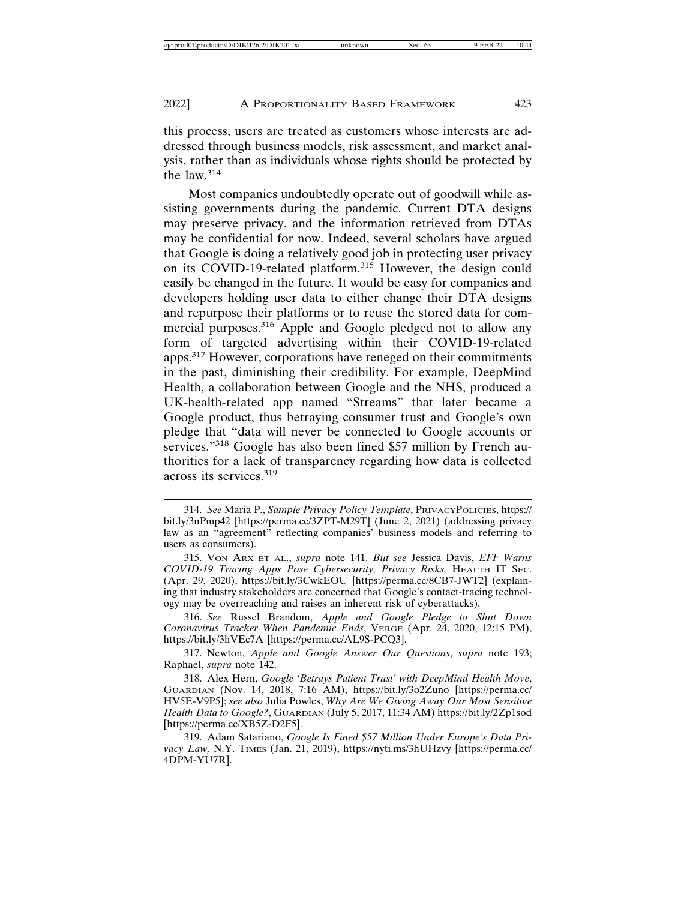this process, users are treated as customers whose interests are addressed through business models, risk assessment, and market analysis, rather than as individuals whose rights should be protected by the law.[314]

Most companies undoubtedly operate out of goodwill while assisting governments during the pandemic. Current DTA designs may preserve privacy, and the information retrieved from DTAs may be confidential for now. Indeed, several scholars have argued that Google is doing a relatively good job in protecting user privacy on its COVID-19-related platform.[315] However, the design could easily be changed in the future. It would be easy for companies and developers holding user data to either change their DTA designs and repurpose their platforms or to reuse the stored data for commercial purposes.[316] Apple and Google pledged not to allow any form of targeted advertising within their COVID-19-related apps.[317] However, corporations have reneged on their commitments in the past, diminishing their credibility. For example, DeepMind Health, a collaboration between Google and the NHS, produced a UK-health-related app named "Streams" that later became a Google product, thus betraying consumer trust and Google's own pledge that "data will never be connected to Google accounts or services."[318] Google has also been fined $57 million by French authorities for a lack of transparency regarding how data is collected across its services.[319]

---

314. *See* Maria P., *Sample Privacy Policy Template*, PRIVACYPOLICIES, https://bit.ly/3nPmp42 [https://perma.cc/3ZPT-M29T] (June 2, 2021) (addressing privacy law as an "agreement" reflecting companies' business models and referring to users as consumers).

315. VON ARX ET AL., *supra* note 141. *But see* Jessica Davis, *EFF Warns COVID-19 Tracing Apps Pose Cybersecurity, Privacy Risks,* HEALTH IT SEC. (Apr. 29, 2020), https://bit.ly/3CwkEOU [https://perma.cc/8CB7-JWT2] (explaining that industry stakeholders are concerned that Google's contact-tracing technology may be overreaching and raises an inherent risk of cyberattacks).

316. *See* Russel Brandom, *Apple and Google Pledge to Shut Down Coronavirus Tracker When Pandemic Ends*, VERGE (Apr. 24, 2020, 12:15 PM), https://bit.ly/3hVEc7A [https://perma.cc/AL9S-PCQ3].

317. Newton, *Apple and Google Answer Our Questions*, *supra* note 193; Raphael, *supra* note 142.

318. Alex Hern, *Google 'Betrays Patient Trust' with DeepMind Health Move*, GUARDIAN (Nov. 14, 2018, 7:16 AM), https://bit.ly/3o2Zuno [https://perma.cc/HV5E-V9P5]; *see also* Julia Powles, *Why Are We Giving Away Our Most Sensitive Health Data to Google?*, GUARDIAN (July 5, 2017, 11:34 AM) https://bit.ly/2Zp1sod [https://perma.cc/XB5Z-D2F5].

319. Adam Satariano, *Google Is Fined $57 Million Under Europe's Data Privacy Law,* N.Y. TIMES (Jan. 21, 2019), https://nyti.ms/3hUHzvy [https://perma.cc/4DPM-YU7R].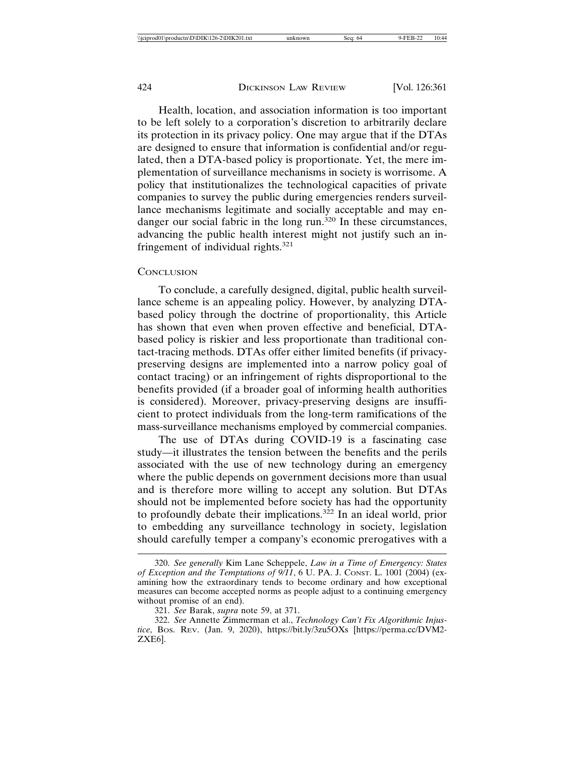Health, location, and association information is too important to be left solely to a corporation's discretion to arbitrarily declare its protection in its privacy policy. One may argue that if the DTAs are designed to ensure that information is confidential and/or regulated, then a DTA-based policy is proportionate. Yet, the mere implementation of surveillance mechanisms in society is worrisome. A policy that institutionalizes the technological capacities of private companies to survey the public during emergencies renders surveillance mechanisms legitimate and socially acceptable and may endanger our social fabric in the long run.[320] In these circumstances, advancing the public health interest might not justify such an infringement of individual rights.[321]

## CONCLUSION

To conclude, a carefully designed, digital, public health surveillance scheme is an appealing policy. However, by analyzing DTA-based policy through the doctrine of proportionality, this Article has shown that even when proven effective and beneficial, DTA-based policy is riskier and less proportionate than traditional contact-tracing methods. DTAs offer either limited benefits (if privacy-preserving designs are implemented into a narrow policy goal of contact tracing) or an infringement of rights disproportional to the benefits provided (if a broader goal of informing health authorities is considered). Moreover, privacy-preserving designs are insufficient to protect individuals from the long-term ramifications of the mass-surveillance mechanisms employed by commercial companies.

The use of DTAs during COVID-19 is a fascinating case study—it illustrates the tension between the benefits and the perils associated with the use of new technology during an emergency where the public depends on government decisions more than usual and is therefore more willing to accept any solution. But DTAs should not be implemented before society has had the opportunity to profoundly debate their implications.[322] In an ideal world, prior to embedding any surveillance technology in society, legislation should carefully temper a company's economic prerogatives with a

---

320. *See generally* Kim Lane Scheppele, *Law in a Time of Emergency: States of Exception and the Temptations of 9/11*, 6 U. PA. J. CONST. L. 1001 (2004) (examining how the extraordinary tends to become ordinary and how exceptional measures can become accepted norms as people adjust to a continuing emergency without promise of an end).

321. *See* Barak, *supra* note 59, at 371.

322. *See* Annette Zimmerman et al., *Technology Can't Fix Algorithmic Injustice*, BOS. REV. (Jan. 9, 2020), https://bit.ly/3zu5OXs [https://perma.cc/DVM2-ZXE6].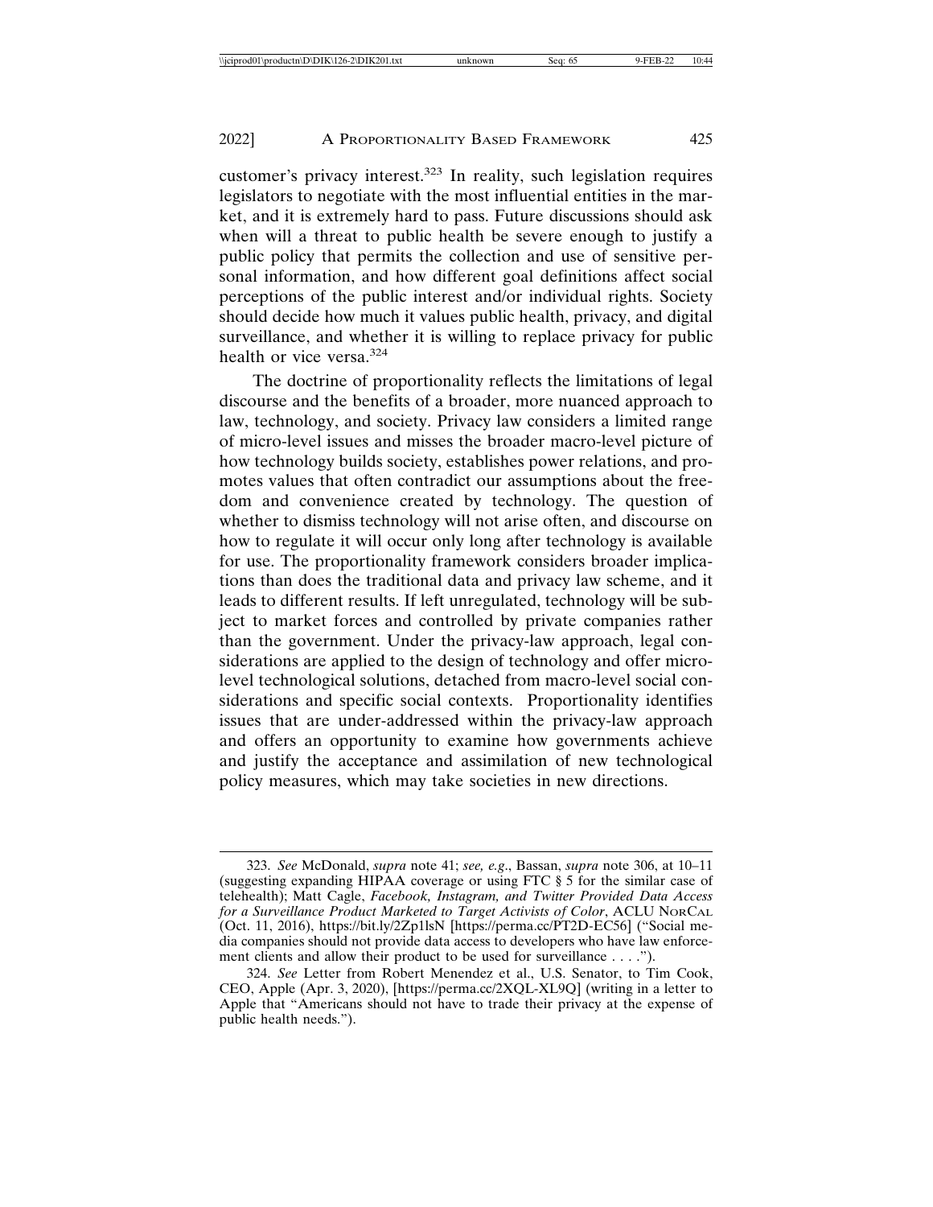customer's privacy interest.[323] In reality, such legislation requires legislators to negotiate with the most influential entities in the market, and it is extremely hard to pass. Future discussions should ask when will a threat to public health be severe enough to justify a public policy that permits the collection and use of sensitive personal information, and how different goal definitions affect social perceptions of the public interest and/or individual rights. Society should decide how much it values public health, privacy, and digital surveillance, and whether it is willing to replace privacy for public health or vice versa.[324]

The doctrine of proportionality reflects the limitations of legal discourse and the benefits of a broader, more nuanced approach to law, technology, and society. Privacy law considers a limited range of micro-level issues and misses the broader macro-level picture of how technology builds society, establishes power relations, and promotes values that often contradict our assumptions about the freedom and convenience created by technology. The question of whether to dismiss technology will not arise often, and discourse on how to regulate it will occur only long after technology is available for use. The proportionality framework considers broader implications than does the traditional data and privacy law scheme, and it leads to different results. If left unregulated, technology will be subject to market forces and controlled by private companies rather than the government. Under the privacy-law approach, legal considerations are applied to the design of technology and offer micro-level technological solutions, detached from macro-level social considerations and specific social contexts. Proportionality identifies issues that are under-addressed within the privacy-law approach and offers an opportunity to examine how governments achieve and justify the acceptance and assimilation of new technological policy measures, which may take societies in new directions.

---

323. *See* McDonald, *supra* note 41; *see, e.g*., Bassan, *supra* note 306, at 10–11 (suggesting expanding HIPAA coverage or using FTC § 5 for the similar case of telehealth); Matt Cagle, *Facebook, Instagram, and Twitter Provided Data Access for a Surveillance Product Marketed to Target Activists of Color*, ACLU NorCal (Oct. 11, 2016), https://bit.ly/2Zp1lsN [https://perma.cc/PT2D-EC56] ("Social media companies should not provide data access to developers who have law enforcement clients and allow their product to be used for surveillance . . . .").

324. *See* Letter from Robert Menendez et al., U.S. Senator, to Tim Cook, CEO, Apple (Apr. 3, 2020), [https://perma.cc/2XQL-XL9Q] (writing in a letter to Apple that "Americans should not have to trade their privacy at the expense of public health needs.").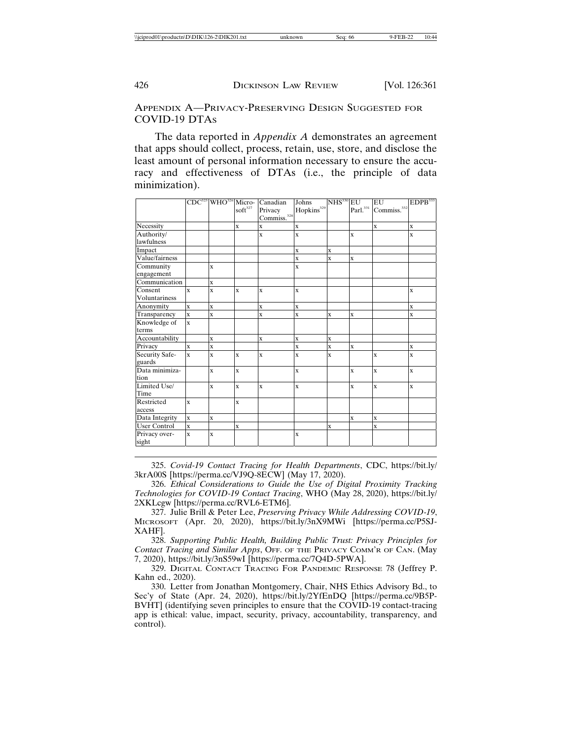## APPENDIX A—PRIVACY-PRESERVING DESIGN SUGGESTED FOR COVID-19 DTAS

The data reported in *Appendix A* demonstrates an agreement that apps should collect, process, retain, use, store, and disclose the least amount of personal information necessary to ensure the accuracy and effectiveness of DTAs (i.e., the principle of data minimization).

| | CDC[325] | WHO[326] | Microsoft[327] | Canadian Privacy Commiss.[328] | Johns Hopkins[329] | NHS[330] | EU Parl.[331] | EU Commiss.[332] | EDPB[333] |
|---|---|---|---|---|---|---|---|---|---|
| Necessity | | | x | x | x | | | x | x |
| Authority/ lawfulness | | | | x | x | | x | | x |
| Impact | | | | | x | x | | | |
| Value/fairness | | | | | x | x | x | | |
| Community engagement | | x | | | x | | | | |
| Communication | | x | | | | | | | |
| Consent Voluntariness | x | x | x | x | x | | | | x |
| Anonymity | x | x | | x | x | | | | x |
| Transparency | x | x | | x | x | x | x | | x |
| Knowledge of terms | x | | | | | | | | |
| Accountability | | x | | x | x | x | | | |
| Privacy | x | x | | | x | x | x | | x |
| Security Safe-guards | x | x | x | x | x | x | | x | x |
| Data minimiza-tion | | x | x | | x | | x | x | x |
| Limited Use/ Time | | x | x | x | x | | x | x | x |
| Restricted access | x | | x | | | | | | |
| Data Integrity | x | x | | | | | x | x | |
| User Control | x | | x | | | x | | x | |
| Privacy over-sight | x | x | | | x | | | | |

325. *Covid-19 Contact Tracing for Health Departments*, CDC, https://bit.ly/3krA00S [https://perma.cc/VJ9Q-8ECW] (May 17, 2020).

326. *Ethical Considerations to Guide the Use of Digital Proximity Tracking Technologies for COVID-19 Contact Tracing*, WHO (May 28, 2020), https://bit.ly/2XKLcgw [https://perma.cc/RVL6-ETM6].

327. Julie Brill & Peter Lee, *Preserving Privacy While Addressing COVID-19*, MICROSOFT (Apr. 20, 2020), https://bit.ly/3nX9MWi [https://perma.cc/P5SJ-XAHF].

328. *Supporting Public Health, Building Public Trust: Privacy Principles for Contact Tracing and Similar Apps*, OFF. OF THE PRIVACY COMM'R OF CAN. (May 7, 2020), https://bit.ly/3nS59wI [https://perma.cc/7Q4D-5PWA].

329. DIGITAL CONTACT TRACING FOR PANDEMIC RESPONSE 78 (Jeffrey P. Kahn ed., 2020).

330. Letter from Jonathan Montgomery, Chair, NHS Ethics Advisory Bd., to Sec'y of State (Apr. 24, 2020), https://bit.ly/2YfEnDQ [https://perma.cc/9B5P-BVHT] (identifying seven principles to ensure that the COVID-19 contact-tracing app is ethical: value, impact, security, privacy, accountability, transparency, and control).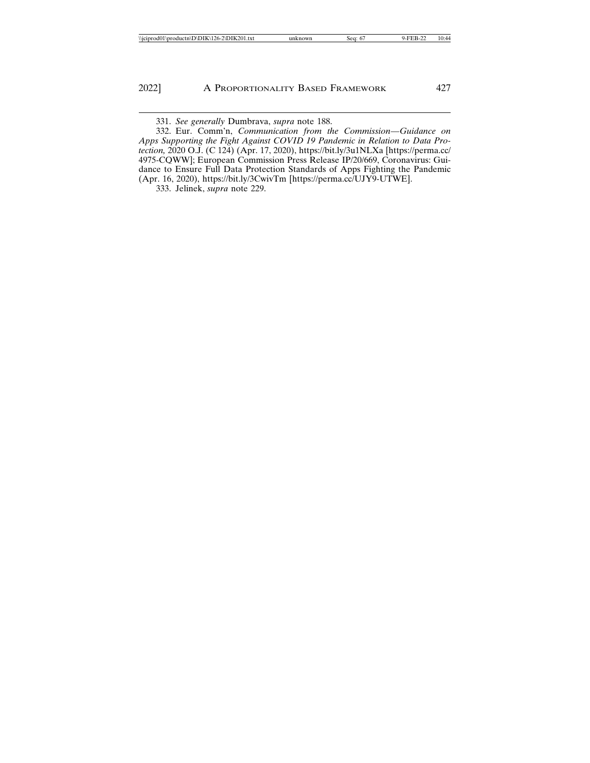331. *See generally* Dumbrava, *supra* note 188.

332. Eur. Comm'n, *Communication from the Commission—Guidance on Apps Supporting the Fight Against COVID 19 Pandemic in Relation to Data Protection,* 2020 O.J. (C 124) (Apr. 17, 2020), https://bit.ly/3u1NLXa [https://perma.cc/4975-CQWW]; European Commission Press Release IP/20/669, Coronavirus: Guidance to Ensure Full Data Protection Standards of Apps Fighting the Pandemic (Apr. 16, 2020), https://bit.ly/3CwivTm [https://perma.cc/UJY9-UTWE].

333. Jelinek, *supra* note 229.